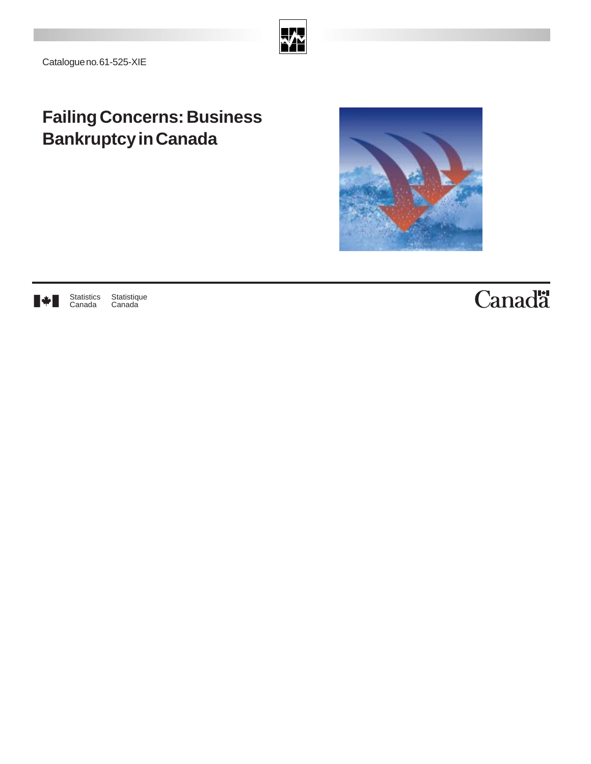Catalogue no. 61-525-XIE

# Failing Concerns: Business Bankruptcy in Canada

Statistics Canada    Statistique Canada

Canada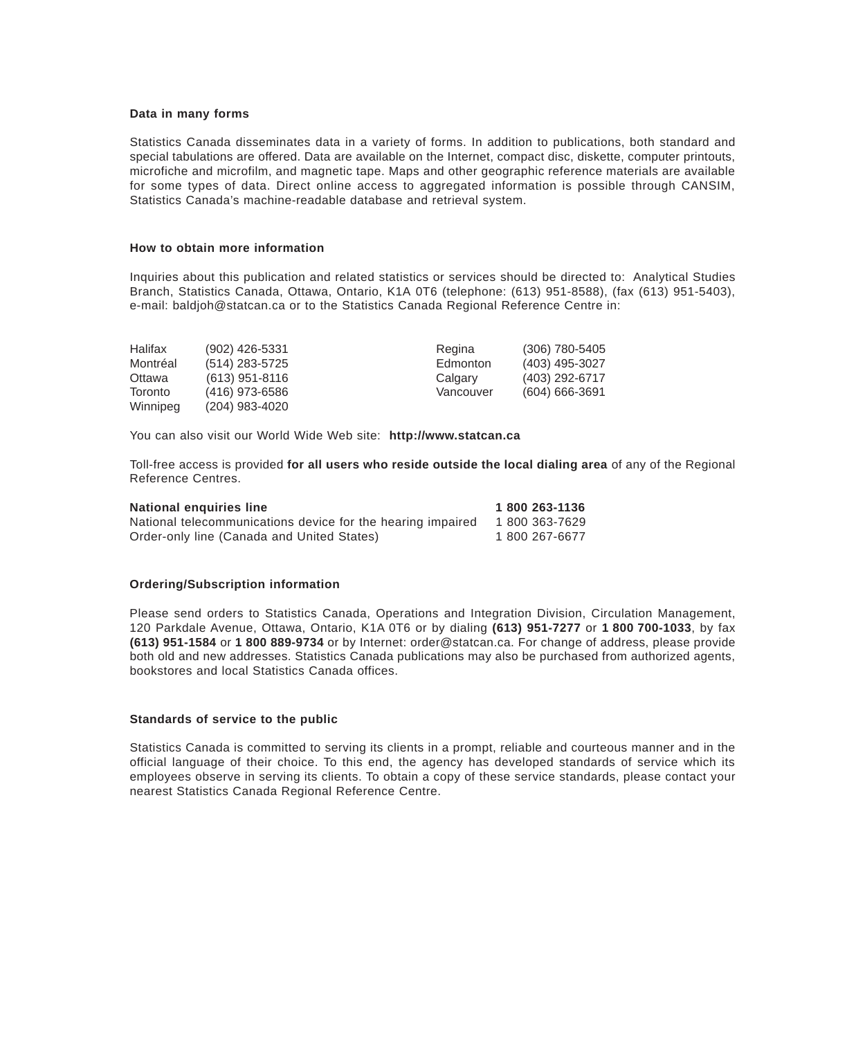### Data in many forms

Statistics Canada disseminates data in a variety of forms. In addition to publications, both standard and special tabulations are offered. Data are available on the Internet, compact disc, diskette, computer printouts, microfiche and microfilm, and magnetic tape. Maps and other geographic reference materials are available for some types of data. Direct online access to aggregated information is possible through CANSIM, Statistics Canada's machine-readable database and retrieval system.

### How to obtain more information

Inquiries about this publication and related statistics or services should be directed to: Analytical Studies Branch, Statistics Canada, Ottawa, Ontario, K1A 0T6 (telephone: (613) 951-8588), (fax (613) 951-5403), e-mail: baldjoh@statcan.ca or to the Statistics Canada Regional Reference Centre in:

| | | | |
|---|---|---|---|
| Halifax | (902) 426-5331 | Regina | (306) 780-5405 |
| Montréal | (514) 283-5725 | Edmonton | (403) 495-3027 |
| Ottawa | (613) 951-8116 | Calgary | (403) 292-6717 |
| Toronto | (416) 973-6586 | Vancouver | (604) 666-3691 |
| Winnipeg | (204) 983-4020 | | |

You can also visit our World Wide Web site: **http://www.statcan.ca**

Toll-free access is provided **for all users who reside outside the local dialing area** of any of the Regional Reference Centres.

| | |
|---|---|
| **National enquiries line** | **1 800 263-1136** |
| National telecommunications device for the hearing impaired | 1 800 363-7629 |
| Order-only line (Canada and United States) | 1 800 267-6677 |

### Ordering/Subscription information

Please send orders to Statistics Canada, Operations and Integration Division, Circulation Management, 120 Parkdale Avenue, Ottawa, Ontario, K1A 0T6 or by dialing **(613) 951-7277** or **1 800 700-1033**, by fax **(613) 951-1584** or **1 800 889-9734** or by Internet: order@statcan.ca. For change of address, please provide both old and new addresses. Statistics Canada publications may also be purchased from authorized agents, bookstores and local Statistics Canada offices.

### Standards of service to the public

Statistics Canada is committed to serving its clients in a prompt, reliable and courteous manner and in the official language of their choice. To this end, the agency has developed standards of service which its employees observe in serving its clients. To obtain a copy of these service standards, please contact your nearest Statistics Canada Regional Reference Centre.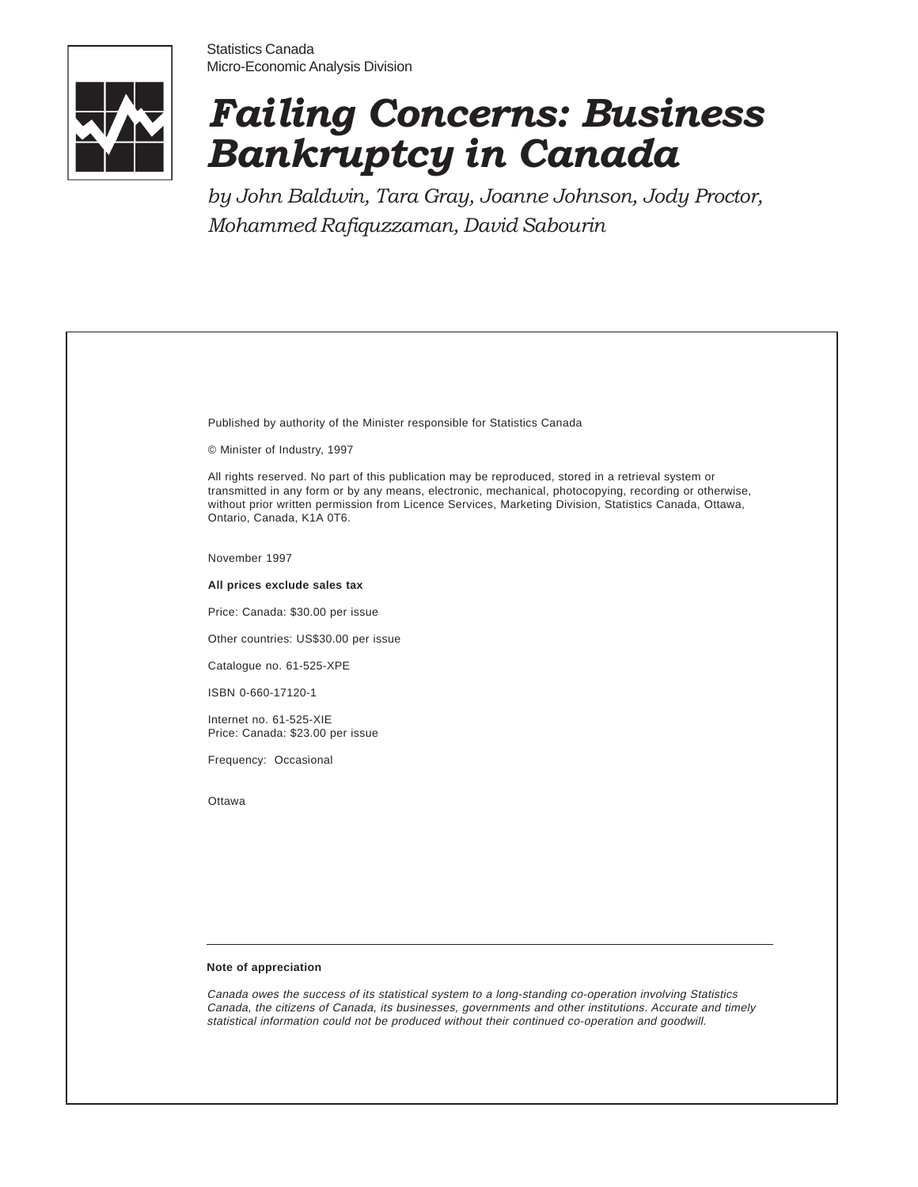Statistics Canada
Micro-Economic Analysis Division

# *Failing Concerns: Business Bankruptcy in Canada*

*by John Baldwin, Tara Gray, Joanne Johnson, Jody Proctor, Mohammed Rafiquzzaman, David Sabourin*

Published by authority of the Minister responsible for Statistics Canada

© Minister of Industry, 1997

All rights reserved. No part of this publication may be reproduced, stored in a retrieval system or transmitted in any form or by any means, electronic, mechanical, photocopying, recording or otherwise, without prior written permission from Licence Services, Marketing Division, Statistics Canada, Ottawa, Ontario, Canada, K1A 0T6.

November 1997

**All prices exclude sales tax**

Price: Canada: $30.00 per issue

Other countries: US$30.00 per issue

Catalogue no. 61-525-XPE

ISBN 0-660-17120-1

Internet no. 61-525-XIE
Price: Canada: $23.00 per issue

Frequency: Occasional

Ottawa

---

**Note of appreciation**

*Canada owes the success of its statistical system to a long-standing co-operation involving Statistics Canada, the citizens of Canada, its businesses, governments and other institutions. Accurate and timely statistical information could not be produced without their continued co-operation and goodwill.*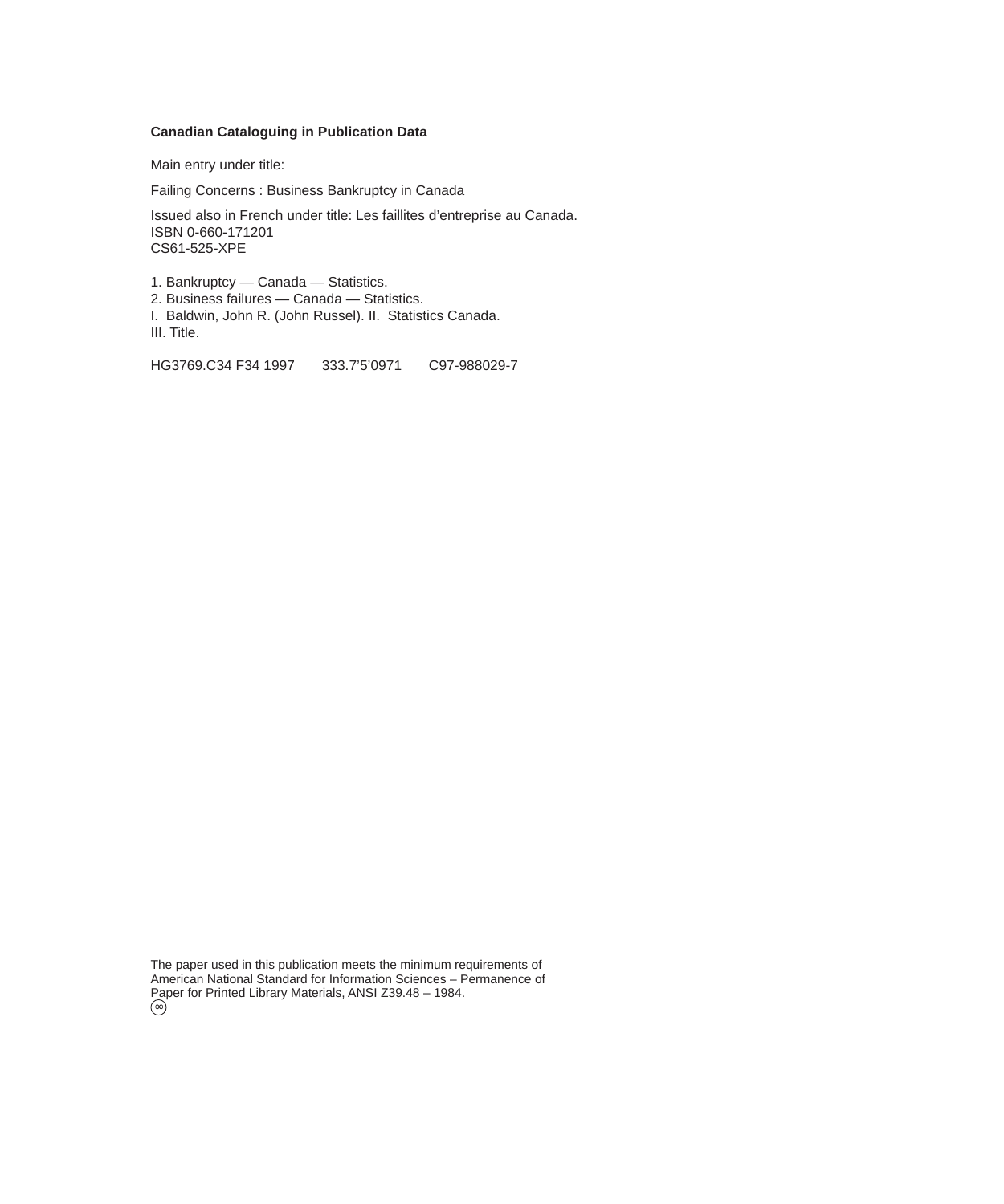**Canadian Cataloguing in Publication Data**

Main entry under title:

Failing Concerns : Business Bankruptcy in Canada

Issued also in French under title: Les faillites d'entreprise au Canada.
ISBN 0-660-171201
CS61-525-XPE

1. Bankruptcy — Canada — Statistics.
2. Business failures — Canada — Statistics.
I. Baldwin, John R. (John Russel). II. Statistics Canada.
III. Title.

HG3769.C34 F34 1997 333.7'5'0971 C97-988029-7

The paper used in this publication meets the minimum requirements of American National Standard for Information Sciences – Permanence of Paper for Printed Library Materials, ANSI Z39.48 – 1984.
∞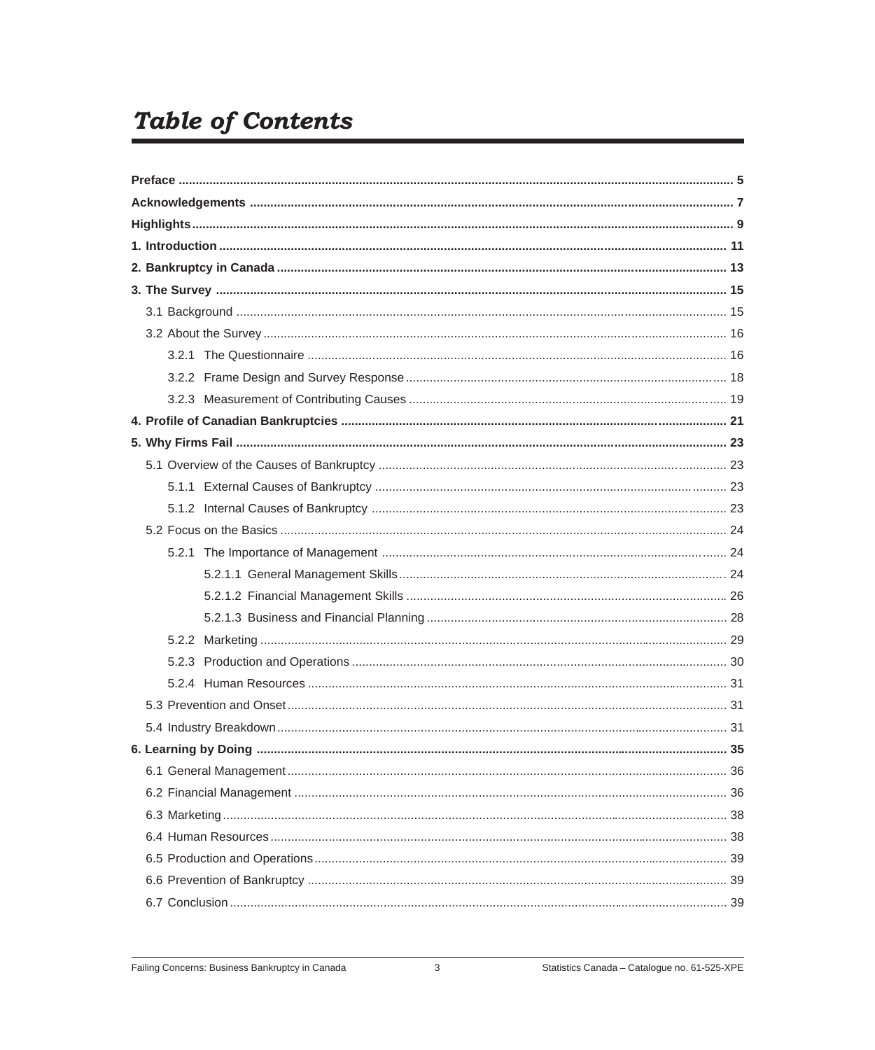# *Table of Contents*

**Preface** .......... 5

**Acknowledgements** .......... 7

**Highlights** .......... 9

**1. Introduction** .......... 11

**2. Bankruptcy in Canada** .......... 13

**3. The Survey** .......... 15

- 3.1 Background .......... 15
- 3.2 About the Survey .......... 16
  - 3.2.1 The Questionnaire .......... 16
  - 3.2.2 Frame Design and Survey Response .......... 18
  - 3.2.3 Measurement of Contributing Causes .......... 19

**4. Profile of Canadian Bankruptcies** .......... 21

**5. Why Firms Fail** .......... 23

- 5.1 Overview of the Causes of Bankruptcy .......... 23
  - 5.1.1 External Causes of Bankruptcy .......... 23
  - 5.1.2 Internal Causes of Bankruptcy .......... 23
- 5.2 Focus on the Basics .......... 24
  - 5.2.1 The Importance of Management .......... 24
    - 5.2.1.1 General Management Skills .......... 24
    - 5.2.1.2 Financial Management Skills .......... 26
    - 5.2.1.3 Business and Financial Planning .......... 28
  - 5.2.2 Marketing .......... 29
  - 5.2.3 Production and Operations .......... 30
  - 5.2.4 Human Resources .......... 31
- 5.3 Prevention and Onset .......... 31
- 5.4 Industry Breakdown .......... 31

**6. Learning by Doing** .......... 35

- 6.1 General Management .......... 36
- 6.2 Financial Management .......... 36
- 6.3 Marketing .......... 38
- 6.4 Human Resources .......... 38
- 6.5 Production and Operations .......... 39
- 6.6 Prevention of Bankruptcy .......... 39
- 6.7 Conclusion .......... 39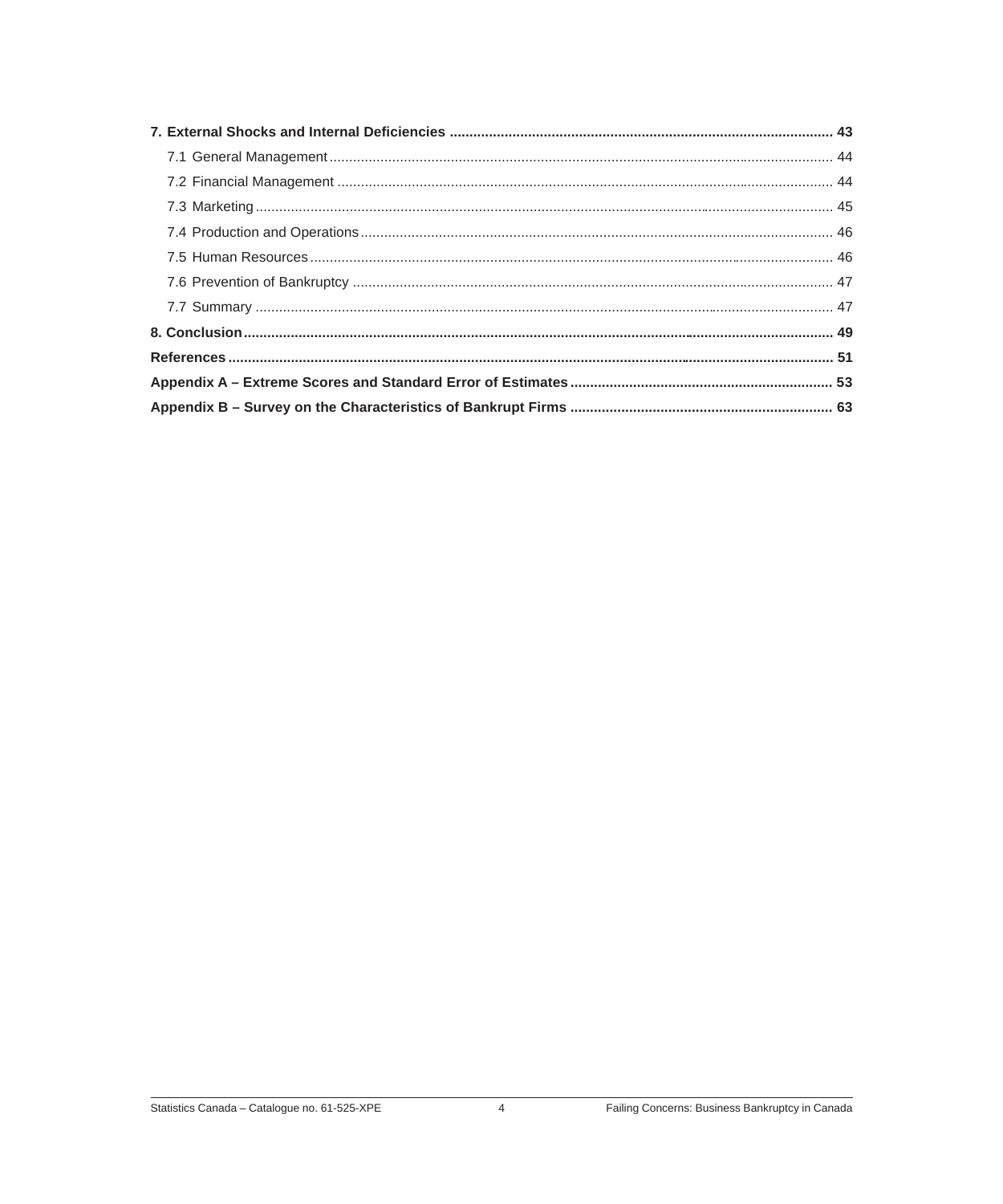**7. External Shocks and Internal Deficiencies** ........ 43

7.1 General Management ........ 44

7.2 Financial Management ........ 44

7.3 Marketing ........ 45

7.4 Production and Operations ........ 46

7.5 Human Resources ........ 46

7.6 Prevention of Bankruptcy ........ 47

7.7 Summary ........ 47

**8. Conclusion** ........ 49

**References** ........ 51

**Appendix A – Extreme Scores and Standard Error of Estimates** ........ 53

**Appendix B – Survey on the Characteristics of Bankrupt Firms** ........ 63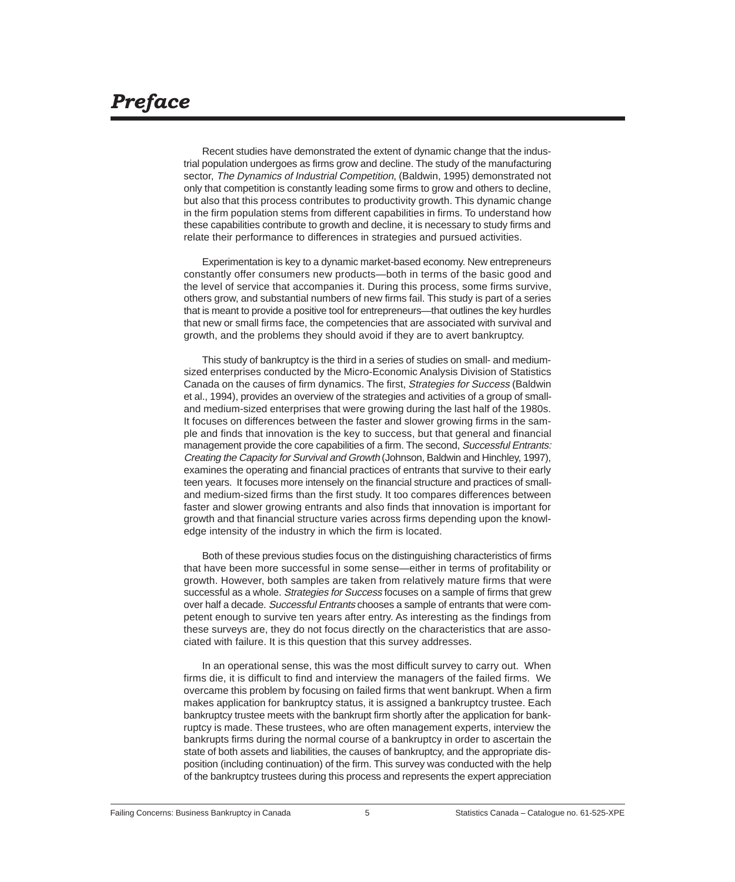# *Preface*

Recent studies have demonstrated the extent of dynamic change that the industrial population undergoes as firms grow and decline. The study of the manufacturing sector, *The Dynamics of Industrial Competition*, (Baldwin, 1995) demonstrated not only that competition is constantly leading some firms to grow and others to decline, but also that this process contributes to productivity growth. This dynamic change in the firm population stems from different capabilities in firms. To understand how these capabilities contribute to growth and decline, it is necessary to study firms and relate their performance to differences in strategies and pursued activities.

Experimentation is key to a dynamic market-based economy. New entrepreneurs constantly offer consumers new products—both in terms of the basic good and the level of service that accompanies it. During this process, some firms survive, others grow, and substantial numbers of new firms fail. This study is part of a series that is meant to provide a positive tool for entrepreneurs—that outlines the key hurdles that new or small firms face, the competencies that are associated with survival and growth, and the problems they should avoid if they are to avert bankruptcy.

This study of bankruptcy is the third in a series of studies on small- and medium-sized enterprises conducted by the Micro-Economic Analysis Division of Statistics Canada on the causes of firm dynamics. The first, *Strategies for Success* (Baldwin et al., 1994), provides an overview of the strategies and activities of a group of small- and medium-sized enterprises that were growing during the last half of the 1980s. It focuses on differences between the faster and slower growing firms in the sample and finds that innovation is the key to success, but that general and financial management provide the core capabilities of a firm. The second, *Successful Entrants: Creating the Capacity for Survival and Growth* (Johnson, Baldwin and Hinchley, 1997), examines the operating and financial practices of entrants that survive to their early teen years. It focuses more intensely on the financial structure and practices of small- and medium-sized firms than the first study. It too compares differences between faster and slower growing entrants and also finds that innovation is important for growth and that financial structure varies across firms depending upon the knowledge intensity of the industry in which the firm is located.

Both of these previous studies focus on the distinguishing characteristics of firms that have been more successful in some sense—either in terms of profitability or growth. However, both samples are taken from relatively mature firms that were successful as a whole. *Strategies for Success* focuses on a sample of firms that grew over half a decade. *Successful Entrants* chooses a sample of entrants that were competent enough to survive ten years after entry. As interesting as the findings from these surveys are, they do not focus directly on the characteristics that are associated with failure. It is this question that this survey addresses.

In an operational sense, this was the most difficult survey to carry out. When firms die, it is difficult to find and interview the managers of the failed firms. We overcame this problem by focusing on failed firms that went bankrupt. When a firm makes application for bankruptcy status, it is assigned a bankruptcy trustee. Each bankruptcy trustee meets with the bankrupt firm shortly after the application for bankruptcy is made. These trustees, who are often management experts, interview the bankrupts firms during the normal course of a bankruptcy in order to ascertain the state of both assets and liabilities, the causes of bankruptcy, and the appropriate disposition (including continuation) of the firm. This survey was conducted with the help of the bankruptcy trustees during this process and represents the expert appreciation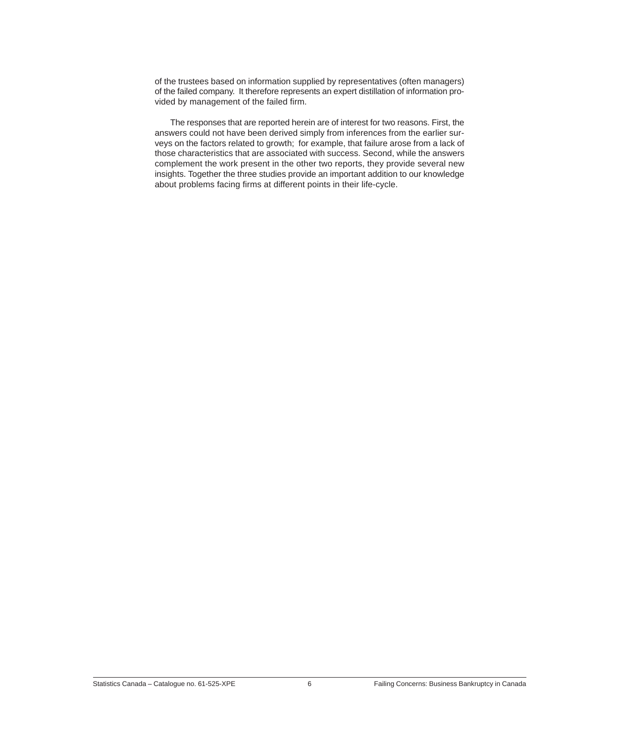of the trustees based on information supplied by representatives (often managers) of the failed company. It therefore represents an expert distillation of information provided by management of the failed firm.

The responses that are reported herein are of interest for two reasons. First, the answers could not have been derived simply from inferences from the earlier surveys on the factors related to growth; for example, that failure arose from a lack of those characteristics that are associated with success. Second, while the answers complement the work present in the other two reports, they provide several new insights. Together the three studies provide an important addition to our knowledge about problems facing firms at different points in their life-cycle.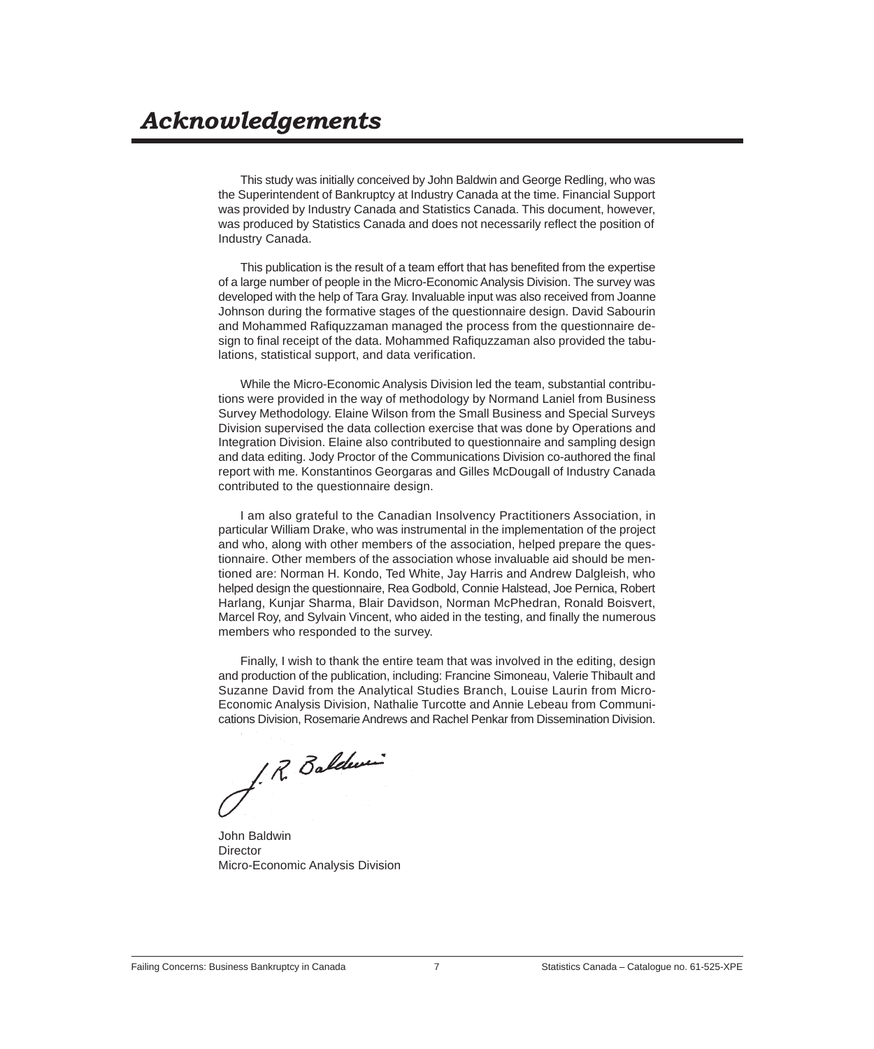# *Acknowledgements*

This study was initially conceived by John Baldwin and George Redling, who was the Superintendent of Bankruptcy at Industry Canada at the time. Financial Support was provided by Industry Canada and Statistics Canada. This document, however, was produced by Statistics Canada and does not necessarily reflect the position of Industry Canada.

This publication is the result of a team effort that has benefited from the expertise of a large number of people in the Micro-Economic Analysis Division. The survey was developed with the help of Tara Gray. Invaluable input was also received from Joanne Johnson during the formative stages of the questionnaire design. David Sabourin and Mohammed Rafiquzzaman managed the process from the questionnaire design to final receipt of the data. Mohammed Rafiquzzaman also provided the tabulations, statistical support, and data verification.

While the Micro-Economic Analysis Division led the team, substantial contributions were provided in the way of methodology by Normand Laniel from Business Survey Methodology. Elaine Wilson from the Small Business and Special Surveys Division supervised the data collection exercise that was done by Operations and Integration Division. Elaine also contributed to questionnaire and sampling design and data editing. Jody Proctor of the Communications Division co-authored the final report with me. Konstantinos Georgaras and Gilles McDougall of Industry Canada contributed to the questionnaire design.

I am also grateful to the Canadian Insolvency Practitioners Association, in particular William Drake, who was instrumental in the implementation of the project and who, along with other members of the association, helped prepare the questionnaire. Other members of the association whose invaluable aid should be mentioned are: Norman H. Kondo, Ted White, Jay Harris and Andrew Dalgleish, who helped design the questionnaire, Rea Godbold, Connie Halstead, Joe Pernica, Robert Harlang, Kunjar Sharma, Blair Davidson, Norman McPhedran, Ronald Boisvert, Marcel Roy, and Sylvain Vincent, who aided in the testing, and finally the numerous members who responded to the survey.

Finally, I wish to thank the entire team that was involved in the editing, design and production of the publication, including: Francine Simoneau, Valerie Thibault and Suzanne David from the Analytical Studies Branch, Louise Laurin from Micro-Economic Analysis Division, Nathalie Turcotte and Annie Lebeau from Communications Division, Rosemarie Andrews and Rachel Penkar from Dissemination Division.

J. R. Baldwin

John Baldwin
Director
Micro-Economic Analysis Division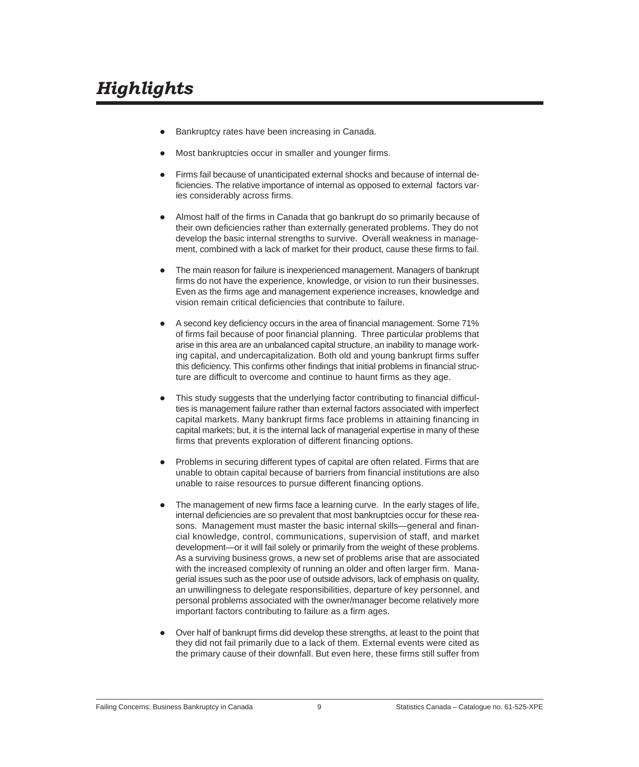# *Highlights*

- Bankruptcy rates have been increasing in Canada.
- Most bankruptcies occur in smaller and younger firms.
- Firms fail because of unanticipated external shocks and because of internal deficiencies. The relative importance of internal as opposed to external factors varies considerably across firms.
- Almost half of the firms in Canada that go bankrupt do so primarily because of their own deficiencies rather than externally generated problems. They do not develop the basic internal strengths to survive. Overall weakness in management, combined with a lack of market for their product, cause these firms to fail.
- The main reason for failure is inexperienced management. Managers of bankrupt firms do not have the experience, knowledge, or vision to run their businesses. Even as the firms age and management experience increases, knowledge and vision remain critical deficiencies that contribute to failure.
- A second key deficiency occurs in the area of financial management. Some 71% of firms fail because of poor financial planning. Three particular problems that arise in this area are an unbalanced capital structure, an inability to manage working capital, and undercapitalization. Both old and young bankrupt firms suffer this deficiency. This confirms other findings that initial problems in financial structure are difficult to overcome and continue to haunt firms as they age.
- This study suggests that the underlying factor contributing to financial difficulties is management failure rather than external factors associated with imperfect capital markets. Many bankrupt firms face problems in attaining financing in capital markets; but, it is the internal lack of managerial expertise in many of these firms that prevents exploration of different financing options.
- Problems in securing different types of capital are often related. Firms that are unable to obtain capital because of barriers from financial institutions are also unable to raise resources to pursue different financing options.
- The management of new firms face a learning curve. In the early stages of life, internal deficiencies are so prevalent that most bankruptcies occur for these reasons. Management must master the basic internal skills—general and financial knowledge, control, communications, supervision of staff, and market development—or it will fail solely or primarily from the weight of these problems. As a surviving business grows, a new set of problems arise that are associated with the increased complexity of running an older and often larger firm. Managerial issues such as the poor use of outside advisors, lack of emphasis on quality, an unwillingness to delegate responsibilities, departure of key personnel, and personal problems associated with the owner/manager become relatively more important factors contributing to failure as a firm ages.
- Over half of bankrupt firms did develop these strengths, at least to the point that they did not fail primarily due to a lack of them. External events were cited as the primary cause of their downfall. But even here, these firms still suffer from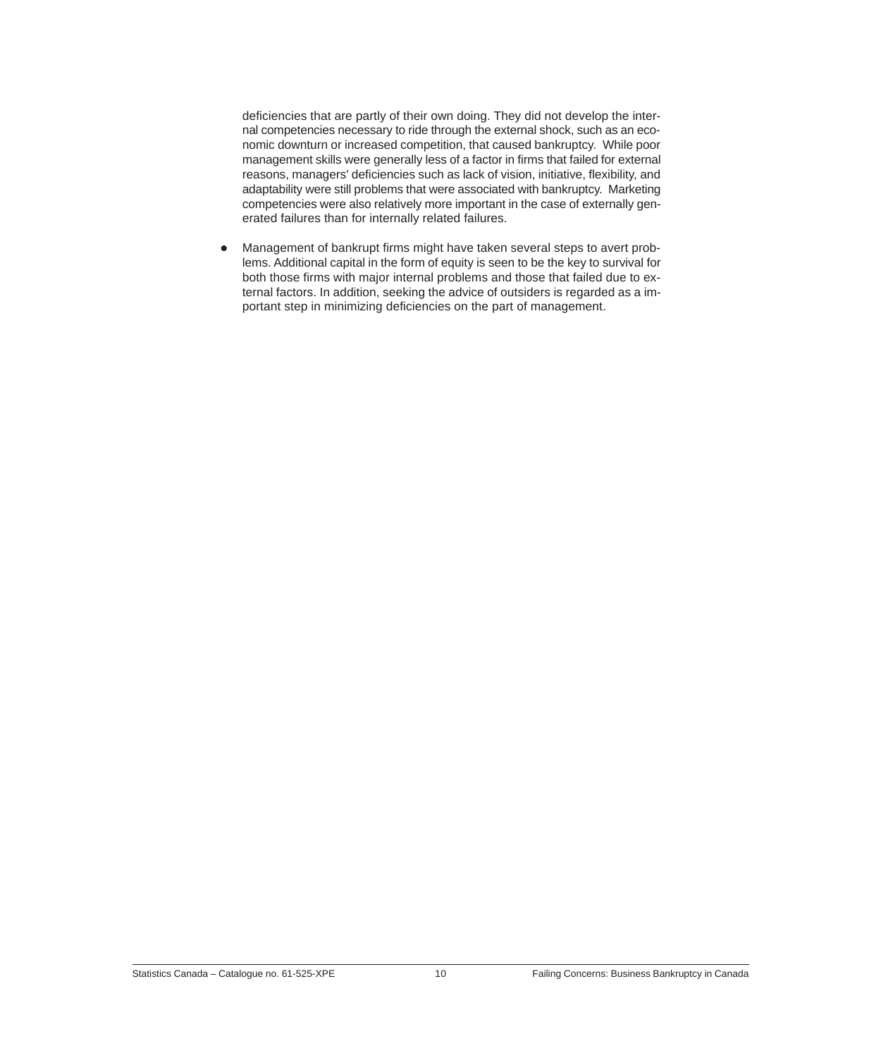deficiencies that are partly of their own doing. They did not develop the internal competencies necessary to ride through the external shock, such as an economic downturn or increased competition, that caused bankruptcy. While poor management skills were generally less of a factor in firms that failed for external reasons, managers' deficiencies such as lack of vision, initiative, flexibility, and adaptability were still problems that were associated with bankruptcy. Marketing competencies were also relatively more important in the case of externally generated failures than for internally related failures.

- Management of bankrupt firms might have taken several steps to avert problems. Additional capital in the form of equity is seen to be the key to survival for both those firms with major internal problems and those that failed due to external factors. In addition, seeking the advice of outsiders is regarded as a important step in minimizing deficiencies on the part of management.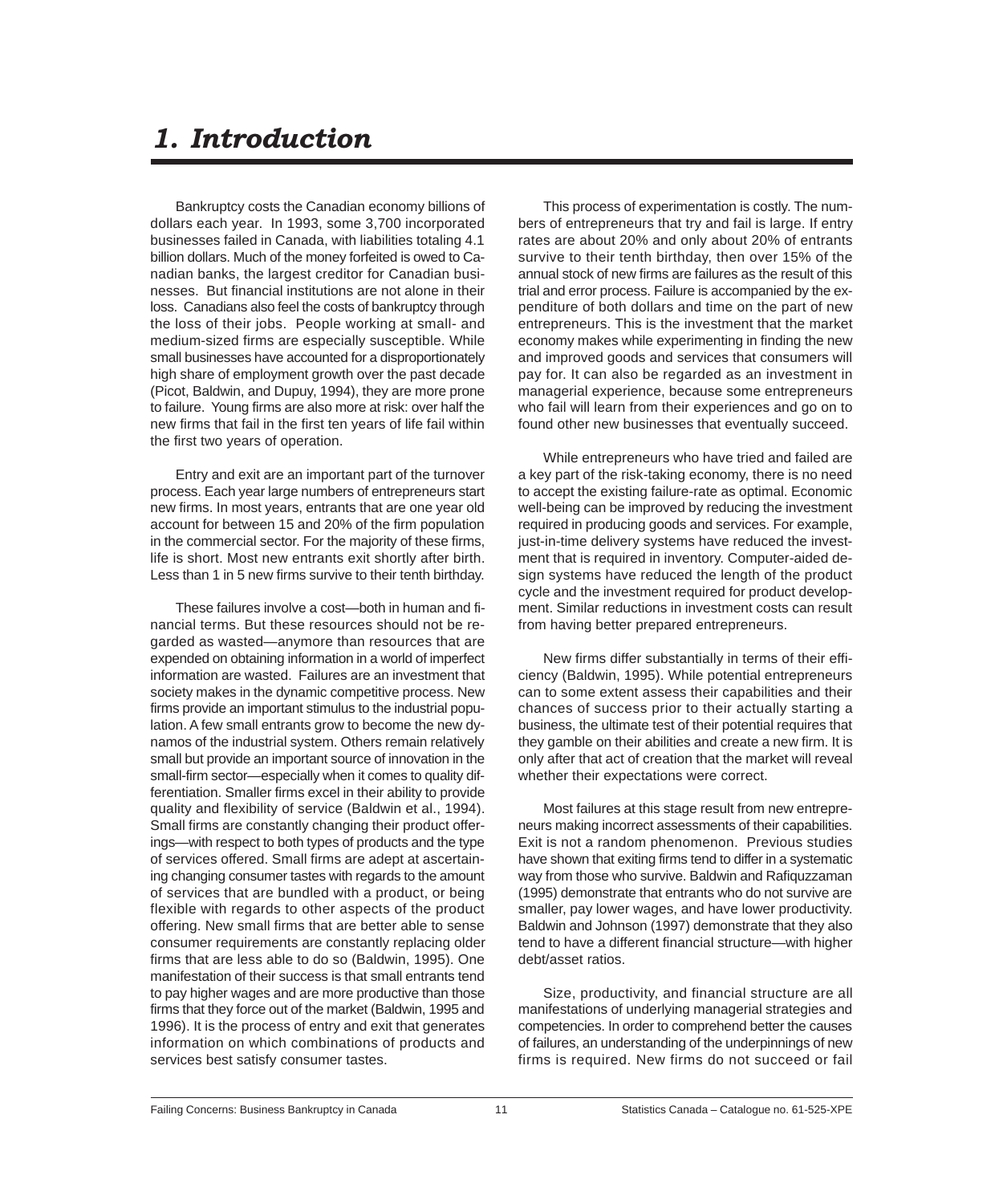# *1. Introduction*

Bankruptcy costs the Canadian economy billions of dollars each year. In 1993, some 3,700 incorporated businesses failed in Canada, with liabilities totaling 4.1 billion dollars. Much of the money forfeited is owed to Canadian banks, the largest creditor for Canadian businesses. But financial institutions are not alone in their loss. Canadians also feel the costs of bankruptcy through the loss of their jobs. People working at small- and medium-sized firms are especially susceptible. While small businesses have accounted for a disproportionately high share of employment growth over the past decade (Picot, Baldwin, and Dupuy, 1994), they are more prone to failure. Young firms are also more at risk: over half the new firms that fail in the first ten years of life fail within the first two years of operation.

Entry and exit are an important part of the turnover process. Each year large numbers of entrepreneurs start new firms. In most years, entrants that are one year old account for between 15 and 20% of the firm population in the commercial sector. For the majority of these firms, life is short. Most new entrants exit shortly after birth. Less than 1 in 5 new firms survive to their tenth birthday.

These failures involve a cost—both in human and financial terms. But these resources should not be regarded as wasted—anymore than resources that are expended on obtaining information in a world of imperfect information are wasted. Failures are an investment that society makes in the dynamic competitive process. New firms provide an important stimulus to the industrial population. A few small entrants grow to become the new dynamos of the industrial system. Others remain relatively small but provide an important source of innovation in the small-firm sector—especially when it comes to quality differentiation. Smaller firms excel in their ability to provide quality and flexibility of service (Baldwin et al., 1994). Small firms are constantly changing their product offerings—with respect to both types of products and the type of services offered. Small firms are adept at ascertaining changing consumer tastes with regards to the amount of services that are bundled with a product, or being flexible with regards to other aspects of the product offering. New small firms that are better able to sense consumer requirements are constantly replacing older firms that are less able to do so (Baldwin, 1995). One manifestation of their success is that small entrants tend to pay higher wages and are more productive than those firms that they force out of the market (Baldwin, 1995 and 1996). It is the process of entry and exit that generates information on which combinations of products and services best satisfy consumer tastes.

This process of experimentation is costly. The numbers of entrepreneurs that try and fail is large. If entry rates are about 20% and only about 20% of entrants survive to their tenth birthday, then over 15% of the annual stock of new firms are failures as the result of this trial and error process. Failure is accompanied by the expenditure of both dollars and time on the part of new entrepreneurs. This is the investment that the market economy makes while experimenting in finding the new and improved goods and services that consumers will pay for. It can also be regarded as an investment in managerial experience, because some entrepreneurs who fail will learn from their experiences and go on to found other new businesses that eventually succeed.

While entrepreneurs who have tried and failed are a key part of the risk-taking economy, there is no need to accept the existing failure-rate as optimal. Economic well-being can be improved by reducing the investment required in producing goods and services. For example, just-in-time delivery systems have reduced the investment that is required in inventory. Computer-aided design systems have reduced the length of the product cycle and the investment required for product development. Similar reductions in investment costs can result from having better prepared entrepreneurs.

New firms differ substantially in terms of their efficiency (Baldwin, 1995). While potential entrepreneurs can to some extent assess their capabilities and their chances of success prior to their actually starting a business, the ultimate test of their potential requires that they gamble on their abilities and create a new firm. It is only after that act of creation that the market will reveal whether their expectations were correct.

Most failures at this stage result from new entrepreneurs making incorrect assessments of their capabilities. Exit is not a random phenomenon. Previous studies have shown that exiting firms tend to differ in a systematic way from those who survive. Baldwin and Rafiquzzaman (1995) demonstrate that entrants who do not survive are smaller, pay lower wages, and have lower productivity. Baldwin and Johnson (1997) demonstrate that they also tend to have a different financial structure—with higher debt/asset ratios.

Size, productivity, and financial structure are all manifestations of underlying managerial strategies and competencies. In order to comprehend better the causes of failures, an understanding of the underpinnings of new firms is required. New firms do not succeed or fail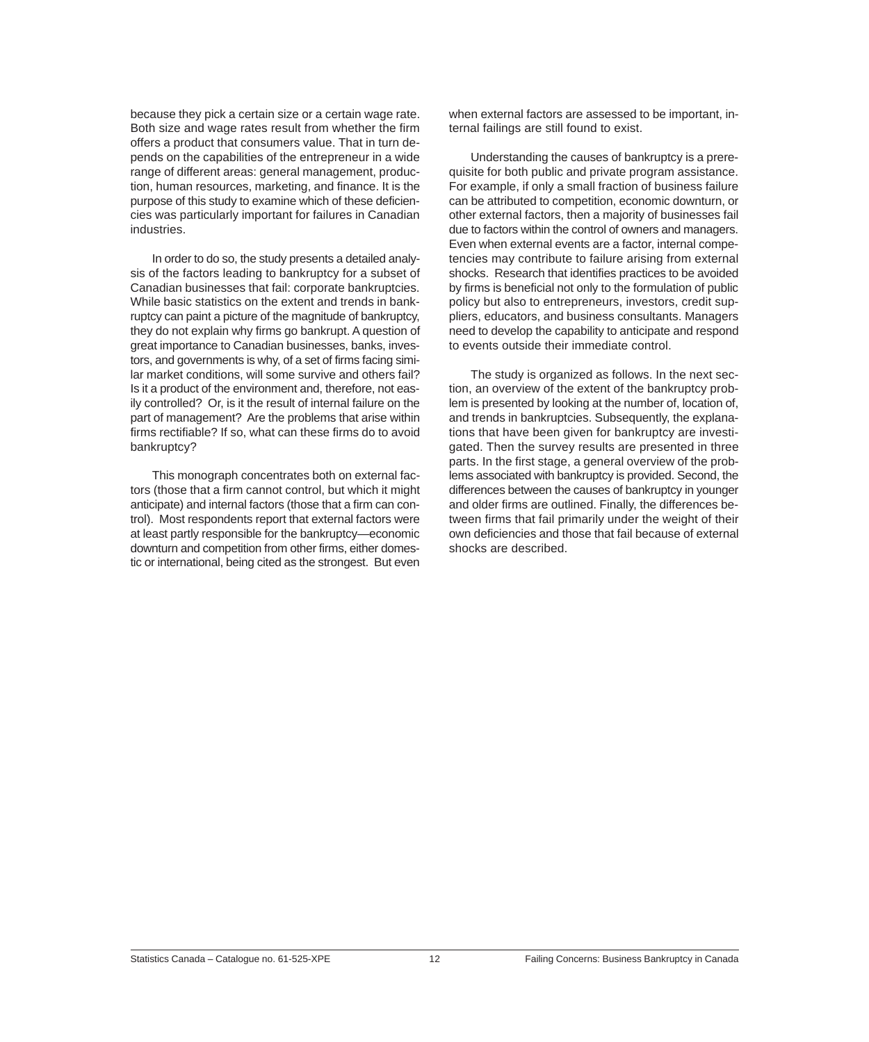because they pick a certain size or a certain wage rate. Both size and wage rates result from whether the firm offers a product that consumers value. That in turn depends on the capabilities of the entrepreneur in a wide range of different areas: general management, production, human resources, marketing, and finance. It is the purpose of this study to examine which of these deficiencies was particularly important for failures in Canadian industries.

In order to do so, the study presents a detailed analysis of the factors leading to bankruptcy for a subset of Canadian businesses that fail: corporate bankruptcies. While basic statistics on the extent and trends in bankruptcy can paint a picture of the magnitude of bankruptcy, they do not explain why firms go bankrupt. A question of great importance to Canadian businesses, banks, investors, and governments is why, of a set of firms facing similar market conditions, will some survive and others fail? Is it a product of the environment and, therefore, not easily controlled? Or, is it the result of internal failure on the part of management? Are the problems that arise within firms rectifiable? If so, what can these firms do to avoid bankruptcy?

This monograph concentrates both on external factors (those that a firm cannot control, but which it might anticipate) and internal factors (those that a firm can control). Most respondents report that external factors were at least partly responsible for the bankruptcy—economic downturn and competition from other firms, either domestic or international, being cited as the strongest. But even when external factors are assessed to be important, internal failings are still found to exist.

Understanding the causes of bankruptcy is a prerequisite for both public and private program assistance. For example, if only a small fraction of business failure can be attributed to competition, economic downturn, or other external factors, then a majority of businesses fail due to factors within the control of owners and managers. Even when external events are a factor, internal competencies may contribute to failure arising from external shocks. Research that identifies practices to be avoided by firms is beneficial not only to the formulation of public policy but also to entrepreneurs, investors, credit suppliers, educators, and business consultants. Managers need to develop the capability to anticipate and respond to events outside their immediate control.

The study is organized as follows. In the next section, an overview of the extent of the bankruptcy problem is presented by looking at the number of, location of, and trends in bankruptcies. Subsequently, the explanations that have been given for bankruptcy are investigated. Then the survey results are presented in three parts. In the first stage, a general overview of the problems associated with bankruptcy is provided. Second, the differences between the causes of bankruptcy in younger and older firms are outlined. Finally, the differences between firms that fail primarily under the weight of their own deficiencies and those that fail because of external shocks are described.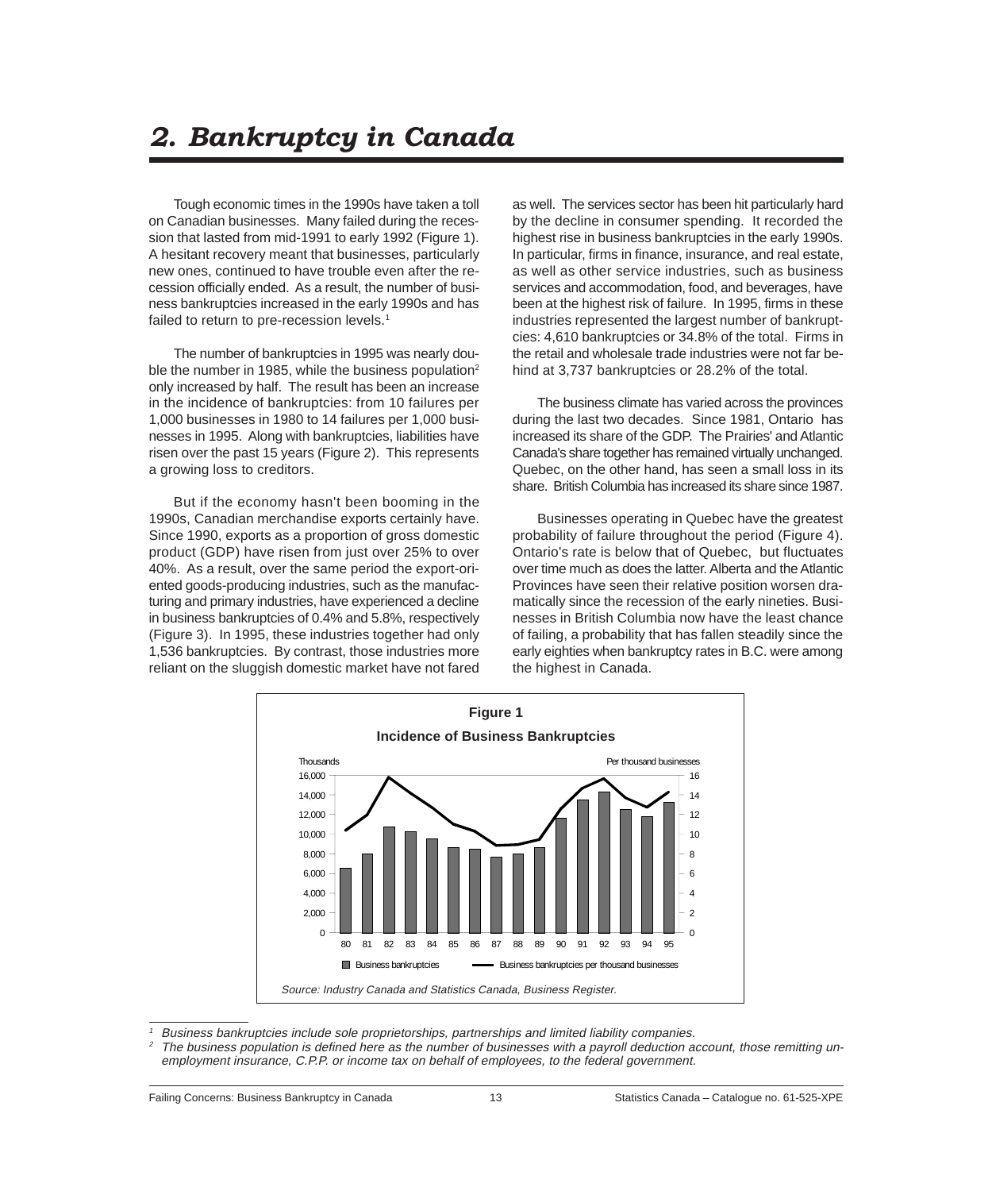# 2. Bankruptcy in Canada

Tough economic times in the 1990s have taken a toll on Canadian businesses. Many failed during the recession that lasted from mid-1991 to early 1992 (Figure 1). A hesitant recovery meant that businesses, particularly new ones, continued to have trouble even after the recession officially ended. As a result, the number of business bankruptcies increased in the early 1990s and has failed to return to pre-recession levels.[1]

The number of bankruptcies in 1995 was nearly double the number in 1985, while the business population[2] only increased by half. The result has been an increase in the incidence of bankruptcies: from 10 failures per 1,000 businesses in 1980 to 14 failures per 1,000 businesses in 1995. Along with bankruptcies, liabilities have risen over the past 15 years (Figure 2). This represents a growing loss to creditors.

But if the economy hasn't been booming in the 1990s, Canadian merchandise exports certainly have. Since 1990, exports as a proportion of gross domestic product (GDP) have risen from just over 25% to over 40%. As a result, over the same period the export-oriented goods-producing industries, such as the manufacturing and primary industries, have experienced a decline in business bankruptcies of 0.4% and 5.8%, respectively (Figure 3). In 1995, these industries together had only 1,536 bankruptcies. By contrast, those industries more reliant on the sluggish domestic market have not fared as well. The services sector has been hit particularly hard by the decline in consumer spending. It recorded the highest rise in business bankruptcies in the early 1990s. In particular, firms in finance, insurance, and real estate, as well as other service industries, such as business services and accommodation, food, and beverages, have been at the highest risk of failure. In 1995, firms in these industries represented the largest number of bankruptcies: 4,610 bankruptcies or 34.8% of the total. Firms in the retail and wholesale trade industries were not far behind at 3,737 bankruptcies or 28.2% of the total.

The business climate has varied across the provinces during the last two decades. Since 1981, Ontario has increased its share of the GDP. The Prairies' and Atlantic Canada's share together has remained virtually unchanged. Quebec, on the other hand, has seen a small loss in its share. British Columbia has increased its share since 1987.

Businesses operating in Quebec have the greatest probability of failure throughout the period (Figure 4). Ontario's rate is below that of Quebec, but fluctuates over time much as does the latter. Alberta and the Atlantic Provinces have seen their relative position worsen dramatically since the recession of the early nineties. Businesses in British Columbia now have the least chance of failing, a probability that has fallen steadily since the early eighties when bankruptcy rates in B.C. were among the highest in Canada.

**Figure 1**

**Incidence of Business Bankruptcies**

*Source: Industry Canada and Statistics Canada, Business Register.*

---

[1] *Business bankruptcies include sole proprietorships, partnerships and limited liability companies.*

[2] *The business population is defined here as the number of businesses with a payroll deduction account, those remitting unemployment insurance, C.P.P. or income tax on behalf of employees, to the federal government.*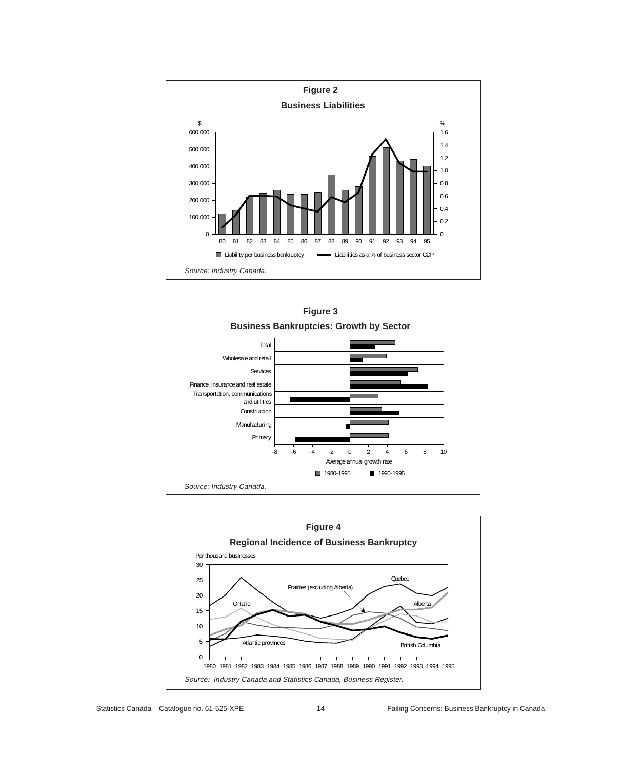**Figure 2**

**Business Liabilities**

*Source: Industry Canada.*

**Figure 3**

**Business Bankruptcies: Growth by Sector**

*Source: Industry Canada.*

**Figure 4**

**Regional Incidence of Business Bankruptcy**

*Source: Industry Canada and Statistics Canada, Business Register.*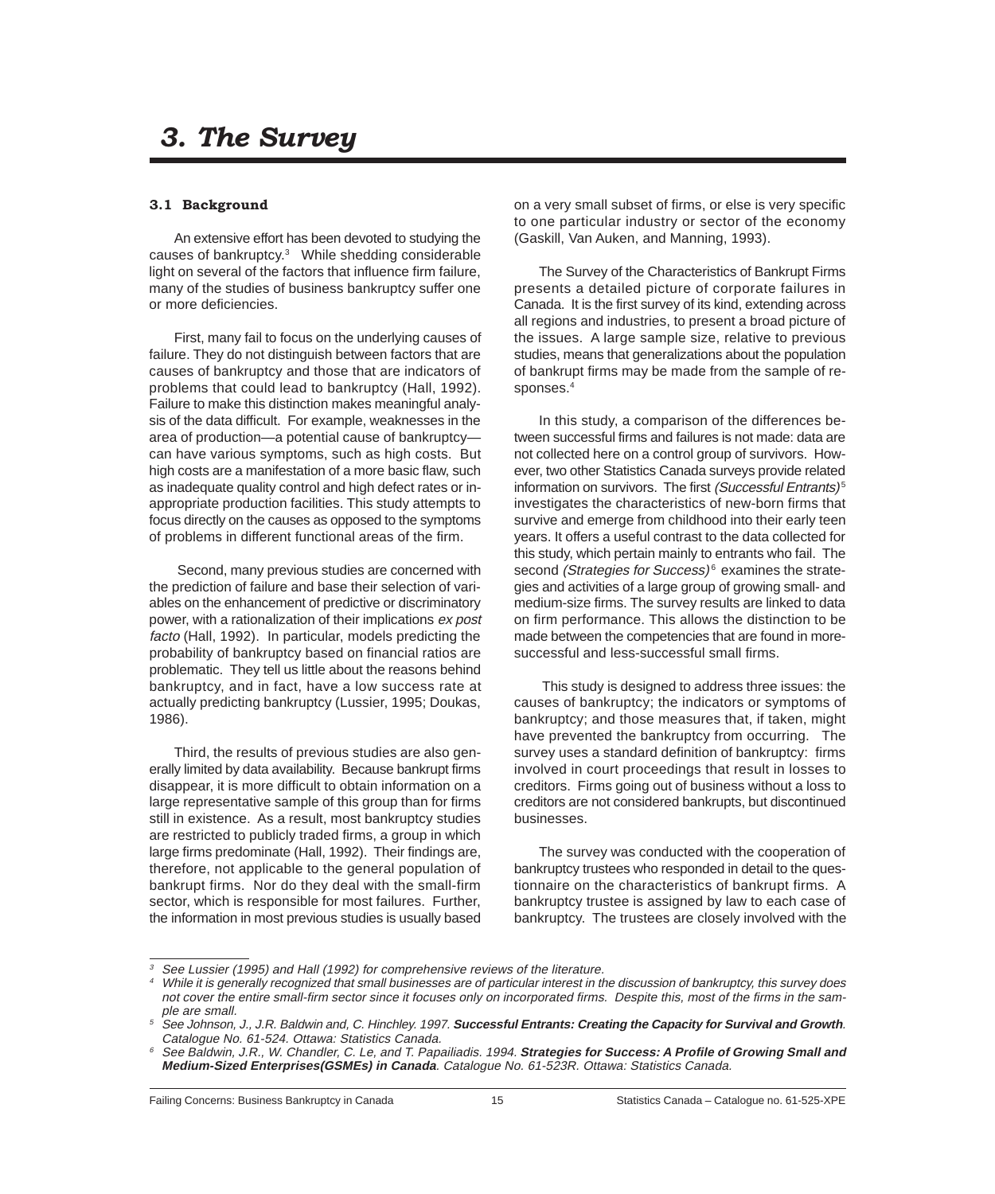# 3. The Survey

### 3.1 Background

An extensive effort has been devoted to studying the causes of bankruptcy.[3] While shedding considerable light on several of the factors that influence firm failure, many of the studies of business bankruptcy suffer one or more deficiencies.

First, many fail to focus on the underlying causes of failure. They do not distinguish between factors that are causes of bankruptcy and those that are indicators of problems that could lead to bankruptcy (Hall, 1992). Failure to make this distinction makes meaningful analysis of the data difficult. For example, weaknesses in the area of production—a potential cause of bankruptcy—can have various symptoms, such as high costs. But high costs are a manifestation of a more basic flaw, such as inadequate quality control and high defect rates or inappropriate production facilities. This study attempts to focus directly on the causes as opposed to the symptoms of problems in different functional areas of the firm.

Second, many previous studies are concerned with the prediction of failure and base their selection of variables on the enhancement of predictive or discriminatory power, with a rationalization of their implications *ex post facto* (Hall, 1992). In particular, models predicting the probability of bankruptcy based on financial ratios are problematic. They tell us little about the reasons behind bankruptcy, and in fact, have a low success rate at actually predicting bankruptcy (Lussier, 1995; Doukas, 1986).

Third, the results of previous studies are also generally limited by data availability. Because bankrupt firms disappear, it is more difficult to obtain information on a large representative sample of this group than for firms still in existence. As a result, most bankruptcy studies are restricted to publicly traded firms, a group in which large firms predominate (Hall, 1992). Their findings are, therefore, not applicable to the general population of bankrupt firms. Nor do they deal with the small-firm sector, which is responsible for most failures. Further, the information in most previous studies is usually based on a very small subset of firms, or else is very specific to one particular industry or sector of the economy (Gaskill, Van Auken, and Manning, 1993).

The Survey of the Characteristics of Bankrupt Firms presents a detailed picture of corporate failures in Canada. It is the first survey of its kind, extending across all regions and industries, to present a broad picture of the issues. A large sample size, relative to previous studies, means that generalizations about the population of bankrupt firms may be made from the sample of responses.[4]

In this study, a comparison of the differences between successful firms and failures is not made: data are not collected here on a control group of survivors. However, two other Statistics Canada surveys provide related information on survivors. The first *(Successful Entrants)*[5] investigates the characteristics of new-born firms that survive and emerge from childhood into their early teen years. It offers a useful contrast to the data collected for this study, which pertain mainly to entrants who fail. The second *(Strategies for Success)*[6] examines the strategies and activities of a large group of growing small- and medium-size firms. The survey results are linked to data on firm performance. This allows the distinction to be made between the competencies that are found in more-successful and less-successful small firms.

This study is designed to address three issues: the causes of bankruptcy; the indicators or symptoms of bankruptcy; and those measures that, if taken, might have prevented the bankruptcy from occurring. The survey uses a standard definition of bankruptcy: firms involved in court proceedings that result in losses to creditors. Firms going out of business without a loss to creditors are not considered bankrupts, but discontinued businesses.

The survey was conducted with the cooperation of bankruptcy trustees who responded in detail to the questionnaire on the characteristics of bankrupt firms. A bankruptcy trustee is assigned by law to each case of bankruptcy. The trustees are closely involved with the

---

[3] *See Lussier (1995) and Hall (1992) for comprehensive reviews of the literature.*

[4] *While it is generally recognized that small businesses are of particular interest in the discussion of bankruptcy, this survey does not cover the entire small-firm sector since it focuses only on incorporated firms. Despite this, most of the firms in the sample are small.*

[5] *See Johnson, J., J.R. Baldwin and, C. Hinchley. 1997.* ***Successful Entrants: Creating the Capacity for Survival and Growth****. Catalogue No. 61-524. Ottawa: Statistics Canada.*

[6] *See Baldwin, J.R., W. Chandler, C. Le, and T. Papailiadis. 1994.* ***Strategies for Success: A Profile of Growing Small and Medium-Sized Enterprises(GSMEs) in Canada****. Catalogue No. 61-523R. Ottawa: Statistics Canada.*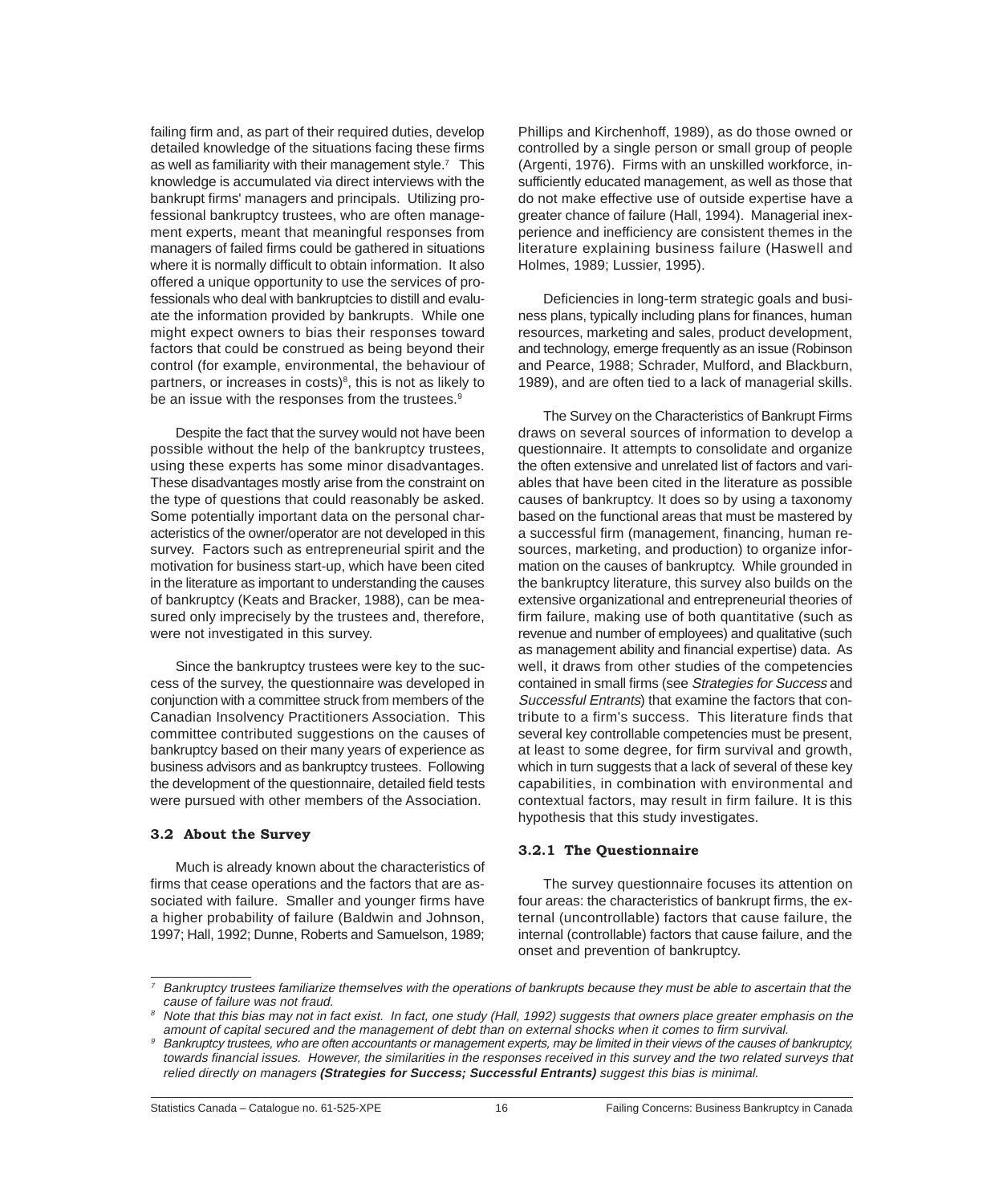failing firm and, as part of their required duties, develop detailed knowledge of the situations facing these firms as well as familiarity with their management style.[7] This knowledge is accumulated via direct interviews with the bankrupt firms' managers and principals. Utilizing professional bankruptcy trustees, who are often management experts, meant that meaningful responses from managers of failed firms could be gathered in situations where it is normally difficult to obtain information. It also offered a unique opportunity to use the services of professionals who deal with bankruptcies to distill and evaluate the information provided by bankrupts. While one might expect owners to bias their responses toward factors that could be construed as being beyond their control (for example, environmental, the behaviour of partners, or increases in costs)[8], this is not as likely to be an issue with the responses from the trustees.[9]

Despite the fact that the survey would not have been possible without the help of the bankruptcy trustees, using these experts has some minor disadvantages. These disadvantages mostly arise from the constraint on the type of questions that could reasonably be asked. Some potentially important data on the personal characteristics of the owner/operator are not developed in this survey. Factors such as entrepreneurial spirit and the motivation for business start-up, which have been cited in the literature as important to understanding the causes of bankruptcy (Keats and Bracker, 1988), can be measured only imprecisely by the trustees and, therefore, were not investigated in this survey.

Since the bankruptcy trustees were key to the success of the survey, the questionnaire was developed in conjunction with a committee struck from members of the Canadian Insolvency Practitioners Association. This committee contributed suggestions on the causes of bankruptcy based on their many years of experience as business advisors and as bankruptcy trustees. Following the development of the questionnaire, detailed field tests were pursued with other members of the Association.

### 3.2 About the Survey

Much is already known about the characteristics of firms that cease operations and the factors that are associated with failure. Smaller and younger firms have a higher probability of failure (Baldwin and Johnson, 1997; Hall, 1992; Dunne, Roberts and Samuelson, 1989; Phillips and Kirchenhoff, 1989), as do those owned or controlled by a single person or small group of people (Argenti, 1976). Firms with an unskilled workforce, insufficiently educated management, as well as those that do not make effective use of outside expertise have a greater chance of failure (Hall, 1994). Managerial inexperience and inefficiency are consistent themes in the literature explaining business failure (Haswell and Holmes, 1989; Lussier, 1995).

Deficiencies in long-term strategic goals and business plans, typically including plans for finances, human resources, marketing and sales, product development, and technology, emerge frequently as an issue (Robinson and Pearce, 1988; Schrader, Mulford, and Blackburn, 1989), and are often tied to a lack of managerial skills.

The Survey on the Characteristics of Bankrupt Firms draws on several sources of information to develop a questionnaire. It attempts to consolidate and organize the often extensive and unrelated list of factors and variables that have been cited in the literature as possible causes of bankruptcy. It does so by using a taxonomy based on the functional areas that must be mastered by a successful firm (management, financing, human resources, marketing, and production) to organize information on the causes of bankruptcy. While grounded in the bankruptcy literature, this survey also builds on the extensive organizational and entrepreneurial theories of firm failure, making use of both quantitative (such as revenue and number of employees) and qualitative (such as management ability and financial expertise) data. As well, it draws from other studies of the competencies contained in small firms (see *Strategies for Success* and *Successful Entrants*) that examine the factors that contribute to a firm's success. This literature finds that several key controllable competencies must be present, at least to some degree, for firm survival and growth, which in turn suggests that a lack of several of these key capabilities, in combination with environmental and contextual factors, may result in firm failure. It is this hypothesis that this study investigates.

#### 3.2.1 The Questionnaire

The survey questionnaire focuses its attention on four areas: the characteristics of bankrupt firms, the external (uncontrollable) factors that cause failure, the internal (controllable) factors that cause failure, and the onset and prevention of bankruptcy.

---

[7] *Bankruptcy trustees familiarize themselves with the operations of bankrupts because they must be able to ascertain that the cause of failure was not fraud.*

[8] *Note that this bias may not in fact exist. In fact, one study (Hall, 1992) suggests that owners place greater emphasis on the amount of capital secured and the management of debt than on external shocks when it comes to firm survival.*

[9] *Bankruptcy trustees, who are often accountants or management experts, may be limited in their views of the causes of bankruptcy, towards financial issues. However, the similarities in the responses received in this survey and the two related surveys that relied directly on managers **(Strategies for Success; Successful Entrants)** suggest this bias is minimal.*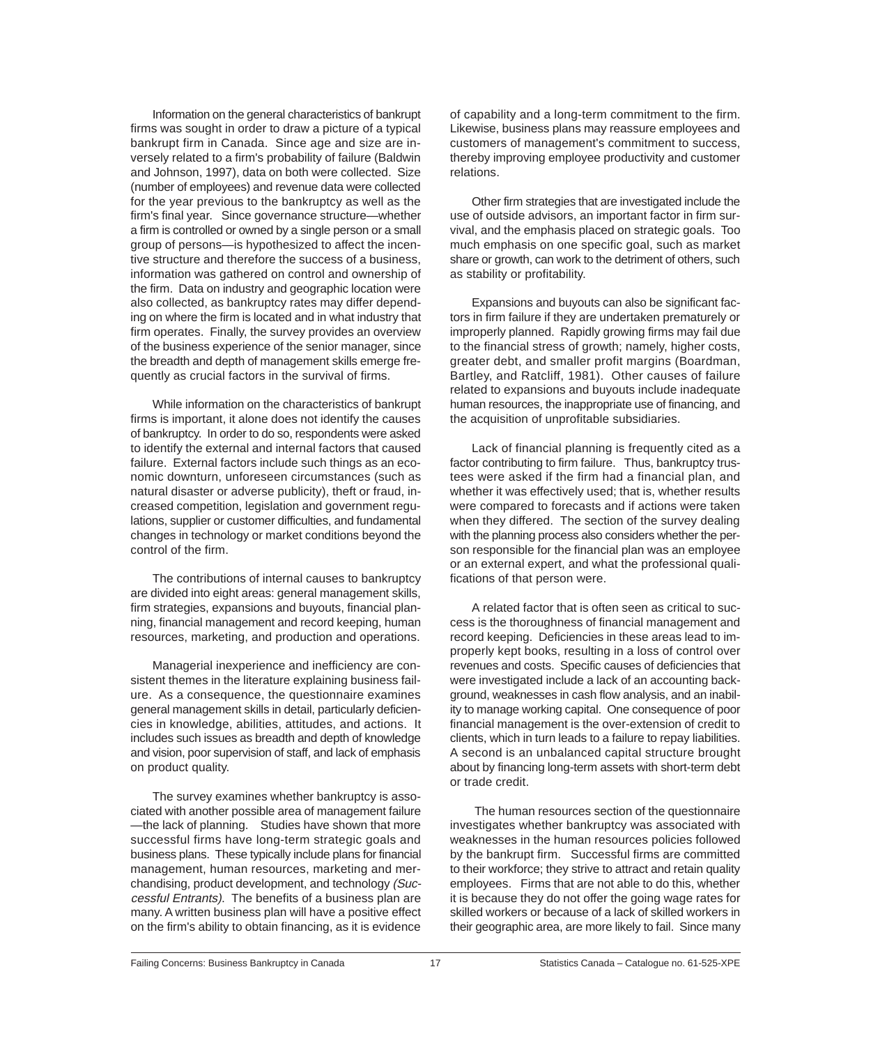Information on the general characteristics of bankrupt firms was sought in order to draw a picture of a typical bankrupt firm in Canada. Since age and size are inversely related to a firm's probability of failure (Baldwin and Johnson, 1997), data on both were collected. Size (number of employees) and revenue data were collected for the year previous to the bankruptcy as well as the firm's final year. Since governance structure—whether a firm is controlled or owned by a single person or a small group of persons—is hypothesized to affect the incentive structure and therefore the success of a business, information was gathered on control and ownership of the firm. Data on industry and geographic location were also collected, as bankruptcy rates may differ depending on where the firm is located and in what industry that firm operates. Finally, the survey provides an overview of the business experience of the senior manager, since the breadth and depth of management skills emerge frequently as crucial factors in the survival of firms.

While information on the characteristics of bankrupt firms is important, it alone does not identify the causes of bankruptcy. In order to do so, respondents were asked to identify the external and internal factors that caused failure. External factors include such things as an economic downturn, unforeseen circumstances (such as natural disaster or adverse publicity), theft or fraud, increased competition, legislation and government regulations, supplier or customer difficulties, and fundamental changes in technology or market conditions beyond the control of the firm.

The contributions of internal causes to bankruptcy are divided into eight areas: general management skills, firm strategies, expansions and buyouts, financial planning, financial management and record keeping, human resources, marketing, and production and operations.

Managerial inexperience and inefficiency are consistent themes in the literature explaining business failure. As a consequence, the questionnaire examines general management skills in detail, particularly deficiencies in knowledge, abilities, attitudes, and actions. It includes such issues as breadth and depth of knowledge and vision, poor supervision of staff, and lack of emphasis on product quality.

The survey examines whether bankruptcy is associated with another possible area of management failure —the lack of planning. Studies have shown that more successful firms have long-term strategic goals and business plans. These typically include plans for financial management, human resources, marketing and merchandising, product development, and technology *(Successful Entrants).* The benefits of a business plan are many. A written business plan will have a positive effect on the firm's ability to obtain financing, as it is evidence of capability and a long-term commitment to the firm. Likewise, business plans may reassure employees and customers of management's commitment to success, thereby improving employee productivity and customer relations.

Other firm strategies that are investigated include the use of outside advisors, an important factor in firm survival, and the emphasis placed on strategic goals. Too much emphasis on one specific goal, such as market share or growth, can work to the detriment of others, such as stability or profitability.

Expansions and buyouts can also be significant factors in firm failure if they are undertaken prematurely or improperly planned. Rapidly growing firms may fail due to the financial stress of growth; namely, higher costs, greater debt, and smaller profit margins (Boardman, Bartley, and Ratcliff, 1981). Other causes of failure related to expansions and buyouts include inadequate human resources, the inappropriate use of financing, and the acquisition of unprofitable subsidiaries.

Lack of financial planning is frequently cited as a factor contributing to firm failure. Thus, bankruptcy trustees were asked if the firm had a financial plan, and whether it was effectively used; that is, whether results were compared to forecasts and if actions were taken when they differed. The section of the survey dealing with the planning process also considers whether the person responsible for the financial plan was an employee or an external expert, and what the professional qualifications of that person were.

A related factor that is often seen as critical to success is the thoroughness of financial management and record keeping. Deficiencies in these areas lead to improperly kept books, resulting in a loss of control over revenues and costs. Specific causes of deficiencies that were investigated include a lack of an accounting background, weaknesses in cash flow analysis, and an inability to manage working capital. One consequence of poor financial management is the over-extension of credit to clients, which in turn leads to a failure to repay liabilities. A second is an unbalanced capital structure brought about by financing long-term assets with short-term debt or trade credit.

The human resources section of the questionnaire investigates whether bankruptcy was associated with weaknesses in the human resources policies followed by the bankrupt firm. Successful firms are committed to their workforce; they strive to attract and retain quality employees. Firms that are not able to do this, whether it is because they do not offer the going wage rates for skilled workers or because of a lack of skilled workers in their geographic area, are more likely to fail. Since many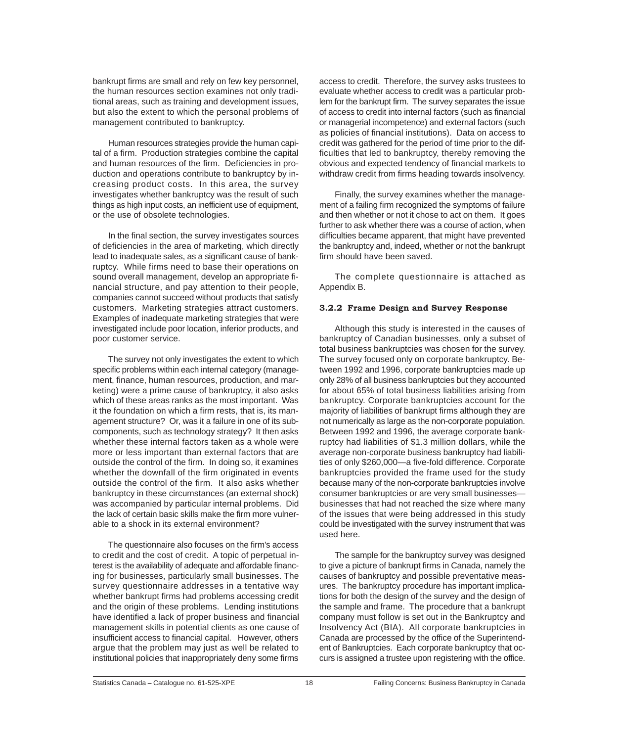bankrupt firms are small and rely on few key personnel, the human resources section examines not only traditional areas, such as training and development issues, but also the extent to which the personal problems of management contributed to bankruptcy.

Human resources strategies provide the human capital of a firm. Production strategies combine the capital and human resources of the firm. Deficiencies in production and operations contribute to bankruptcy by increasing product costs. In this area, the survey investigates whether bankruptcy was the result of such things as high input costs, an inefficient use of equipment, or the use of obsolete technologies.

In the final section, the survey investigates sources of deficiencies in the area of marketing, which directly lead to inadequate sales, as a significant cause of bankruptcy. While firms need to base their operations on sound overall management, develop an appropriate financial structure, and pay attention to their people, companies cannot succeed without products that satisfy customers. Marketing strategies attract customers. Examples of inadequate marketing strategies that were investigated include poor location, inferior products, and poor customer service.

The survey not only investigates the extent to which specific problems within each internal category (management, finance, human resources, production, and marketing) were a prime cause of bankruptcy, it also asks which of these areas ranks as the most important. Was it the foundation on which a firm rests, that is, its management structure? Or, was it a failure in one of its subcomponents, such as technology strategy? It then asks whether these internal factors taken as a whole were more or less important than external factors that are outside the control of the firm. In doing so, it examines whether the downfall of the firm originated in events outside the control of the firm. It also asks whether bankruptcy in these circumstances (an external shock) was accompanied by particular internal problems. Did the lack of certain basic skills make the firm more vulnerable to a shock in its external environment?

The questionnaire also focuses on the firm's access to credit and the cost of credit. A topic of perpetual interest is the availability of adequate and affordable financing for businesses, particularly small businesses. The survey questionnaire addresses in a tentative way whether bankrupt firms had problems accessing credit and the origin of these problems. Lending institutions have identified a lack of proper business and financial management skills in potential clients as one cause of insufficient access to financial capital. However, others argue that the problem may just as well be related to institutional policies that inappropriately deny some firms access to credit. Therefore, the survey asks trustees to evaluate whether access to credit was a particular problem for the bankrupt firm. The survey separates the issue of access to credit into internal factors (such as financial or managerial incompetence) and external factors (such as policies of financial institutions). Data on access to credit was gathered for the period of time prior to the difficulties that led to bankruptcy, thereby removing the obvious and expected tendency of financial markets to withdraw credit from firms heading towards insolvency.

Finally, the survey examines whether the management of a failing firm recognized the symptoms of failure and then whether or not it chose to act on them. It goes further to ask whether there was a course of action, when difficulties became apparent, that might have prevented the bankruptcy and, indeed, whether or not the bankrupt firm should have been saved.

The complete questionnaire is attached as Appendix B.

### 3.2.2 Frame Design and Survey Response

Although this study is interested in the causes of bankruptcy of Canadian businesses, only a subset of total business bankruptcies was chosen for the survey. The survey focused only on corporate bankruptcy. Between 1992 and 1996, corporate bankruptcies made up only 28% of all business bankruptcies but they accounted for about 65% of total business liabilities arising from bankruptcy. Corporate bankruptcies account for the majority of liabilities of bankrupt firms although they are not numerically as large as the non-corporate population. Between 1992 and 1996, the average corporate bankruptcy had liabilities of $1.3 million dollars, while the average non-corporate business bankruptcy had liabilities of only $260,000—a five-fold difference. Corporate bankruptcies provided the frame used for the study because many of the non-corporate bankruptcies involve consumer bankruptcies or are very small businesses—businesses that had not reached the size where many of the issues that were being addressed in this study could be investigated with the survey instrument that was used here.

The sample for the bankruptcy survey was designed to give a picture of bankrupt firms in Canada, namely the causes of bankruptcy and possible preventative measures. The bankruptcy procedure has important implications for both the design of the survey and the design of the sample and frame. The procedure that a bankrupt company must follow is set out in the Bankruptcy and Insolvency Act (BIA). All corporate bankruptcies in Canada are processed by the office of the Superintendent of Bankruptcies. Each corporate bankruptcy that occurs is assigned a trustee upon registering with the office.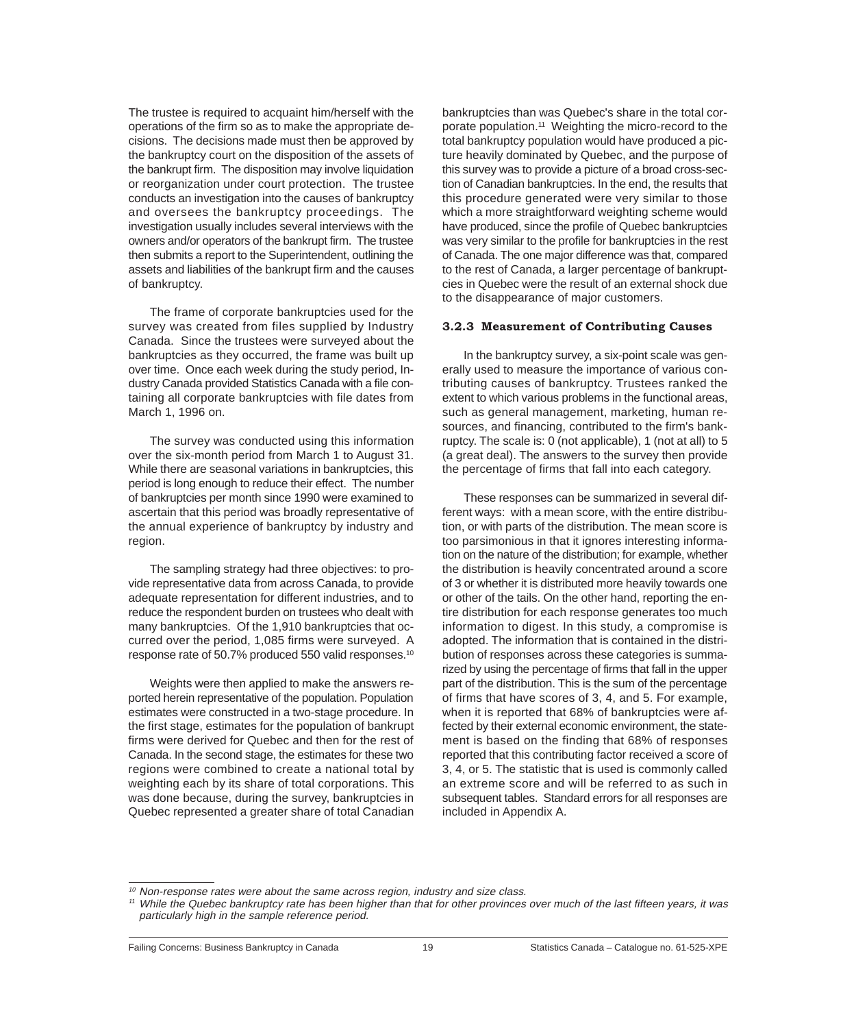The trustee is required to acquaint him/herself with the operations of the firm so as to make the appropriate decisions. The decisions made must then be approved by the bankruptcy court on the disposition of the assets of the bankrupt firm. The disposition may involve liquidation or reorganization under court protection. The trustee conducts an investigation into the causes of bankruptcy and oversees the bankruptcy proceedings. The investigation usually includes several interviews with the owners and/or operators of the bankrupt firm. The trustee then submits a report to the Superintendent, outlining the assets and liabilities of the bankrupt firm and the causes of bankruptcy.

The frame of corporate bankruptcies used for the survey was created from files supplied by Industry Canada. Since the trustees were surveyed about the bankruptcies as they occurred, the frame was built up over time. Once each week during the study period, Industry Canada provided Statistics Canada with a file containing all corporate bankruptcies with file dates from March 1, 1996 on.

The survey was conducted using this information over the six-month period from March 1 to August 31. While there are seasonal variations in bankruptcies, this period is long enough to reduce their effect. The number of bankruptcies per month since 1990 were examined to ascertain that this period was broadly representative of the annual experience of bankruptcy by industry and region.

The sampling strategy had three objectives: to provide representative data from across Canada, to provide adequate representation for different industries, and to reduce the respondent burden on trustees who dealt with many bankruptcies. Of the 1,910 bankruptcies that occurred over the period, 1,085 firms were surveyed. A response rate of 50.7% produced 550 valid responses.[10]

Weights were then applied to make the answers reported herein representative of the population. Population estimates were constructed in a two-stage procedure. In the first stage, estimates for the population of bankrupt firms were derived for Quebec and then for the rest of Canada. In the second stage, the estimates for these two regions were combined to create a national total by weighting each by its share of total corporations. This was done because, during the survey, bankruptcies in Quebec represented a greater share of total Canadian bankruptcies than was Quebec's share in the total corporate population.[11] Weighting the micro-record to the total bankruptcy population would have produced a picture heavily dominated by Quebec, and the purpose of this survey was to provide a picture of a broad cross-section of Canadian bankruptcies. In the end, the results that this procedure generated were very similar to those which a more straightforward weighting scheme would have produced, since the profile of Quebec bankruptcies was very similar to the profile for bankruptcies in the rest of Canada. The one major difference was that, compared to the rest of Canada, a larger percentage of bankruptcies in Quebec were the result of an external shock due to the disappearance of major customers.

### 3.2.3 Measurement of Contributing Causes

In the bankruptcy survey, a six-point scale was generally used to measure the importance of various contributing causes of bankruptcy. Trustees ranked the extent to which various problems in the functional areas, such as general management, marketing, human resources, and financing, contributed to the firm's bankruptcy. The scale is: 0 (not applicable), 1 (not at all) to 5 (a great deal). The answers to the survey then provide the percentage of firms that fall into each category.

These responses can be summarized in several different ways: with a mean score, with the entire distribution, or with parts of the distribution. The mean score is too parsimonious in that it ignores interesting information on the nature of the distribution; for example, whether the distribution is heavily concentrated around a score of 3 or whether it is distributed more heavily towards one or other of the tails. On the other hand, reporting the entire distribution for each response generates too much information to digest. In this study, a compromise is adopted. The information that is contained in the distribution of responses across these categories is summarized by using the percentage of firms that fall in the upper part of the distribution. This is the sum of the percentage of firms that have scores of 3, 4, and 5. For example, when it is reported that 68% of bankruptcies were affected by their external economic environment, the statement is based on the finding that 68% of responses reported that this contributing factor received a score of 3, 4, or 5. The statistic that is used is commonly called an extreme score and will be referred to as such in subsequent tables. Standard errors for all responses are included in Appendix A.

---

[10] *Non-response rates were about the same across region, industry and size class.*

[11] *While the Quebec bankruptcy rate has been higher than that for other provinces over much of the last fifteen years, it was particularly high in the sample reference period.*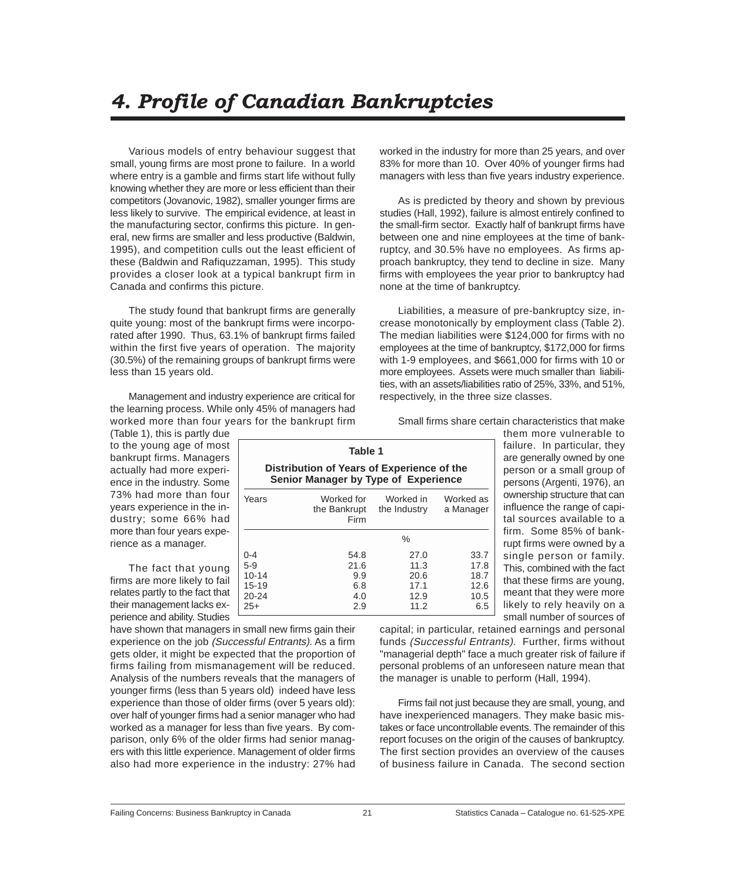# 4. Profile of Canadian Bankruptcies

Various models of entry behaviour suggest that small, young firms are most prone to failure. In a world where entry is a gamble and firms start life without fully knowing whether they are more or less efficient than their competitors (Jovanovic, 1982), smaller younger firms are less likely to survive. The empirical evidence, at least in the manufacturing sector, confirms this picture. In general, new firms are smaller and less productive (Baldwin, 1995), and competition culls out the least efficient of these (Baldwin and Rafiquzzaman, 1995). This study provides a closer look at a typical bankrupt firm in Canada and confirms this picture.

The study found that bankrupt firms are generally quite young: most of the bankrupt firms were incorporated after 1990. Thus, 63.1% of bankrupt firms failed within the first five years of operation. The majority (30.5%) of the remaining groups of bankrupt firms were less than 15 years old.

Management and industry experience are critical for the learning process. While only 45% of managers had worked more than four years for the bankrupt firm (Table 1), this is partly due to the young age of most bankrupt firms. Managers actually had more experience in the industry. Some 73% had more than four years experience in the industry; some 66% had more than four years experience as a manager.

**Table 1**

**Distribution of Years of Experience of the Senior Manager by Type of Experience**

| Years | Worked for the Bankrupt Firm | Worked in the Industry | Worked as a Manager |
|---|---|---|---|
| | | % | |
| 0-4 | 54.8 | 27.0 | 33.7 |
| 5-9 | 21.6 | 11.3 | 17.8 |
| 10-14 | 9.9 | 20.6 | 18.7 |
| 15-19 | 6.8 | 17.1 | 12.6 |
| 20-24 | 4.0 | 12.9 | 10.5 |
| 25+ | 2.9 | 11.2 | 6.5 |

The fact that young firms are more likely to fail relates partly to the fact that their management lacks experience and ability. Studies have shown that managers in small new firms gain their experience on the job *(Successful Entrants)*. As a firm gets older, it might be expected that the proportion of firms failing from mismanagement will be reduced. Analysis of the numbers reveals that the managers of younger firms (less than 5 years old) indeed have less experience than those of older firms (over 5 years old): over half of younger firms had a senior manager who had worked as a manager for less than five years. By comparison, only 6% of the older firms had senior managers with this little experience. Management of older firms also had more experience in the industry: 27% had worked in the industry for more than 25 years, and over 83% for more than 10. Over 40% of younger firms had managers with less than five years industry experience.

As is predicted by theory and shown by previous studies (Hall, 1992), failure is almost entirely confined to the small-firm sector. Exactly half of bankrupt firms have between one and nine employees at the time of bankruptcy, and 30.5% have no employees. As firms approach bankruptcy, they tend to decline in size. Many firms with employees the year prior to bankruptcy had none at the time of bankruptcy.

Liabilities, a measure of pre-bankruptcy size, increase monotonically by employment class (Table 2). The median liabilities were $124,000 for firms with no employees at the time of bankruptcy, $172,000 for firms with 1-9 employees, and $661,000 for firms with 10 or more employees. Assets were much smaller than liabilities, with an assets/liabilities ratio of 25%, 33%, and 51%, respectively, in the three size classes.

Small firms share certain characteristics that make them more vulnerable to failure. In particular, they are generally owned by one person or a small group of persons (Argenti, 1976), an ownership structure that can influence the range of capital sources available to a firm. Some 85% of bankrupt firms were owned by a single person or family. This, combined with the fact that these firms are young, meant that they were more likely to rely heavily on a small number of sources of capital; in particular, retained earnings and personal funds *(Successful Entrants)*. Further, firms without "managerial depth" face a much greater risk of failure if personal problems of an unforeseen nature mean that the manager is unable to perform (Hall, 1994).

Firms fail not just because they are small, young, and have inexperienced managers. They make basic mistakes or face uncontrollable events. The remainder of this report focuses on the origin of the causes of bankruptcy. The first section provides an overview of the causes of business failure in Canada. The second section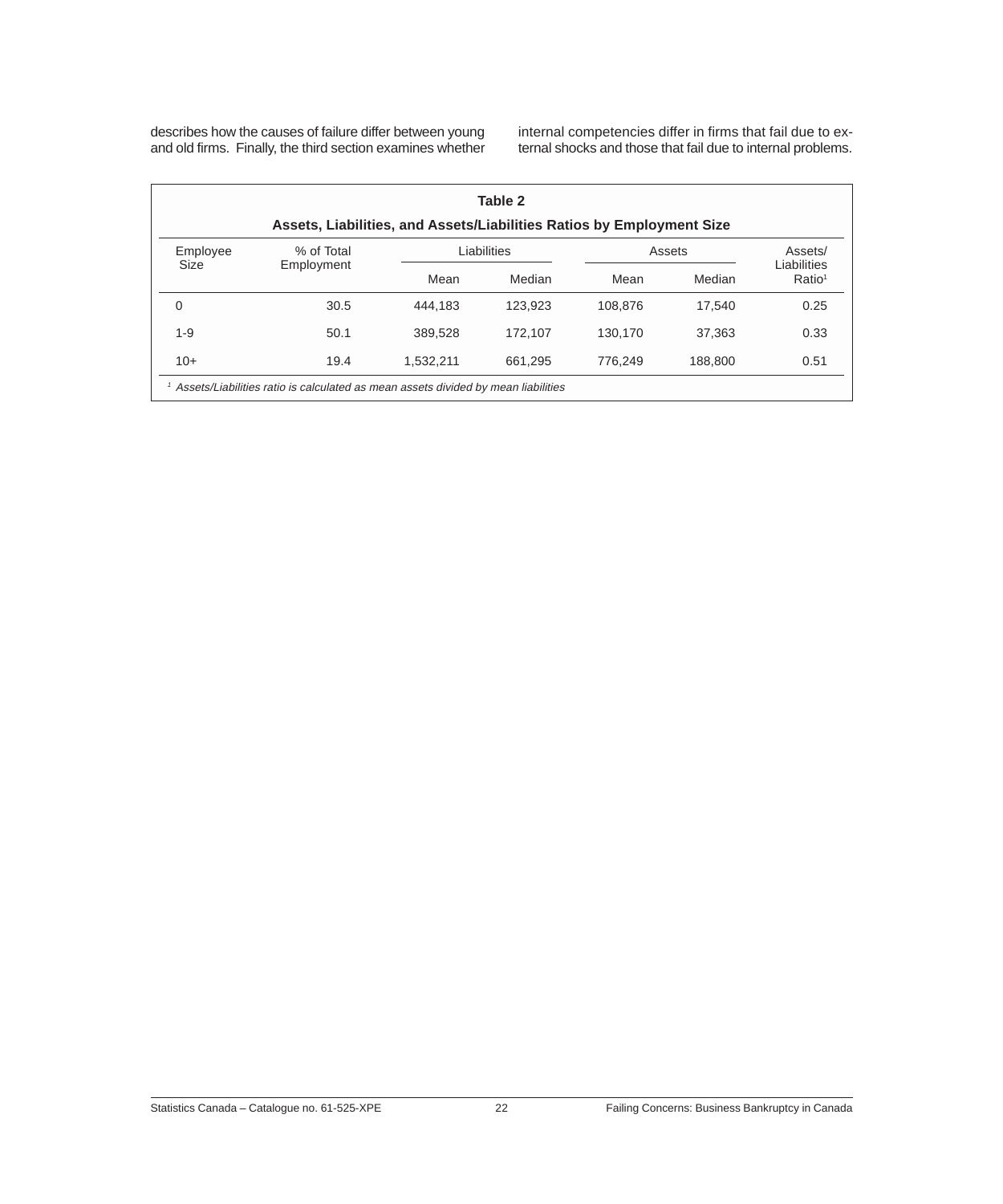describes how the causes of failure differ between young and old firms. Finally, the third section examines whether internal competencies differ in firms that fail due to external shocks and those that fail due to internal problems.

**Table 2**

**Assets, Liabilities, and Assets/Liabilities Ratios by Employment Size**

| Employee Size | % of Total Employment | Liabilities | | Assets | | Assets/ Liabilities Ratio[1] |
|---|---|---|---|---|---|---|
| | | Mean | Median | Mean | Median | |
| 0 | 30.5 | 444,183 | 123,923 | 108,876 | 17,540 | 0.25 |
| 1-9 | 50.1 | 389,528 | 172,107 | 130,170 | 37,363 | 0.33 |
| 10+ | 19.4 | 1,532,211 | 661,295 | 776,249 | 188,800 | 0.51 |

[1] *Assets/Liabilities ratio is calculated as mean assets divided by mean liabilities*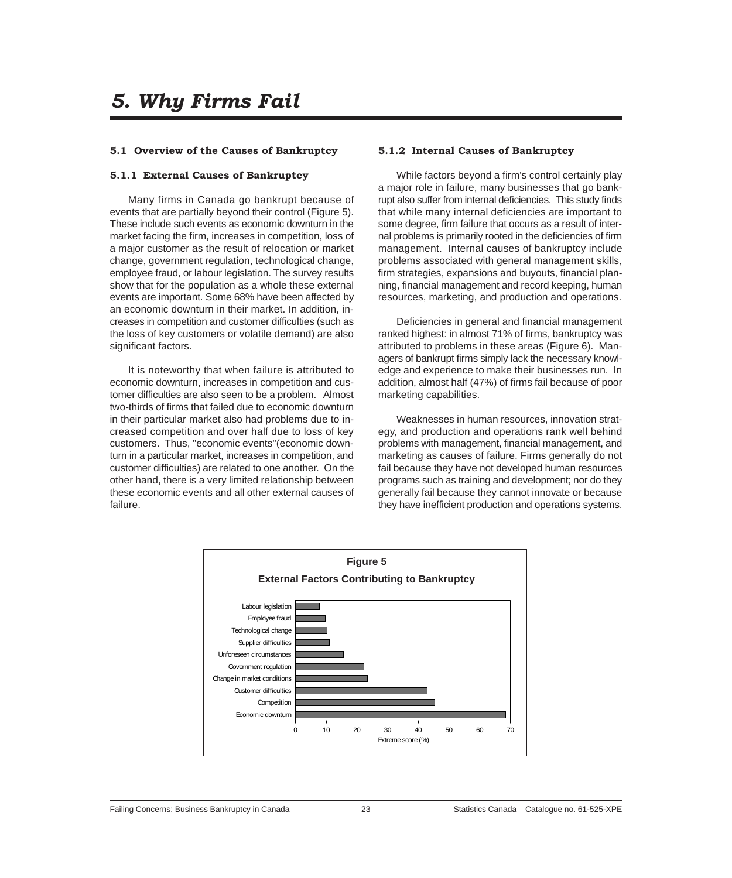# 5. Why Firms Fail

## 5.1 Overview of the Causes of Bankruptcy

### 5.1.1 External Causes of Bankruptcy

Many firms in Canada go bankrupt because of events that are partially beyond their control (Figure 5). These include such events as economic downturn in the market facing the firm, increases in competition, loss of a major customer as the result of relocation or market change, government regulation, technological change, employee fraud, or labour legislation. The survey results show that for the population as a whole these external events are important. Some 68% have been affected by an economic downturn in their market. In addition, increases in competition and customer difficulties (such as the loss of key customers or volatile demand) are also significant factors.

It is noteworthy that when failure is attributed to economic downturn, increases in competition and customer difficulties are also seen to be a problem. Almost two-thirds of firms that failed due to economic downturn in their particular market also had problems due to increased competition and over half due to loss of key customers. Thus, "economic events"(economic downturn in a particular market, increases in competition, and customer difficulties) are related to one another. On the other hand, there is a very limited relationship between these economic events and all other external causes of failure.

### 5.1.2 Internal Causes of Bankruptcy

While factors beyond a firm's control certainly play a major role in failure, many businesses that go bankrupt also suffer from internal deficiencies. This study finds that while many internal deficiencies are important to some degree, firm failure that occurs as a result of internal problems is primarily rooted in the deficiencies of firm management. Internal causes of bankruptcy include problems associated with general management skills, firm strategies, expansions and buyouts, financial planning, financial management and record keeping, human resources, marketing, and production and operations.

Deficiencies in general and financial management ranked highest: in almost 71% of firms, bankruptcy was attributed to problems in these areas (Figure 6). Managers of bankrupt firms simply lack the necessary knowledge and experience to make their businesses run. In addition, almost half (47%) of firms fail because of poor marketing capabilities.

Weaknesses in human resources, innovation strategy, and production and operations rank well behind problems with management, financial management, and marketing as causes of failure. Firms generally do not fail because they have not developed human resources programs such as training and development; nor do they generally fail because they cannot innovate or because they have inefficient production and operations systems.

**Figure 5**

**External Factors Contributing to Bankruptcy**

| Factor | Extreme score (%) (approx.) |
|---|---|
| Labour legislation | 8 |
| Employee fraud | 10 |
| Technological change | 10 |
| Supplier difficulties | 11 |
| Unforeseen circumstances | 16 |
| Government regulation | 22 |
| Change in market conditions | 23 |
| Customer difficulties | 43 |
| Competition | 45 |
| Economic downturn | 68 |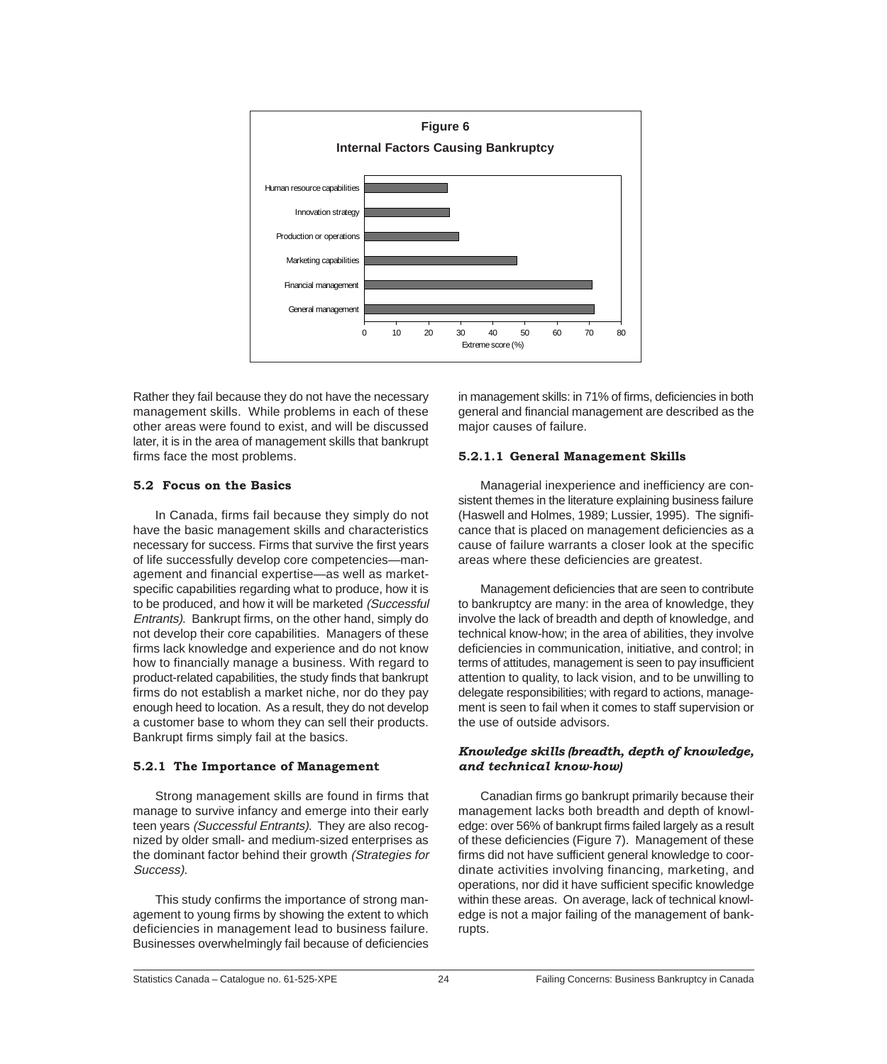**Figure 6**

**Internal Factors Causing Bankruptcy**

| Factor | Extreme score (%) |
|---|---|
| Human resource capabilities | 26 |
| Innovation strategy | 26.5 |
| Production or operations | 29.5 |
| Marketing capabilities | 47.5 |
| Financial management | 71 |
| General management | 71.5 |

Rather they fail because they do not have the necessary management skills. While problems in each of these other areas were found to exist, and will be discussed later, it is in the area of management skills that bankrupt firms face the most problems.

## 5.2 Focus on the Basics

In Canada, firms fail because they simply do not have the basic management skills and characteristics necessary for success. Firms that survive the first years of life successfully develop core competencies—management and financial expertise—as well as market-specific capabilities regarding what to produce, how it is to be produced, and how it will be marketed *(Successful Entrants)*. Bankrupt firms, on the other hand, simply do not develop their core capabilities. Managers of these firms lack knowledge and experience and do not know how to financially manage a business. With regard to product-related capabilities, the study finds that bankrupt firms do not establish a market niche, nor do they pay enough heed to location. As a result, they do not develop a customer base to whom they can sell their products. Bankrupt firms simply fail at the basics.

### 5.2.1 The Importance of Management

Strong management skills are found in firms that manage to survive infancy and emerge into their early teen years *(Successful Entrants)*. They are also recognized by older small- and medium-sized enterprises as the dominant factor behind their growth *(Strategies for Success)*.

This study confirms the importance of strong management to young firms by showing the extent to which deficiencies in management lead to business failure. Businesses overwhelmingly fail because of deficiencies in management skills: in 71% of firms, deficiencies in both general and financial management are described as the major causes of failure.

#### 5.2.1.1 General Management Skills

Managerial inexperience and inefficiency are consistent themes in the literature explaining business failure (Haswell and Holmes, 1989; Lussier, 1995). The significance that is placed on management deficiencies as a cause of failure warrants a closer look at the specific areas where these deficiencies are greatest.

Management deficiencies that are seen to contribute to bankruptcy are many: in the area of knowledge, they involve the lack of breadth and depth of knowledge, and technical know-how; in the area of abilities, they involve deficiencies in communication, initiative, and control; in terms of attitudes, management is seen to pay insufficient attention to quality, to lack vision, and to be unwilling to delegate responsibilities; with regard to actions, management is seen to fail when it comes to staff supervision or the use of outside advisors.

***Knowledge skills (breadth, depth of knowledge, and technical know-how)***

Canadian firms go bankrupt primarily because their management lacks both breadth and depth of knowledge: over 56% of bankrupt firms failed largely as a result of these deficiencies (Figure 7). Management of these firms did not have sufficient general knowledge to coordinate activities involving financing, marketing, and operations, nor did it have sufficient specific knowledge within these areas. On average, lack of technical knowledge is not a major failing of the management of bankrupts.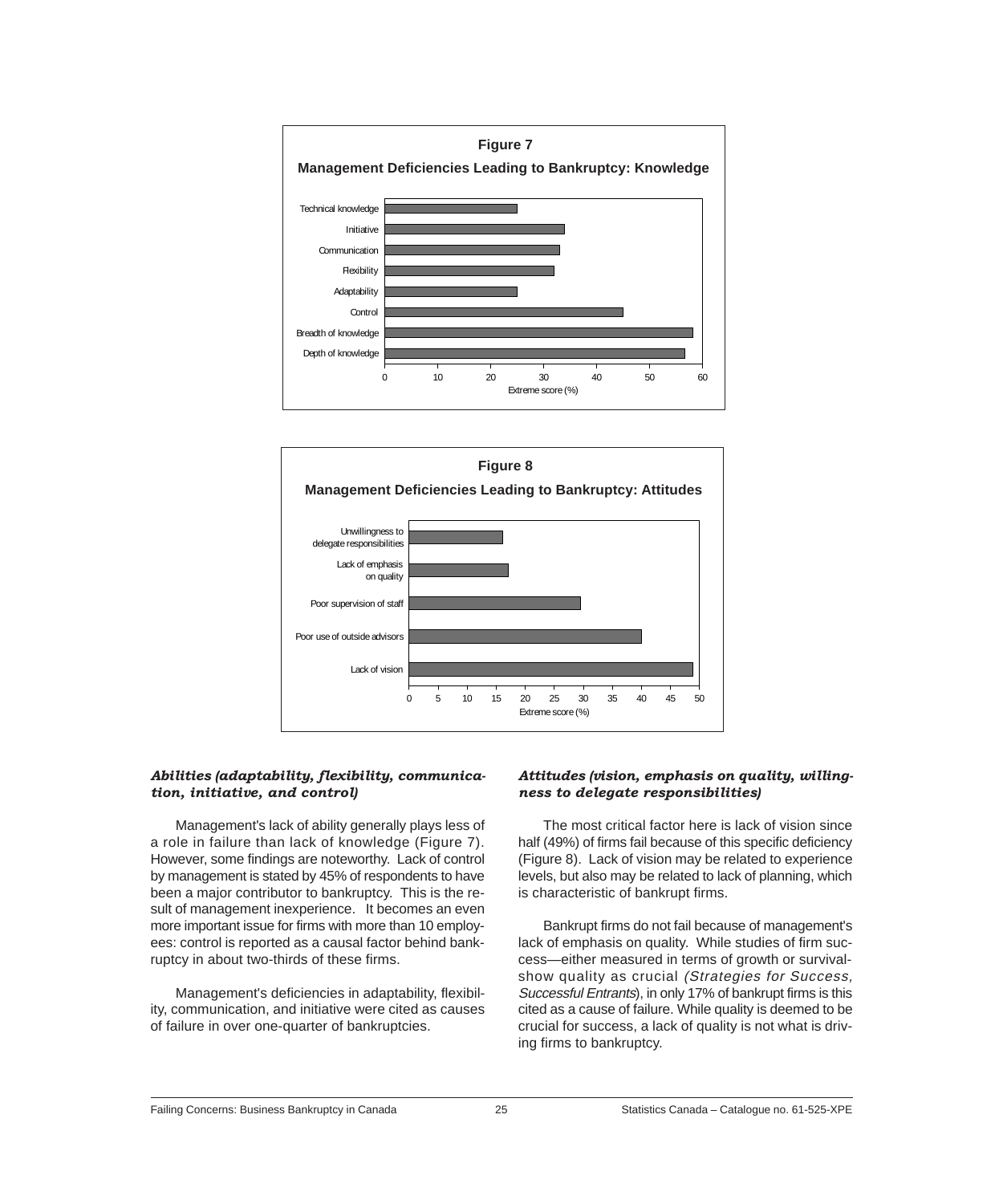**Figure 7**

**Management Deficiencies Leading to Bankruptcy: Knowledge**

**Figure 8**

**Management Deficiencies Leading to Bankruptcy: Attitudes**

### *Abilities (adaptability, flexibility, communication, initiative, and control)*

Management's lack of ability generally plays less of a role in failure than lack of knowledge (Figure 7). However, some findings are noteworthy. Lack of control by management is stated by 45% of respondents to have been a major contributor to bankruptcy. This is the result of management inexperience. It becomes an even more important issue for firms with more than 10 employees: control is reported as a causal factor behind bankruptcy in about two-thirds of these firms.

Management's deficiencies in adaptability, flexibility, communication, and initiative were cited as causes of failure in over one-quarter of bankruptcies.

### *Attitudes (vision, emphasis on quality, willingness to delegate responsibilities)*

The most critical factor here is lack of vision since half (49%) of firms fail because of this specific deficiency (Figure 8). Lack of vision may be related to experience levels, but also may be related to lack of planning, which is characteristic of bankrupt firms.

Bankrupt firms do not fail because of management's lack of emphasis on quality. While studies of firm success—either measured in terms of growth or survival-show quality as crucial *(Strategies for Success, Successful Entrants*), in only 17% of bankrupt firms is this cited as a cause of failure. While quality is deemed to be crucial for success, a lack of quality is not what is driving firms to bankruptcy.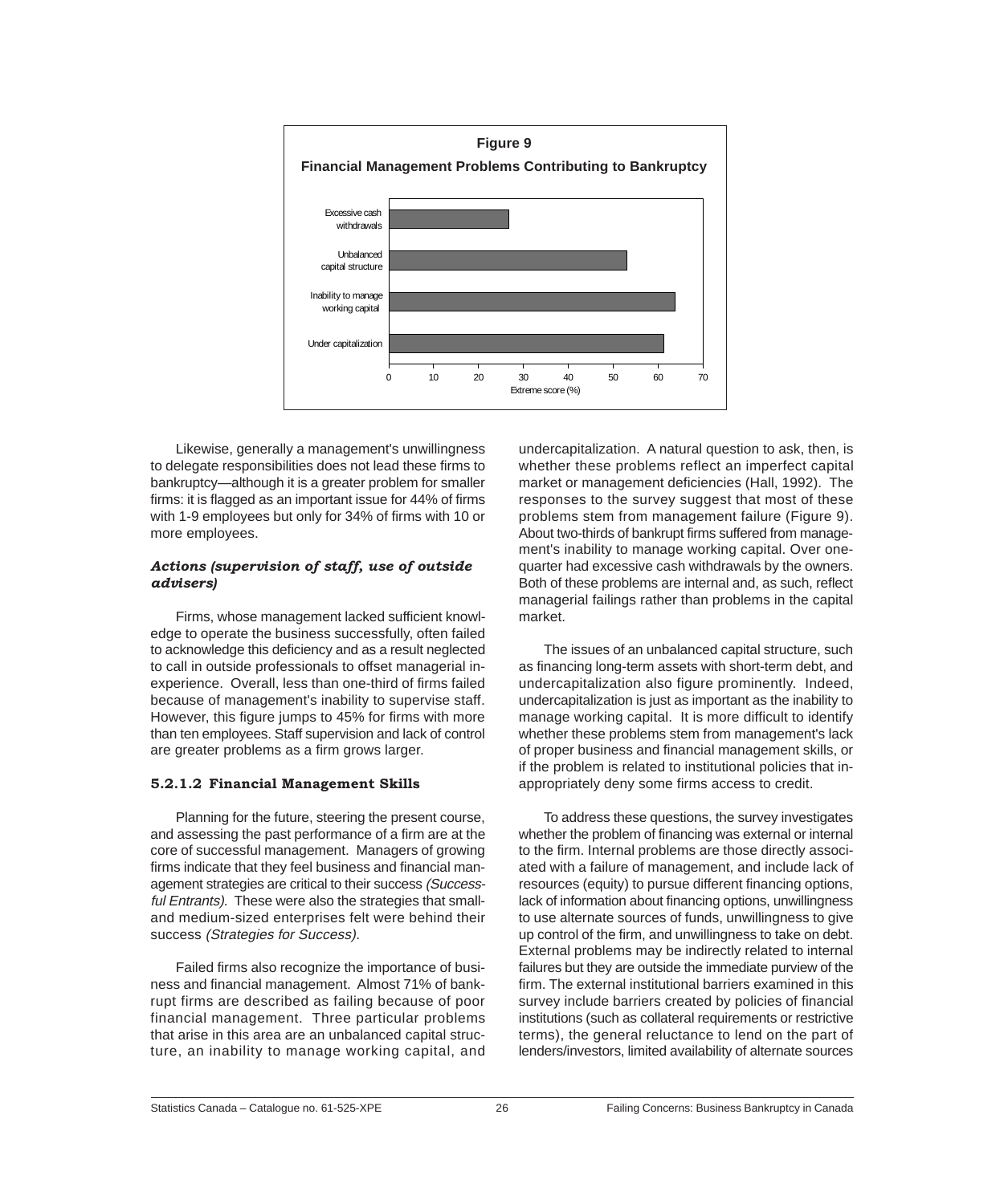**Figure 9**

**Financial Management Problems Contributing to Bankruptcy**

| Problem | Extreme score (%) |
|---|---|
| Excessive cash withdrawals | ~27 |
| Unbalanced capital structure | ~53 |
| Inability to manage working capital | ~64 |
| Under capitalization | ~61 |

Likewise, generally a management's unwillingness to delegate responsibilities does not lead these firms to bankruptcy—although it is a greater problem for smaller firms: it is flagged as an important issue for 44% of firms with 1-9 employees but only for 34% of firms with 10 or more employees.

***Actions (supervision of staff, use of outside advisers)***

Firms, whose management lacked sufficient knowledge to operate the business successfully, often failed to acknowledge this deficiency and as a result neglected to call in outside professionals to offset managerial inexperience. Overall, less than one-third of firms failed because of management's inability to supervise staff. However, this figure jumps to 45% for firms with more than ten employees. Staff supervision and lack of control are greater problems as a firm grows larger.

#### 5.2.1.2 Financial Management Skills

Planning for the future, steering the present course, and assessing the past performance of a firm are at the core of successful management. Managers of growing firms indicate that they feel business and financial management strategies are critical to their success *(Successful Entrants)*. These were also the strategies that small- and medium-sized enterprises felt were behind their success *(Strategies for Success)*.

Failed firms also recognize the importance of business and financial management. Almost 71% of bankrupt firms are described as failing because of poor financial management. Three particular problems that arise in this area are an unbalanced capital structure, an inability to manage working capital, and undercapitalization. A natural question to ask, then, is whether these problems reflect an imperfect capital market or management deficiencies (Hall, 1992). The responses to the survey suggest that most of these problems stem from management failure (Figure 9). About two-thirds of bankrupt firms suffered from management's inability to manage working capital. Over one-quarter had excessive cash withdrawals by the owners. Both of these problems are internal and, as such, reflect managerial failings rather than problems in the capital market.

The issues of an unbalanced capital structure, such as financing long-term assets with short-term debt, and undercapitalization also figure prominently. Indeed, undercapitalization is just as important as the inability to manage working capital. It is more difficult to identify whether these problems stem from management's lack of proper business and financial management skills, or if the problem is related to institutional policies that inappropriately deny some firms access to credit.

To address these questions, the survey investigates whether the problem of financing was external or internal to the firm. Internal problems are those directly associated with a failure of management, and include lack of resources (equity) to pursue different financing options, lack of information about financing options, unwillingness to use alternate sources of funds, unwillingness to give up control of the firm, and unwillingness to take on debt. External problems may be indirectly related to internal failures but they are outside the immediate purview of the firm. The external institutional barriers examined in this survey include barriers created by policies of financial institutions (such as collateral requirements or restrictive terms), the general reluctance to lend on the part of lenders/investors, limited availability of alternate sources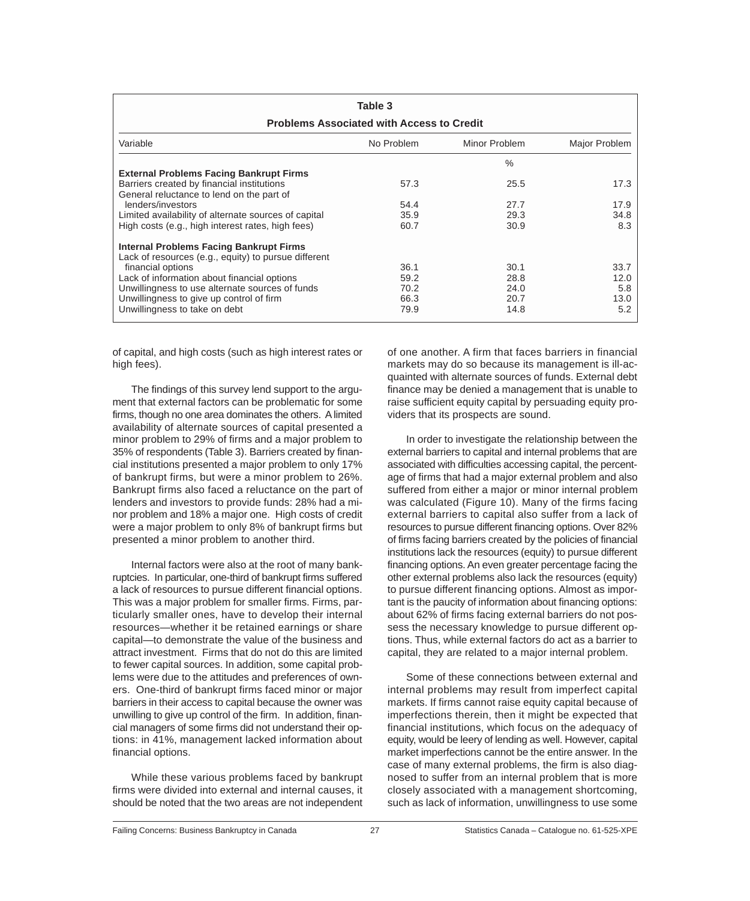**Table 3**

**Problems Associated with Access to Credit**

| Variable | No Problem | Minor Problem | Major Problem |
|---|---|---|---|
| | | % | |
| **External Problems Facing Bankrupt Firms** | | | |
| Barriers created by financial institutions | 57.3 | 25.5 | 17.3 |
| General reluctance to lend on the part of lenders/investors | 54.4 | 27.7 | 17.9 |
| Limited availability of alternate sources of capital | 35.9 | 29.3 | 34.8 |
| High costs (e.g., high interest rates, high fees) | 60.7 | 30.9 | 8.3 |
| **Internal Problems Facing Bankrupt Firms** | | | |
| Lack of resources (e.g., equity) to pursue different financial options | 36.1 | 30.1 | 33.7 |
| Lack of information about financial options | 59.2 | 28.8 | 12.0 |
| Unwillingness to use alternate sources of funds | 70.2 | 24.0 | 5.8 |
| Unwillingness to give up control of firm | 66.3 | 20.7 | 13.0 |
| Unwillingness to take on debt | 79.9 | 14.8 | 5.2 |

of capital, and high costs (such as high interest rates or high fees).

The findings of this survey lend support to the argument that external factors can be problematic for some firms, though no one area dominates the others. A limited availability of alternate sources of capital presented a minor problem to 29% of firms and a major problem to 35% of respondents (Table 3). Barriers created by financial institutions presented a major problem to only 17% of bankrupt firms, but were a minor problem to 26%. Bankrupt firms also faced a reluctance on the part of lenders and investors to provide funds: 28% had a minor problem and 18% a major one. High costs of credit were a major problem to only 8% of bankrupt firms but presented a minor problem to another third.

Internal factors were also at the root of many bankruptcies. In particular, one-third of bankrupt firms suffered a lack of resources to pursue different financial options. This was a major problem for smaller firms. Firms, particularly smaller ones, have to develop their internal resources—whether it be retained earnings or share capital—to demonstrate the value of the business and attract investment. Firms that do not do this are limited to fewer capital sources. In addition, some capital problems were due to the attitudes and preferences of owners. One-third of bankrupt firms faced minor or major barriers in their access to capital because the owner was unwilling to give up control of the firm. In addition, financial managers of some firms did not understand their options: in 41%, management lacked information about financial options.

While these various problems faced by bankrupt firms were divided into external and internal causes, it should be noted that the two areas are not independent of one another. A firm that faces barriers in financial markets may do so because its management is ill-acquainted with alternate sources of funds. External debt finance may be denied a management that is unable to raise sufficient equity capital by persuading equity providers that its prospects are sound.

In order to investigate the relationship between the external barriers to capital and internal problems that are associated with difficulties accessing capital, the percentage of firms that had a major external problem and also suffered from either a major or minor internal problem was calculated (Figure 10). Many of the firms facing external barriers to capital also suffer from a lack of resources to pursue different financing options. Over 82% of firms facing barriers created by the policies of financial institutions lack the resources (equity) to pursue different financing options. An even greater percentage facing the other external problems also lack the resources (equity) to pursue different financing options. Almost as important is the paucity of information about financing options: about 62% of firms facing external barriers do not possess the necessary knowledge to pursue different options. Thus, while external factors do act as a barrier to capital, they are related to a major internal problem.

Some of these connections between external and internal problems may result from imperfect capital markets. If firms cannot raise equity capital because of imperfections therein, then it might be expected that financial institutions, which focus on the adequacy of equity, would be leery of lending as well. However, capital market imperfections cannot be the entire answer. In the case of many external problems, the firm is also diagnosed to suffer from an internal problem that is more closely associated with a management shortcoming, such as lack of information, unwillingness to use some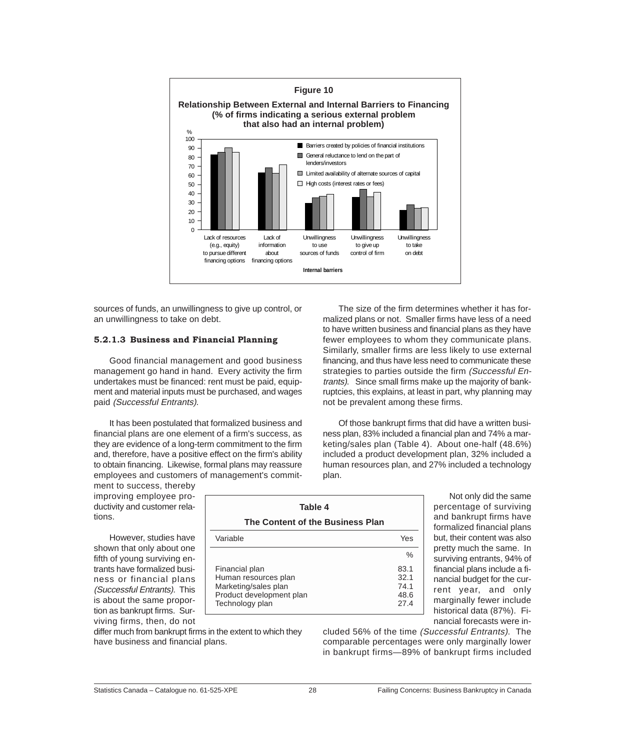**Figure 10**

**Relationship Between External and Internal Barriers to Financing (% of firms indicating a serious external problem that also had an internal problem)**

sources of funds, an unwillingness to give up control, or an unwillingness to take on debt.

### 5.2.1.3 Business and Financial Planning

Good financial management and good business management go hand in hand. Every activity the firm undertakes must be financed: rent must be paid, equipment and material inputs must be purchased, and wages paid *(Successful Entrants)*.

It has been postulated that formalized business and financial plans are one element of a firm's success, as they are evidence of a long-term commitment to the firm and, therefore, have a positive effect on the firm's ability to obtain financing. Likewise, formal plans may reassure employees and customers of management's commitment to success, thereby improving employee productivity and customer relations.

However, studies have shown that only about one fifth of young surviving entrants have formalized business or financial plans *(Successful Entrants)*. This is about the same proportion as bankrupt firms. Surviving firms, then, do not differ much from bankrupt firms in the extent to which they have business and financial plans.

The size of the firm determines whether it has formalized plans or not. Smaller firms have less of a need to have written business and financial plans as they have fewer employees to whom they communicate plans. Similarly, smaller firms are less likely to use external financing, and thus have less need to communicate these strategies to parties outside the firm *(Successful Entrants)*. Since small firms make up the majority of bankruptcies, this explains, at least in part, why planning may not be prevalent among these firms.

Of those bankrupt firms that did have a written business plan, 83% included a financial plan and 74% a marketing/sales plan (Table 4). About one-half (48.6%) included a product development plan, 32% included a human resources plan, and 27% included a technology plan.

**Table 4**

**The Content of the Business Plan**

| Variable | Yes |
|---|---|
| | % |
| Financial plan | 83.1 |
| Human resources plan | 32.1 |
| Marketing/sales plan | 74.1 |
| Product development plan | 48.6 |
| Technology plan | 27.4 |

Not only did the same percentage of surviving and bankrupt firms have formalized financial plans but, their content was also pretty much the same. In surviving entrants, 94% of financial plans include a financial budget for the current year, and only marginally fewer include historical data (87%). Financial forecasts were included 56% of the time *(Successful Entrants)*. The comparable percentages were only marginally lower in bankrupt firms—89% of bankrupt firms included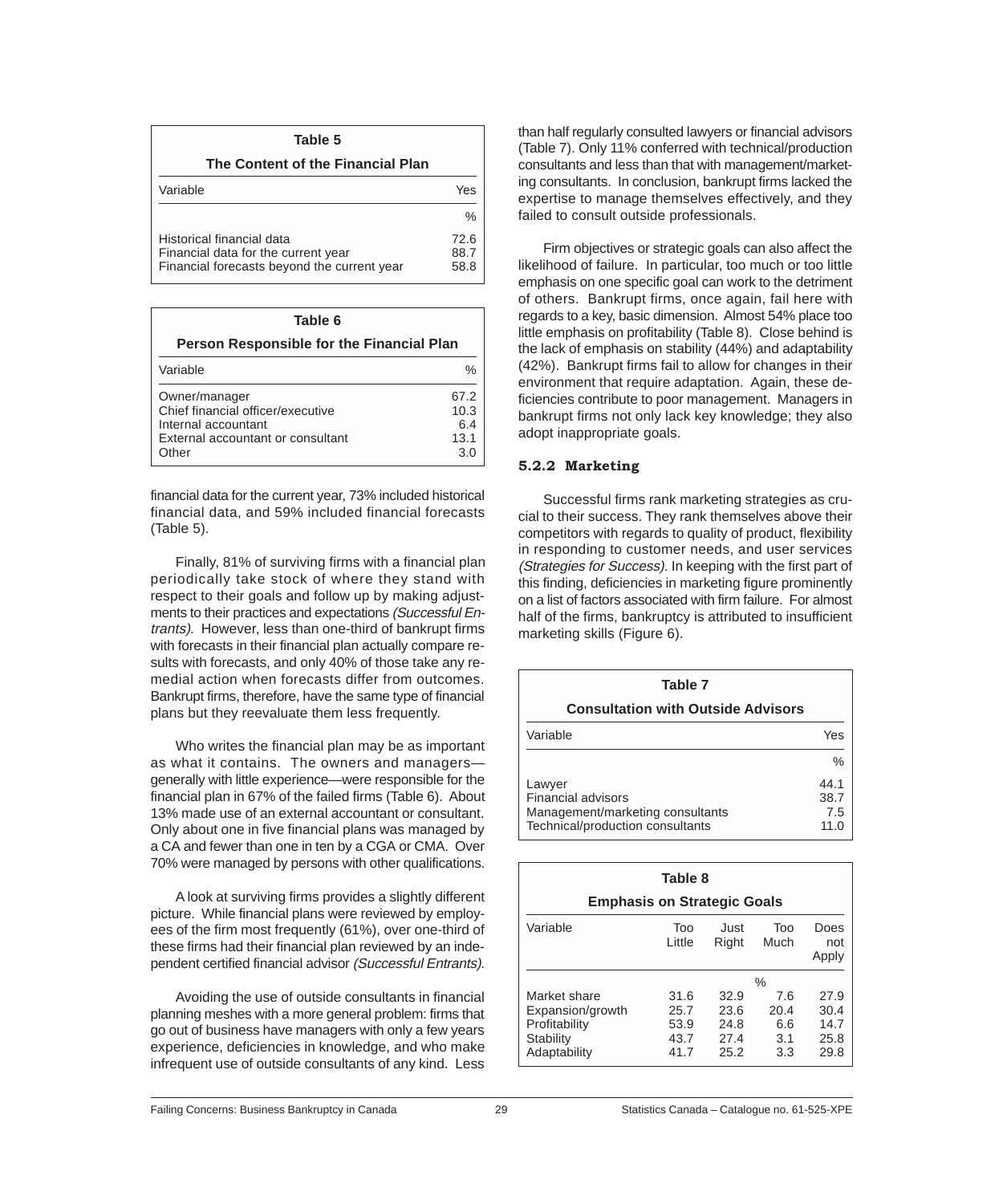**Table 5**

**The Content of the Financial Plan**

| Variable | Yes |
|---|---|
| | % |
| Historical financial data | 72.6 |
| Financial data for the current year | 88.7 |
| Financial forecasts beyond the current year | 58.8 |

**Table 6**

**Person Responsible for the Financial Plan**

| Variable | % |
|---|---|
| Owner/manager | 67.2 |
| Chief financial officer/executive | 10.3 |
| Internal accountant | 6.4 |
| External accountant or consultant | 13.1 |
| Other | 3.0 |

financial data for the current year, 73% included historical financial data, and 59% included financial forecasts (Table 5).

Finally, 81% of surviving firms with a financial plan periodically take stock of where they stand with respect to their goals and follow up by making adjustments to their practices and expectations *(Successful Entrants)*. However, less than one-third of bankrupt firms with forecasts in their financial plan actually compare results with forecasts, and only 40% of those take any remedial action when forecasts differ from outcomes. Bankrupt firms, therefore, have the same type of financial plans but they reevaluate them less frequently.

Who writes the financial plan may be as important as what it contains. The owners and managers—generally with little experience—were responsible for the financial plan in 67% of the failed firms (Table 6). About 13% made use of an external accountant or consultant. Only about one in five financial plans was managed by a CA and fewer than one in ten by a CGA or CMA. Over 70% were managed by persons with other qualifications.

A look at surviving firms provides a slightly different picture. While financial plans were reviewed by employees of the firm most frequently (61%), over one-third of these firms had their financial plan reviewed by an independent certified financial advisor *(Successful Entrants)*.

Avoiding the use of outside consultants in financial planning meshes with a more general problem: firms that go out of business have managers with only a few years experience, deficiencies in knowledge, and who make infrequent use of outside consultants of any kind. Less than half regularly consulted lawyers or financial advisors (Table 7). Only 11% conferred with technical/production consultants and less than that with management/marketing consultants. In conclusion, bankrupt firms lacked the expertise to manage themselves effectively, and they failed to consult outside professionals.

Firm objectives or strategic goals can also affect the likelihood of failure. In particular, too much or too little emphasis on one specific goal can work to the detriment of others. Bankrupt firms, once again, fail here with regards to a key, basic dimension. Almost 54% place too little emphasis on profitability (Table 8). Close behind is the lack of emphasis on stability (44%) and adaptability (42%). Bankrupt firms fail to allow for changes in their environment that require adaptation. Again, these deficiencies contribute to poor management. Managers in bankrupt firms not only lack key knowledge; they also adopt inappropriate goals.

### 5.2.2 Marketing

Successful firms rank marketing strategies as crucial to their success. They rank themselves above their competitors with regards to quality of product, flexibility in responding to customer needs, and user services *(Strategies for Success)*. In keeping with the first part of this finding, deficiencies in marketing figure prominently on a list of factors associated with firm failure. For almost half of the firms, bankruptcy is attributed to insufficient marketing skills (Figure 6).

**Table 7**

**Consultation with Outside Advisors**

| Variable | Yes |
|---|---|
| | % |
| Lawyer | 44.1 |
| Financial advisors | 38.7 |
| Management/marketing consultants | 7.5 |
| Technical/production consultants | 11.0 |

**Table 8**

**Emphasis on Strategic Goals**

| Variable | Too Little | Just Right | Too Much | Does not Apply |
|---|---|---|---|---|
| | | % | | |
| Market share | 31.6 | 32.9 | 7.6 | 27.9 |
| Expansion/growth | 25.7 | 23.6 | 20.4 | 30.4 |
| Profitability | 53.9 | 24.8 | 6.6 | 14.7 |
| Stability | 43.7 | 27.4 | 3.1 | 25.8 |
| Adaptability | 41.7 | 25.2 | 3.3 | 29.8 |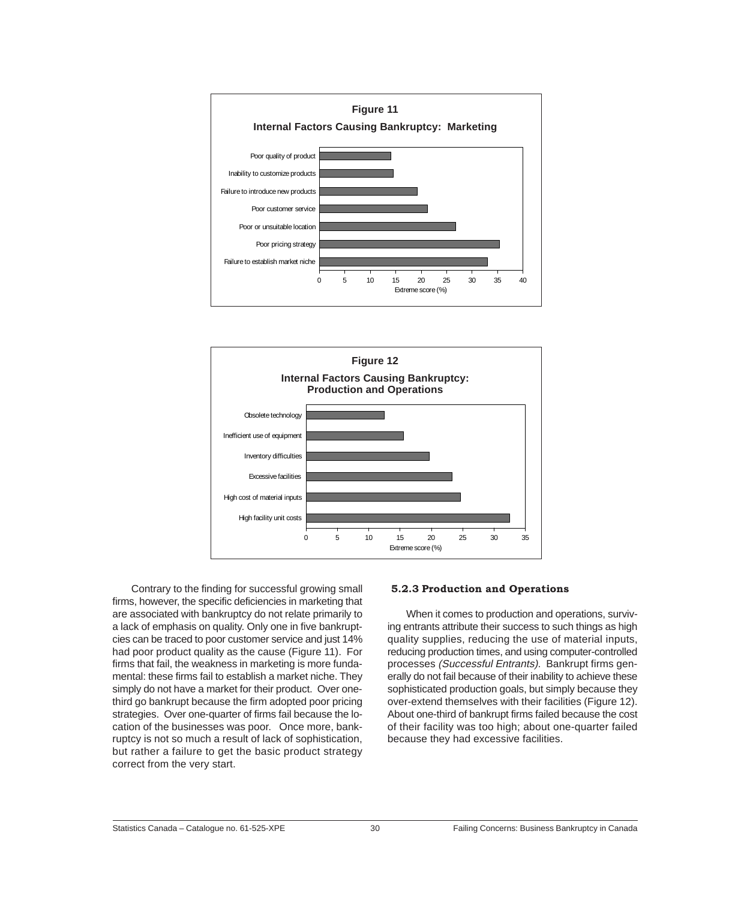**Figure 11**

**Internal Factors Causing Bankruptcy: Marketing**

| Factor | Extreme score (%) |
|---|---|
| Poor quality of product | 14 |
| Inability to customize products | 14.5 |
| Failure to introduce new products | 19 |
| Poor customer service | 21 |
| Poor or unsuitable location | 27 |
| Poor pricing strategy | 35 |
| Failure to establish market niche | 33 |

**Figure 12**

**Internal Factors Causing Bankruptcy: Production and Operations**

| Factor | Extreme score (%) |
|---|---|
| Obsolete technology | 12.5 |
| Inefficient use of equipment | 15.5 |
| Inventory difficulties | 19.5 |
| Excessive facilities | 23 |
| High cost of material inputs | 24.5 |
| High facility unit costs | 32.5 |

Contrary to the finding for successful growing small firms, however, the specific deficiencies in marketing that are associated with bankruptcy do not relate primarily to a lack of emphasis on quality. Only one in five bankruptcies can be traced to poor customer service and just 14% had poor product quality as the cause (Figure 11). For firms that fail, the weakness in marketing is more fundamental: these firms fail to establish a market niche. They simply do not have a market for their product. Over one-third go bankrupt because the firm adopted poor pricing strategies. Over one-quarter of firms fail because the location of the businesses was poor. Once more, bankruptcy is not so much a result of lack of sophistication, but rather a failure to get the basic product strategy correct from the very start.

#### 5.2.3 Production and Operations

When it comes to production and operations, surviving entrants attribute their success to such things as high quality supplies, reducing the use of material inputs, reducing production times, and using computer-controlled processes *(Successful Entrants)*. Bankrupt firms generally do not fail because of their inability to achieve these sophisticated production goals, but simply because they over-extend themselves with their facilities (Figure 12). About one-third of bankrupt firms failed because the cost of their facility was too high; about one-quarter failed because they had excessive facilities.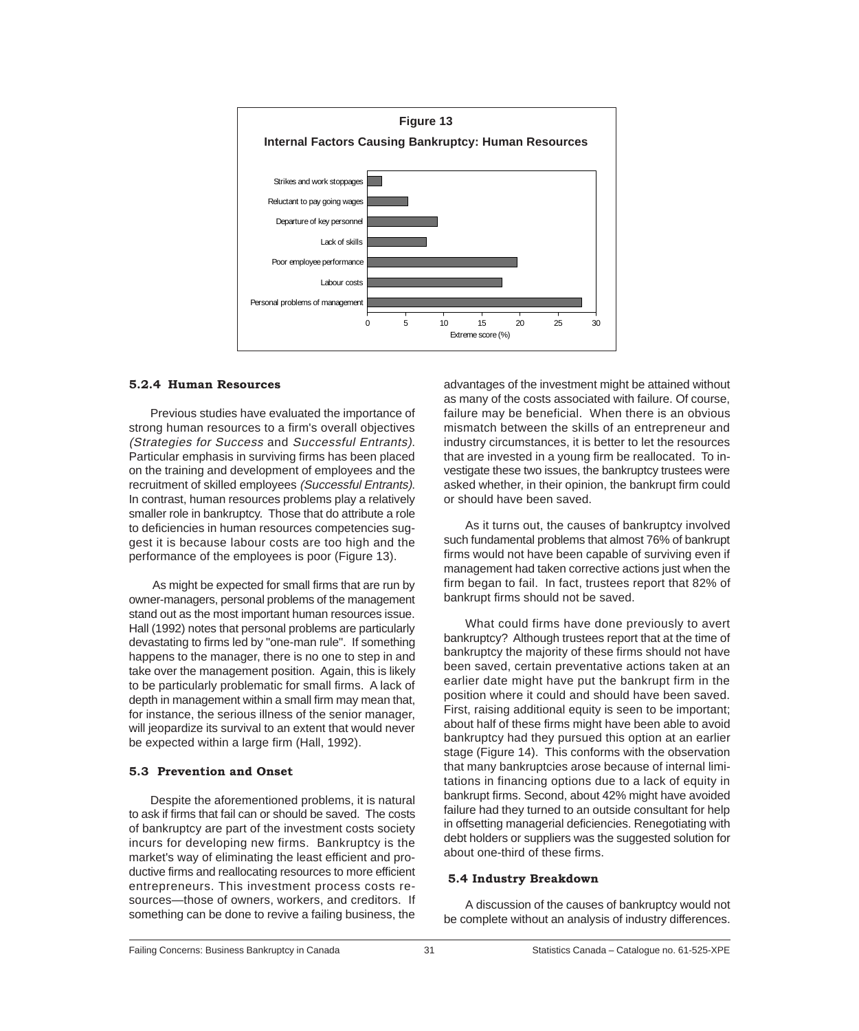**Figure 13**

**Internal Factors Causing Bankruptcy: Human Resources**

| Factor | Extreme score (%) |
| --- | --- |
| Strikes and work stoppages | ~2 |
| Reluctant to pay going wages | ~5 |
| Departure of key personnel | ~9 |
| Lack of skills | ~8 |
| Poor employee performance | ~20 |
| Labour costs | ~18 |
| Personal problems of management | ~28 |

### 5.2.4 Human Resources

Previous studies have evaluated the importance of strong human resources to a firm's overall objectives *(Strategies for Success* and *Successful Entrants)*. Particular emphasis in surviving firms has been placed on the training and development of employees and the recruitment of skilled employees *(Successful Entrants)*. In contrast, human resources problems play a relatively smaller role in bankruptcy. Those that do attribute a role to deficiencies in human resources competencies suggest it is because labour costs are too high and the performance of the employees is poor (Figure 13).

As might be expected for small firms that are run by owner-managers, personal problems of the management stand out as the most important human resources issue. Hall (1992) notes that personal problems are particularly devastating to firms led by "one-man rule". If something happens to the manager, there is no one to step in and take over the management position. Again, this is likely to be particularly problematic for small firms. A lack of depth in management within a small firm may mean that, for instance, the serious illness of the senior manager, will jeopardize its survival to an extent that would never be expected within a large firm (Hall, 1992).

### 5.3 Prevention and Onset

Despite the aforementioned problems, it is natural to ask if firms that fail can or should be saved. The costs of bankruptcy are part of the investment costs society incurs for developing new firms. Bankruptcy is the market's way of eliminating the least efficient and productive firms and reallocating resources to more efficient entrepreneurs. This investment process costs resources—those of owners, workers, and creditors. If something can be done to revive a failing business, the advantages of the investment might be attained without as many of the costs associated with failure. Of course, failure may be beneficial. When there is an obvious mismatch between the skills of an entrepreneur and industry circumstances, it is better to let the resources that are invested in a young firm be reallocated. To investigate these two issues, the bankruptcy trustees were asked whether, in their opinion, the bankrupt firm could or should have been saved.

As it turns out, the causes of bankruptcy involved such fundamental problems that almost 76% of bankrupt firms would not have been capable of surviving even if management had taken corrective actions just when the firm began to fail. In fact, trustees report that 82% of bankrupt firms should not be saved.

What could firms have done previously to avert bankruptcy? Although trustees report that at the time of bankruptcy the majority of these firms should not have been saved, certain preventative actions taken at an earlier date might have put the bankrupt firm in the position where it could and should have been saved. First, raising additional equity is seen to be important; about half of these firms might have been able to avoid bankruptcy had they pursued this option at an earlier stage (Figure 14). This conforms with the observation that many bankruptcies arose because of internal limitations in financing options due to a lack of equity in bankrupt firms. Second, about 42% might have avoided failure had they turned to an outside consultant for help in offsetting managerial deficiencies. Renegotiating with debt holders or suppliers was the suggested solution for about one-third of these firms.

### 5.4 Industry Breakdown

A discussion of the causes of bankruptcy would not be complete without an analysis of industry differences.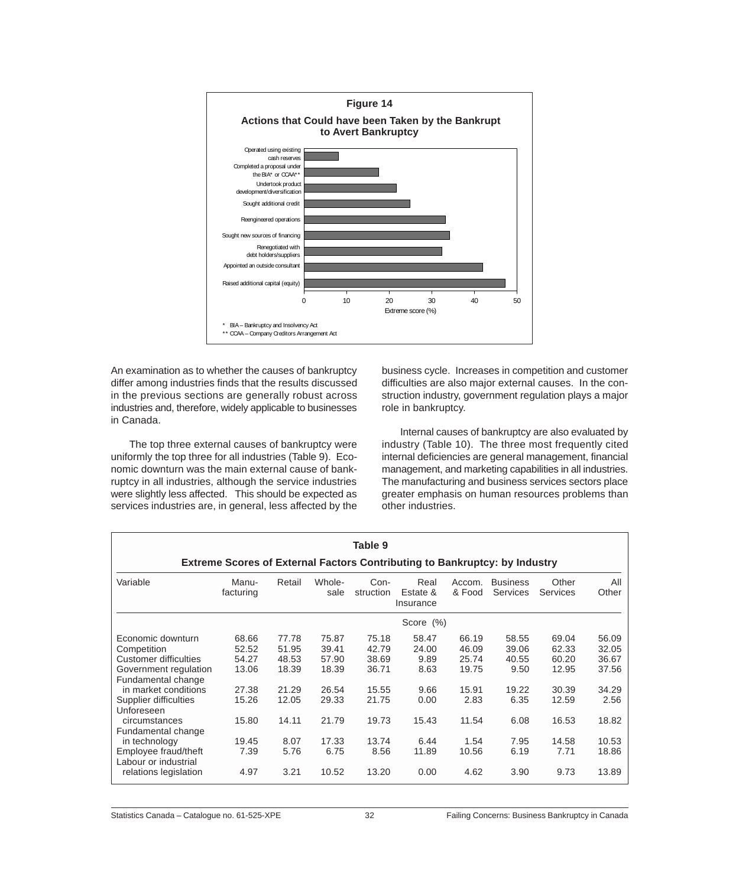**Figure 14**

**Actions that Could have been Taken by the Bankrupt to Avert Bankruptcy**

| Action | Extreme score (%) |
|---|---|
| Operated using existing cash reserves | ~8 |
| Completed a proposal under the BIA* or CCAA** | ~17.5 |
| Undertook product development/diversification | ~21.5 |
| Sought additional credit | ~25 |
| Reengineered operations | ~33 |
| Sought new sources of financing | ~34 |
| Renegotiated with debt holders/suppliers | ~32 |
| Appointed an outside consultant | ~42 |
| Raised additional capital (equity) | ~47 |

\* BIA – Bankruptcy and Insolvency Act

\*\* CCAA – Company Creditors Arrangement Act

An examination as to whether the causes of bankruptcy differ among industries finds that the results discussed in the previous sections are generally robust across industries and, therefore, widely applicable to businesses in Canada.

The top three external causes of bankruptcy were uniformly the top three for all industries (Table 9). Economic downturn was the main external cause of bankruptcy in all industries, although the service industries were slightly less affected. This should be expected as services industries are, in general, less affected by the business cycle. Increases in competition and customer difficulties are also major external causes. In the construction industry, government regulation plays a major role in bankruptcy.

Internal causes of bankruptcy are also evaluated by industry (Table 10). The three most frequently cited internal deficiencies are general management, financial management, and marketing capabilities in all industries. The manufacturing and business services sectors place greater emphasis on human resources problems than other industries.

**Table 9**

**Extreme Scores of External Factors Contributing to Bankruptcy: by Industry**

| Variable | Manu-facturing | Retail | Whole-sale | Con-struction | Real Estate & Insurance | Accom. & Food | Business Services | Other Services | All Other |
|---|---|---|---|---|---|---|---|---|---|
| | Score (%) | | | | | | | | |
| Economic downturn | 68.66 | 77.78 | 75.87 | 75.18 | 58.47 | 66.19 | 58.55 | 69.04 | 56.09 |
| Competition | 52.52 | 51.95 | 39.41 | 42.79 | 24.00 | 46.09 | 39.06 | 62.33 | 32.05 |
| Customer difficulties | 54.27 | 48.53 | 57.90 | 38.69 | 9.89 | 25.74 | 40.55 | 60.20 | 36.67 |
| Government regulation | 13.06 | 18.39 | 18.39 | 36.71 | 8.63 | 19.75 | 9.50 | 12.95 | 37.56 |
| Fundamental change in market conditions | 27.38 | 21.29 | 26.54 | 15.55 | 9.66 | 15.91 | 19.22 | 30.39 | 34.29 |
| Supplier difficulties | 15.26 | 12.05 | 29.33 | 21.75 | 0.00 | 2.83 | 6.35 | 12.59 | 2.56 |
| Unforeseen circumstances | 15.80 | 14.11 | 21.79 | 19.73 | 15.43 | 11.54 | 6.08 | 16.53 | 18.82 |
| Fundamental change in technology | 19.45 | 8.07 | 17.33 | 13.74 | 6.44 | 1.54 | 7.95 | 14.58 | 10.53 |
| Employee fraud/theft | 7.39 | 5.76 | 6.75 | 8.56 | 11.89 | 10.56 | 6.19 | 7.71 | 18.86 |
| Labour or industrial relations legislation | 4.97 | 3.21 | 10.52 | 13.20 | 0.00 | 4.62 | 3.90 | 9.73 | 13.89 |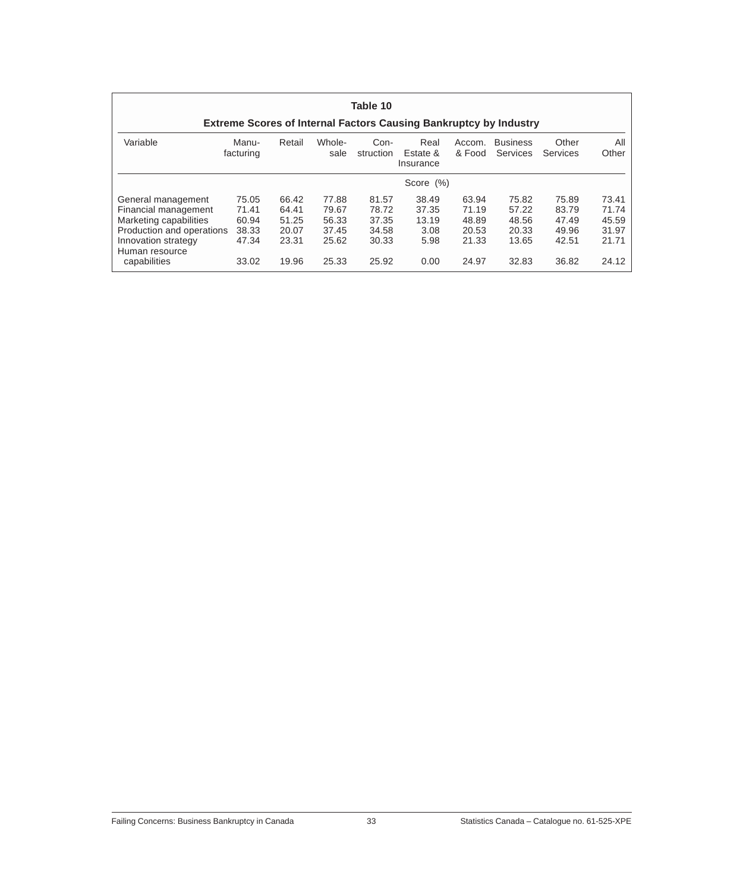**Table 10**

**Extreme Scores of Internal Factors Causing Bankruptcy by Industry**

| Variable | Manu-facturing | Retail | Whole-sale | Con-struction | Real Estate & Insurance | Accom. & Food | Business Services | Other Services | All Other |
|---|---|---|---|---|---|---|---|---|---|
| | Score (%) | | | | | | | | |
| General management | 75.05 | 66.42 | 77.88 | 81.57 | 38.49 | 63.94 | 75.82 | 75.89 | 73.41 |
| Financial management | 71.41 | 64.41 | 79.67 | 78.72 | 37.35 | 71.19 | 57.22 | 83.79 | 71.74 |
| Marketing capabilities | 60.94 | 51.25 | 56.33 | 37.35 | 13.19 | 48.89 | 48.56 | 47.49 | 45.59 |
| Production and operations | 38.33 | 20.07 | 37.45 | 34.58 | 3.08 | 20.53 | 20.33 | 49.96 | 31.97 |
| Innovation strategy | 47.34 | 23.31 | 25.62 | 30.33 | 5.98 | 21.33 | 13.65 | 42.51 | 21.71 |
| Human resource capabilities | 33.02 | 19.96 | 25.33 | 25.92 | 0.00 | 24.97 | 32.83 | 36.82 | 24.12 |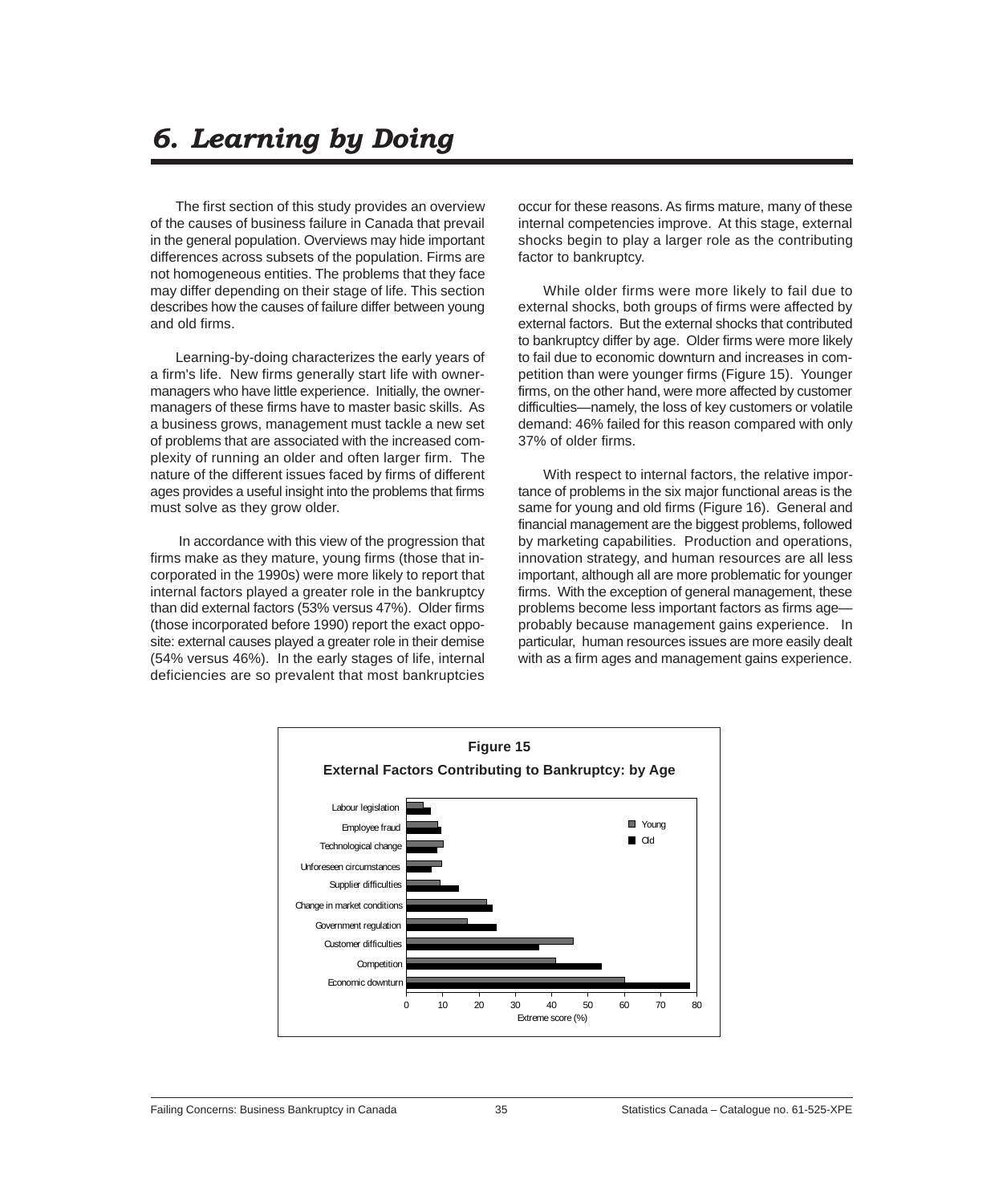# 6. Learning by Doing

The first section of this study provides an overview of the causes of business failure in Canada that prevail in the general population. Overviews may hide important differences across subsets of the population. Firms are not homogeneous entities. The problems that they face may differ depending on their stage of life. This section describes how the causes of failure differ between young and old firms.

Learning-by-doing characterizes the early years of a firm's life. New firms generally start life with owner-managers who have little experience. Initially, the owner-managers of these firms have to master basic skills. As a business grows, management must tackle a new set of problems that are associated with the increased complexity of running an older and often larger firm. The nature of the different issues faced by firms of different ages provides a useful insight into the problems that firms must solve as they grow older.

In accordance with this view of the progression that firms make as they mature, young firms (those that incorporated in the 1990s) were more likely to report that internal factors played a greater role in the bankruptcy than did external factors (53% versus 47%). Older firms (those incorporated before 1990) report the exact opposite: external causes played a greater role in their demise (54% versus 46%). In the early stages of life, internal deficiencies are so prevalent that most bankruptcies occur for these reasons. As firms mature, many of these internal competencies improve. At this stage, external shocks begin to play a larger role as the contributing factor to bankruptcy.

While older firms were more likely to fail due to external shocks, both groups of firms were affected by external factors. But the external shocks that contributed to bankruptcy differ by age. Older firms were more likely to fail due to economic downturn and increases in competition than were younger firms (Figure 15). Younger firms, on the other hand, were more affected by customer difficulties—namely, the loss of key customers or volatile demand: 46% failed for this reason compared with only 37% of older firms.

With respect to internal factors, the relative importance of problems in the six major functional areas is the same for young and old firms (Figure 16). General and financial management are the biggest problems, followed by marketing capabilities. Production and operations, innovation strategy, and human resources are all less important, although all are more problematic for younger firms. With the exception of general management, these problems become less important factors as firms age—probably because management gains experience. In particular, human resources issues are more easily dealt with as a firm ages and management gains experience.

**Figure 15**

**External Factors Contributing to Bankruptcy: by Age**

| Factor | Young | Old |
|---|---|---|
| Labour legislation | 5 | 7 |
| Employee fraud | 9 | 10 |
| Technological change | 10 | 9 |
| Unforeseen circumstances | 10 | 7 |
| Supplier difficulties | 9 | 14 |
| Change in market conditions | 22 | 24 |
| Government regulation | 17 | 25 |
| Customer difficulties | 46 | 37 |
| Competition | 41 | 54 |
| Economic downturn | 60 | 78 |

Extreme score (%)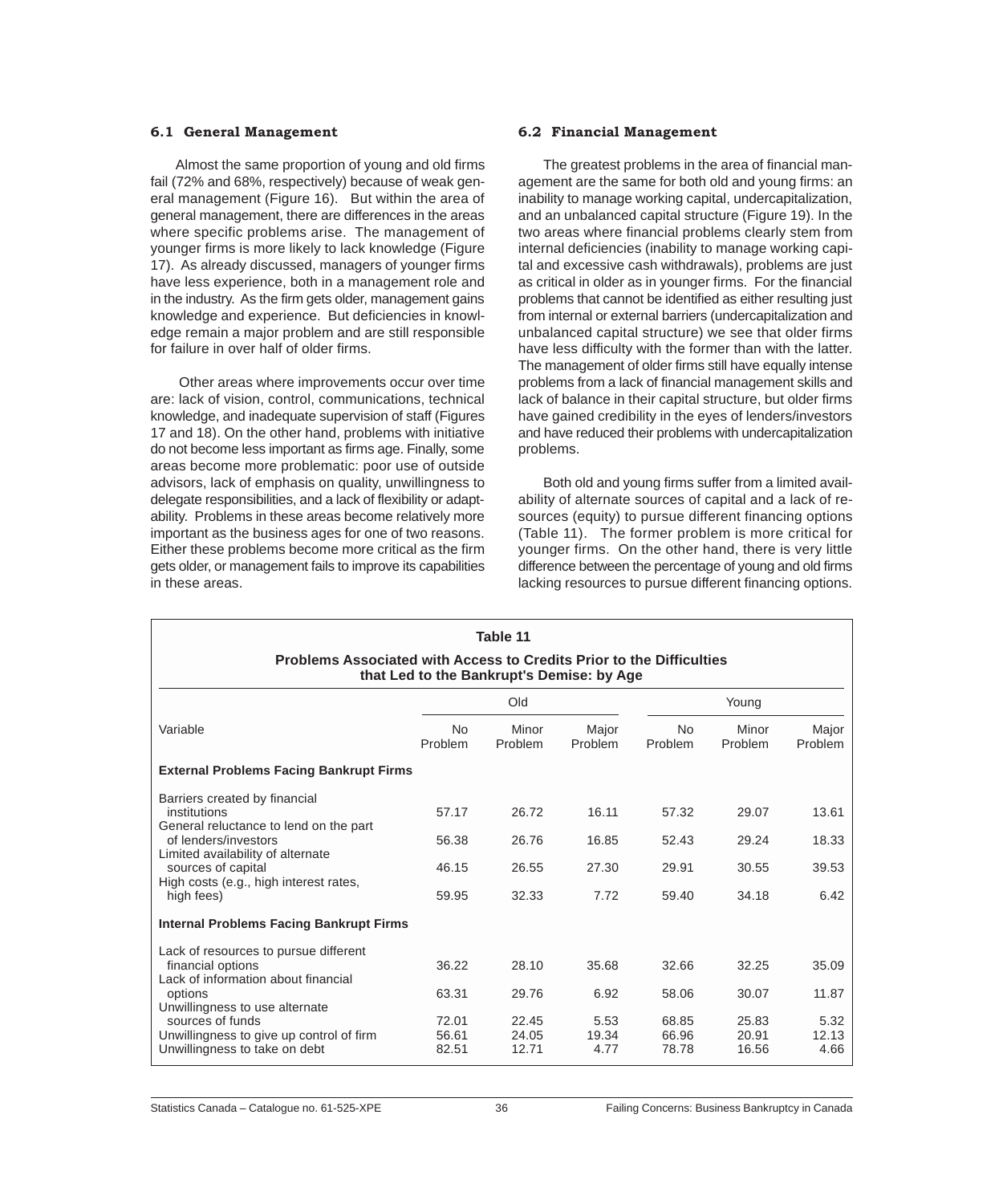### 6.1 General Management

Almost the same proportion of young and old firms fail (72% and 68%, respectively) because of weak general management (Figure 16). But within the area of general management, there are differences in the areas where specific problems arise. The management of younger firms is more likely to lack knowledge (Figure 17). As already discussed, managers of younger firms have less experience, both in a management role and in the industry. As the firm gets older, management gains knowledge and experience. But deficiencies in knowledge remain a major problem and are still responsible for failure in over half of older firms.

Other areas where improvements occur over time are: lack of vision, control, communications, technical knowledge, and inadequate supervision of staff (Figures 17 and 18). On the other hand, problems with initiative do not become less important as firms age. Finally, some areas become more problematic: poor use of outside advisors, lack of emphasis on quality, unwillingness to delegate responsibilities, and a lack of flexibility or adaptability. Problems in these areas become relatively more important as the business ages for one of two reasons. Either these problems become more critical as the firm gets older, or management fails to improve its capabilities in these areas.

### 6.2 Financial Management

The greatest problems in the area of financial management are the same for both old and young firms: an inability to manage working capital, undercapitalization, and an unbalanced capital structure (Figure 19). In the two areas where financial problems clearly stem from internal deficiencies (inability to manage working capital and excessive cash withdrawals), problems are just as critical in older as in younger firms. For the financial problems that cannot be identified as either resulting just from internal or external barriers (undercapitalization and unbalanced capital structure) we see that older firms have less difficulty with the former than with the latter. The management of older firms still have equally intense problems from a lack of financial management skills and lack of balance in their capital structure, but older firms have gained credibility in the eyes of lenders/investors and have reduced their problems with undercapitalization problems.

Both old and young firms suffer from a limited availability of alternate sources of capital and a lack of resources (equity) to pursue different financing options (Table 11). The former problem is more critical for younger firms. On the other hand, there is very little difference between the percentage of young and old firms lacking resources to pursue different financing options.

**Table 11**

**Problems Associated with Access to Credits Prior to the Difficulties that Led to the Bankrupt's Demise: by Age**

| Variable | Old | | | Young | | |
|---|---|---|---|---|---|---|
| | No Problem | Minor Problem | Major Problem | No Problem | Minor Problem | Major Problem |
| **External Problems Facing Bankrupt Firms** | | | | | | |
| Barriers created by financial institutions | 57.17 | 26.72 | 16.11 | 57.32 | 29.07 | 13.61 |
| General reluctance to lend on the part of lenders/investors | 56.38 | 26.76 | 16.85 | 52.43 | 29.24 | 18.33 |
| Limited availability of alternate sources of capital | 46.15 | 26.55 | 27.30 | 29.91 | 30.55 | 39.53 |
| High costs (e.g., high interest rates, high fees) | 59.95 | 32.33 | 7.72 | 59.40 | 34.18 | 6.42 |
| **Internal Problems Facing Bankrupt Firms** | | | | | | |
| Lack of resources to pursue different financial options | 36.22 | 28.10 | 35.68 | 32.66 | 32.25 | 35.09 |
| Lack of information about financial options | 63.31 | 29.76 | 6.92 | 58.06 | 30.07 | 11.87 |
| Unwillingness to use alternate sources of funds | 72.01 | 22.45 | 5.53 | 68.85 | 25.83 | 5.32 |
| Unwillingness to give up control of firm | 56.61 | 24.05 | 19.34 | 66.96 | 20.91 | 12.13 |
| Unwillingness to take on debt | 82.51 | 12.71 | 4.77 | 78.78 | 16.56 | 4.66 |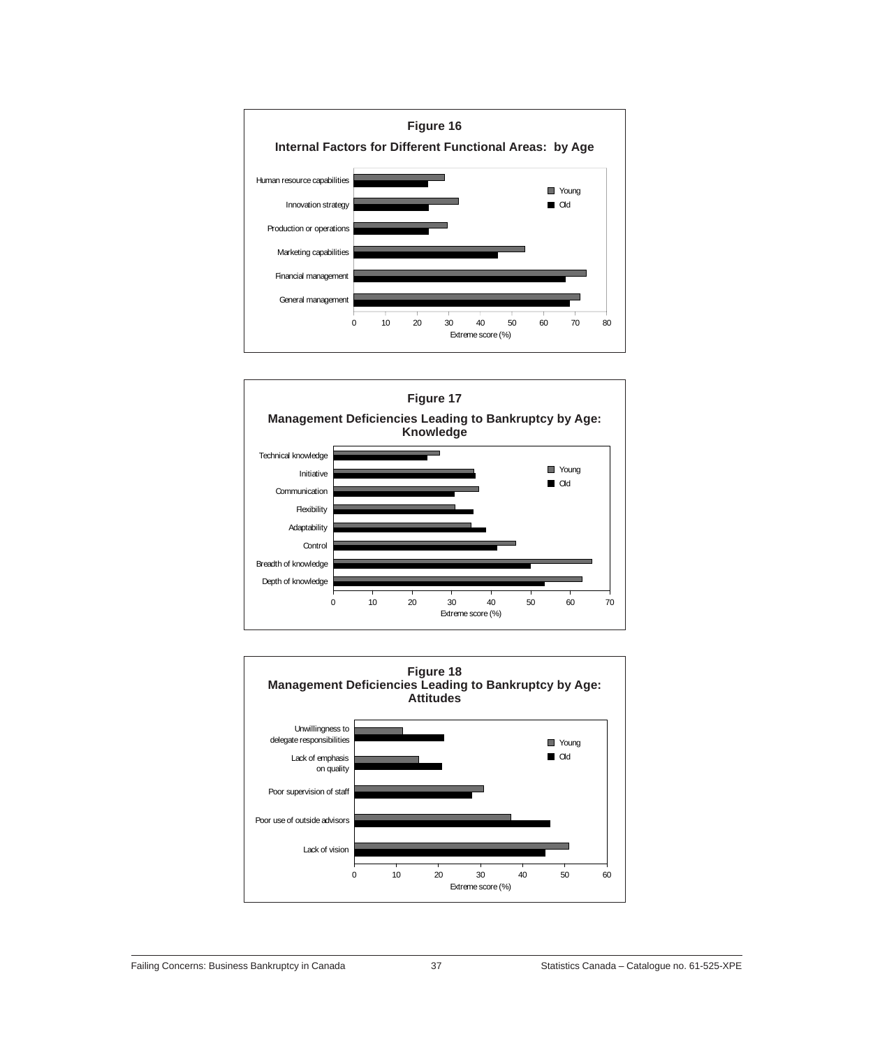**Figure 16**

**Internal Factors for Different Functional Areas: by Age**

Human resource capabilities
Innovation strategy
Production or operations
Marketing capabilities
Financial management
General management

Young
Old

0 10 20 30 40 50 60 70 80

Extreme score (%)

**Figure 17**

**Management Deficiencies Leading to Bankruptcy by Age: Knowledge**

Technical knowledge
Initiative
Communication
Flexibility
Adaptability
Control
Breadth of knowledge
Depth of knowledge

Young
Old

0 10 20 30 40 50 60 70

Extreme score (%)

**Figure 18**

**Management Deficiencies Leading to Bankruptcy by Age: Attitudes**

Unwillingness to delegate responsibilities
Lack of emphasis on quality
Poor supervision of staff
Poor use of outside advisors
Lack of vision

Young
Old

0 10 20 30 40 50 60

Extreme score (%)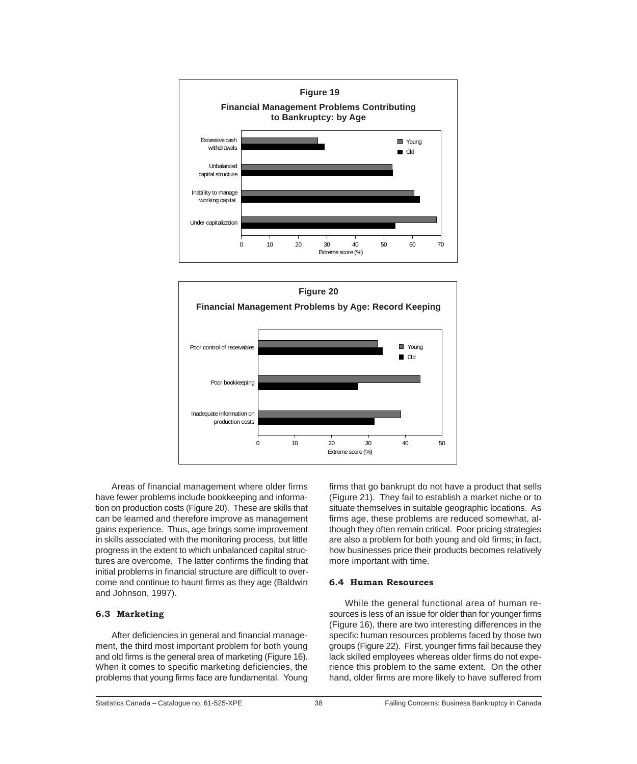**Figure 19**

**Financial Management Problems Contributing to Bankruptcy: by Age**

| | Young | Old |
|---|---|---|
| Excessive cash withdrawals | 27 | 29 |
| Unbalanced capital structure | 53 | 53 |
| Inability to manage working capital | 60 | 62 |
| Under capitalization | 68 | 54 |

Extreme score (%)

**Figure 20**

**Financial Management Problems by Age: Record Keeping**

| | Young | Old |
|---|---|---|
| Poor control of receivables | 32 | 34 |
| Poor bookkeeping | 44 | 27 |
| Inadequate information on production costs | 39 | 32 |

Extreme score (%)

Areas of financial management where older firms have fewer problems include bookkeeping and information on production costs (Figure 20). These are skills that can be learned and therefore improve as management gains experience. Thus, age brings some improvement in skills associated with the monitoring process, but little progress in the extent to which unbalanced capital structures are overcome. The latter confirms the finding that initial problems in financial structure are difficult to overcome and continue to haunt firms as they age (Baldwin and Johnson, 1997).

### 6.3 Marketing

After deficiencies in general and financial management, the third most important problem for both young and old firms is the general area of marketing (Figure 16). When it comes to specific marketing deficiencies, the problems that young firms face are fundamental. Young firms that go bankrupt do not have a product that sells (Figure 21). They fail to establish a market niche or to situate themselves in suitable geographic locations. As firms age, these problems are reduced somewhat, although they often remain critical. Poor pricing strategies are also a problem for both young and old firms; in fact, how businesses price their products becomes relatively more important with time.

### 6.4 Human Resources

While the general functional area of human resources is less of an issue for older than for younger firms (Figure 16), there are two interesting differences in the specific human resources problems faced by those two groups (Figure 22). First, younger firms fail because they lack skilled employees whereas older firms do not experience this problem to the same extent. On the other hand, older firms are more likely to have suffered from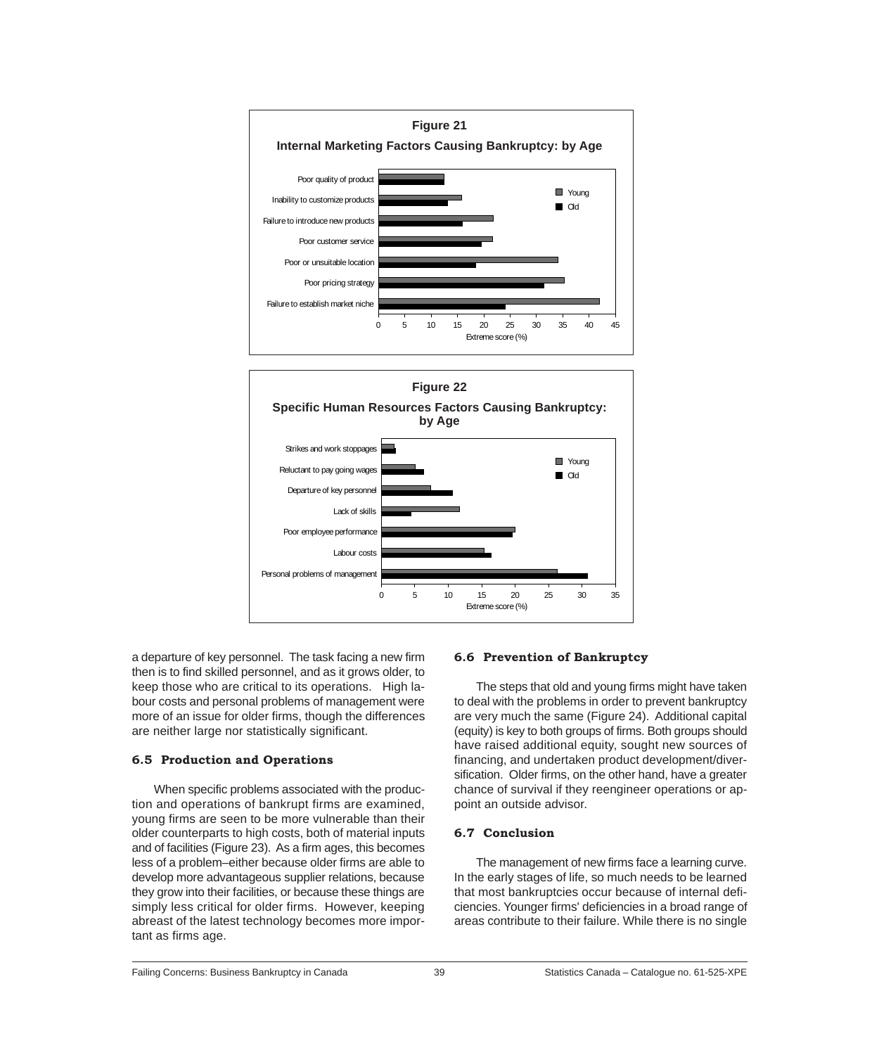**Figure 21**

**Internal Marketing Factors Causing Bankruptcy: by Age**

**Figure 22**

**Specific Human Resources Factors Causing Bankruptcy: by Age**

a departure of key personnel. The task facing a new firm then is to find skilled personnel, and as it grows older, to keep those who are critical to its operations. High labour costs and personal problems of management were more of an issue for older firms, though the differences are neither large nor statistically significant.

### 6.5 Production and Operations

When specific problems associated with the production and operations of bankrupt firms are examined, young firms are seen to be more vulnerable than their older counterparts to high costs, both of material inputs and of facilities (Figure 23). As a firm ages, this becomes less of a problem–either because older firms are able to develop more advantageous supplier relations, because they grow into their facilities, or because these things are simply less critical for older firms. However, keeping abreast of the latest technology becomes more important as firms age.

### 6.6 Prevention of Bankruptcy

The steps that old and young firms might have taken to deal with the problems in order to prevent bankruptcy are very much the same (Figure 24). Additional capital (equity) is key to both groups of firms. Both groups should have raised additional equity, sought new sources of financing, and undertaken product development/diversification. Older firms, on the other hand, have a greater chance of survival if they reengineer operations or appoint an outside advisor.

### 6.7 Conclusion

The management of new firms face a learning curve. In the early stages of life, so much needs to be learned that most bankruptcies occur because of internal deficiencies. Younger firms' deficiencies in a broad range of areas contribute to their failure. While there is no single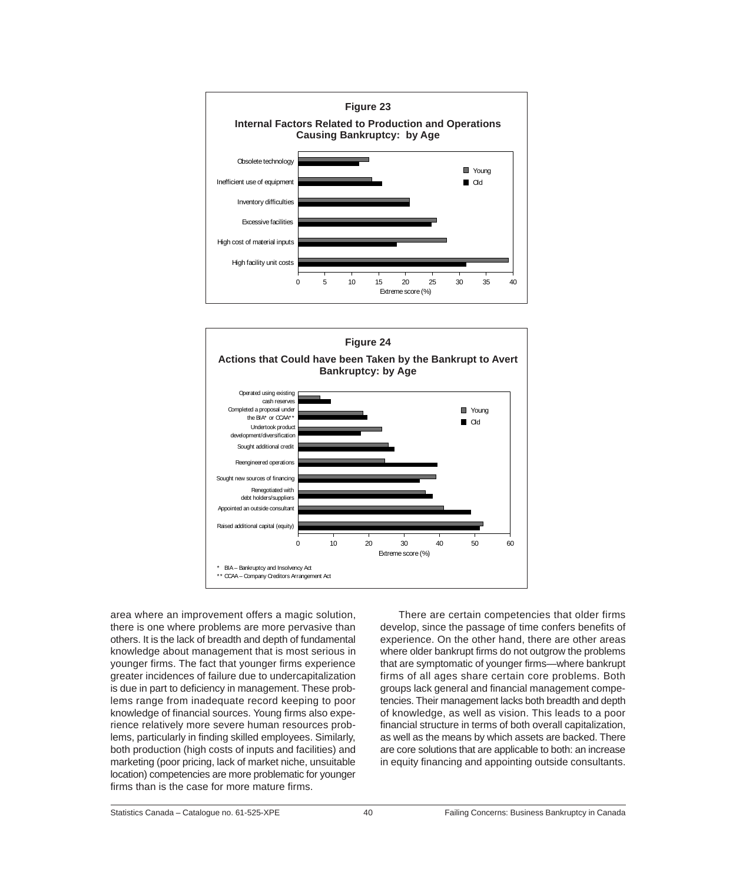**Figure 23**

**Internal Factors Related to Production and Operations Causing Bankruptcy: by Age**

| | Young | Old |
|---|---|---|
| Obsolete technology | 13 | 11 |
| Inefficient use of equipment | 14 | 16 |
| Inventory difficulties | 21 | 21 |
| Excessive facilities | 26 | 25 |
| High cost of material inputs | 28 | 18 |
| High facility unit costs | 39 | 31 |

Extreme score (%)

**Figure 24**

**Actions that Could have been Taken by the Bankrupt to Avert Bankruptcy: by Age**

| | Young | Old |
|---|---|---|
| Operated using existing cash reserves | 6 | 9 |
| Completed a proposal under the BIA* or CCAA** | 18 | 19 |
| Undertook product development/diversification | 24 | 18 |
| Sought additional credit | 26 | 27 |
| Reengineered operations | 25 | 39 |
| Sought new sources of financing | 39 | 34 |
| Renegotiated with debt holders/suppliers | 36 | 38 |
| Appointed an outside consultant | 41 | 49 |
| Raised additional capital (equity) | 52 | 51 |

Extreme score (%)

\* BIA – Bankruptcy and Insolvency Act

\*\* CCAA – Company Creditors Arrangement Act

area where an improvement offers a magic solution, there is one where problems are more pervasive than others. It is the lack of breadth and depth of fundamental knowledge about management that is most serious in younger firms. The fact that younger firms experience greater incidences of failure due to undercapitalization is due in part to deficiency in management. These problems range from inadequate record keeping to poor knowledge of financial sources. Young firms also experience relatively more severe human resources problems, particularly in finding skilled employees. Similarly, both production (high costs of inputs and facilities) and marketing (poor pricing, lack of market niche, unsuitable location) competencies are more problematic for younger firms than is the case for more mature firms.

There are certain competencies that older firms develop, since the passage of time confers benefits of experience. On the other hand, there are other areas where older bankrupt firms do not outgrow the problems that are symptomatic of younger firms—where bankrupt firms of all ages share certain core problems. Both groups lack general and financial management competencies. Their management lacks both breadth and depth of knowledge, as well as vision. This leads to a poor financial structure in terms of both overall capitalization, as well as the means by which assets are backed. There are core solutions that are applicable to both: an increase in equity financing and appointing outside consultants.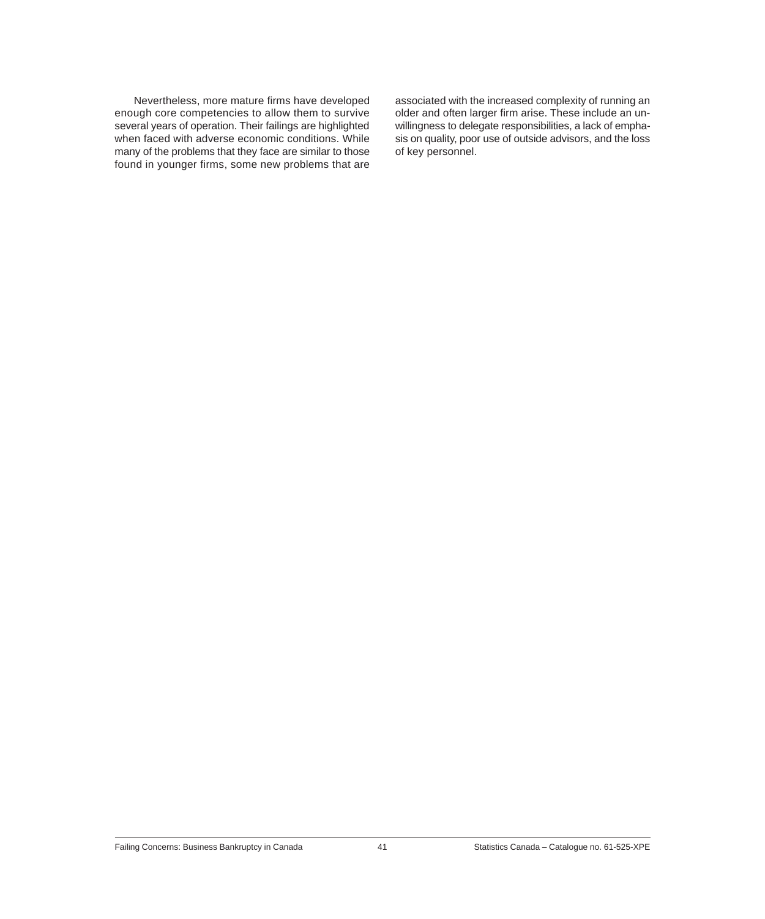Nevertheless, more mature firms have developed enough core competencies to allow them to survive several years of operation. Their failings are highlighted when faced with adverse economic conditions. While many of the problems that they face are similar to those found in younger firms, some new problems that are associated with the increased complexity of running an older and often larger firm arise. These include an unwillingness to delegate responsibilities, a lack of emphasis on quality, poor use of outside advisors, and the loss of key personnel.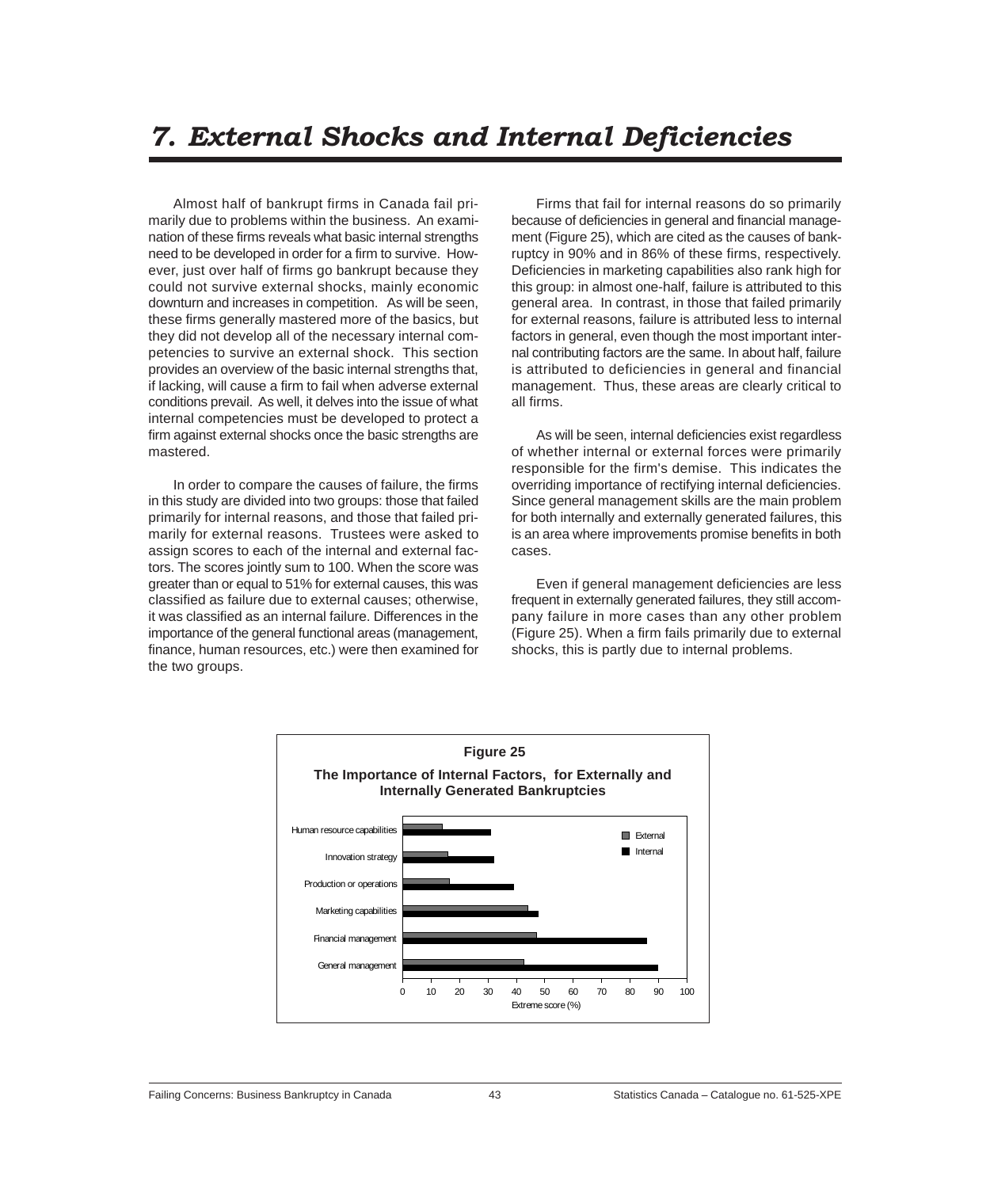# 7. External Shocks and Internal Deficiencies

Almost half of bankrupt firms in Canada fail primarily due to problems within the business. An examination of these firms reveals what basic internal strengths need to be developed in order for a firm to survive. However, just over half of firms go bankrupt because they could not survive external shocks, mainly economic downturn and increases in competition. As will be seen, these firms generally mastered more of the basics, but they did not develop all of the necessary internal competencies to survive an external shock. This section provides an overview of the basic internal strengths that, if lacking, will cause a firm to fail when adverse external conditions prevail. As well, it delves into the issue of what internal competencies must be developed to protect a firm against external shocks once the basic strengths are mastered.

In order to compare the causes of failure, the firms in this study are divided into two groups: those that failed primarily for internal reasons, and those that failed primarily for external reasons. Trustees were asked to assign scores to each of the internal and external factors. The scores jointly sum to 100. When the score was greater than or equal to 51% for external causes, this was classified as failure due to external causes; otherwise, it was classified as an internal failure. Differences in the importance of the general functional areas (management, finance, human resources, etc.) were then examined for the two groups.

Firms that fail for internal reasons do so primarily because of deficiencies in general and financial management (Figure 25), which are cited as the causes of bankruptcy in 90% and in 86% of these firms, respectively. Deficiencies in marketing capabilities also rank high for this group: in almost one-half, failure is attributed to this general area. In contrast, in those that failed primarily for external reasons, failure is attributed less to internal factors in general, even though the most important internal contributing factors are the same. In about half, failure is attributed to deficiencies in general and financial management. Thus, these areas are clearly critical to all firms.

As will be seen, internal deficiencies exist regardless of whether internal or external forces were primarily responsible for the firm's demise. This indicates the overriding importance of rectifying internal deficiencies. Since general management skills are the main problem for both internally and externally generated failures, this is an area where improvements promise benefits in both cases.

Even if general management deficiencies are less frequent in externally generated failures, they still accompany failure in more cases than any other problem (Figure 25). When a firm fails primarily due to external shocks, this is partly due to internal problems.

**Figure 25**

**The Importance of Internal Factors, for Externally and Internally Generated Bankruptcies**

| Factor | External | Internal |
|---|---|---|
| Human resource capabilities | ~14 | ~31 |
| Innovation strategy | ~16 | ~32 |
| Production or operations | ~16 | ~39 |
| Marketing capabilities | ~44 | ~48 |
| Financial management | ~47 | ~86 |
| General management | ~43 | ~90 |

Extreme score (%)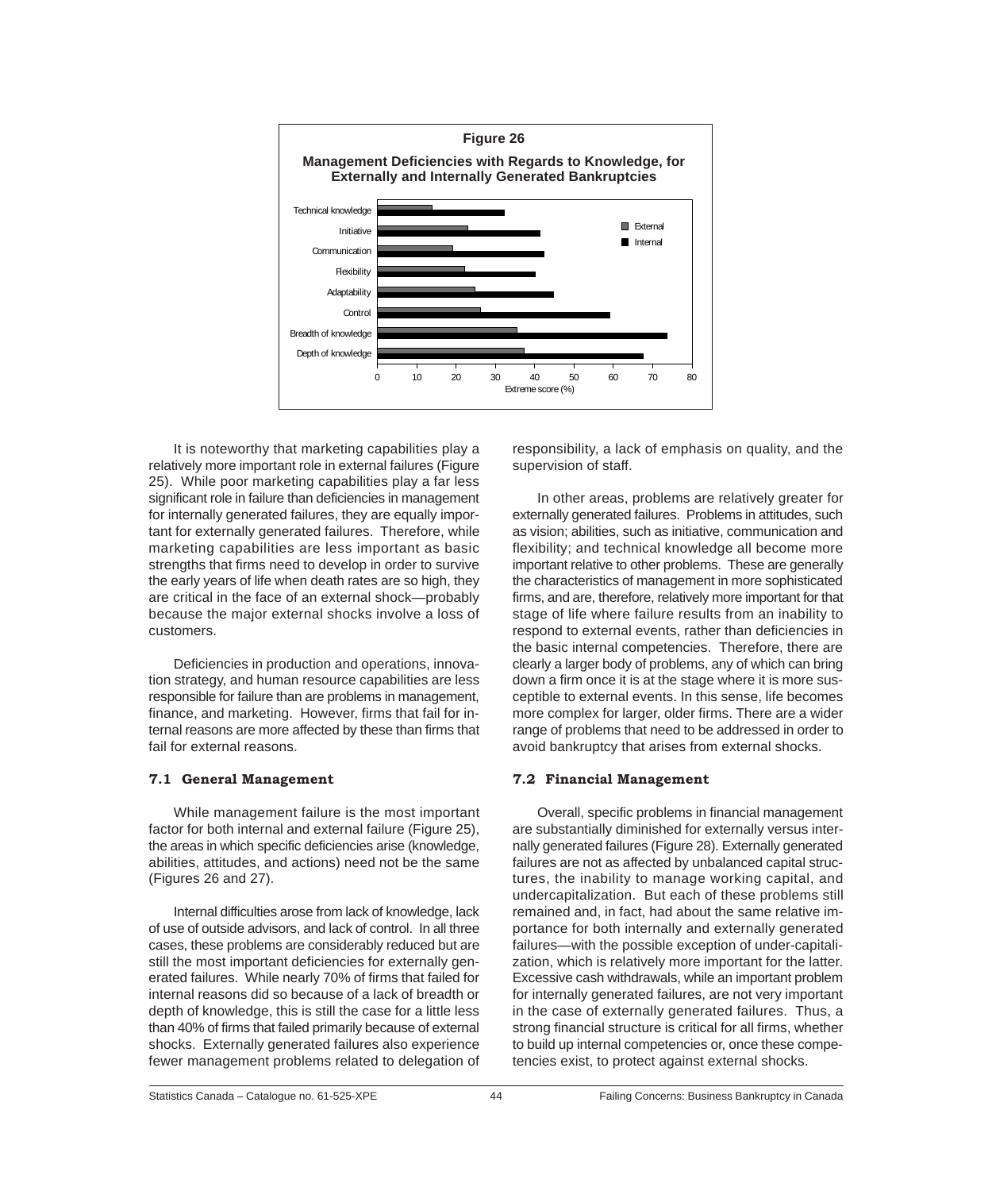**Figure 26**

**Management Deficiencies with Regards to Knowledge, for Externally and Internally Generated Bankruptcies**

It is noteworthy that marketing capabilities play a relatively more important role in external failures (Figure 25). While poor marketing capabilities play a far less significant role in failure than deficiencies in management for internally generated failures, they are equally important for externally generated failures. Therefore, while marketing capabilities are less important as basic strengths that firms need to develop in order to survive the early years of life when death rates are so high, they are critical in the face of an external shock—probably because the major external shocks involve a loss of customers.

Deficiencies in production and operations, innovation strategy, and human resource capabilities are less responsible for failure than are problems in management, finance, and marketing. However, firms that fail for internal reasons are more affected by these than firms that fail for external reasons.

### 7.1 General Management

While management failure is the most important factor for both internal and external failure (Figure 25), the areas in which specific deficiencies arise (knowledge, abilities, attitudes, and actions) need not be the same (Figures 26 and 27).

Internal difficulties arose from lack of knowledge, lack of use of outside advisors, and lack of control. In all three cases, these problems are considerably reduced but are still the most important deficiencies for externally generated failures. While nearly 70% of firms that failed for internal reasons did so because of a lack of breadth or depth of knowledge, this is still the case for a little less than 40% of firms that failed primarily because of external shocks. Externally generated failures also experience fewer management problems related to delegation of responsibility, a lack of emphasis on quality, and the supervision of staff.

In other areas, problems are relatively greater for externally generated failures. Problems in attitudes, such as vision; abilities, such as initiative, communication and flexibility; and technical knowledge all become more important relative to other problems. These are generally the characteristics of management in more sophisticated firms, and are, therefore, relatively more important for that stage of life where failure results from an inability to respond to external events, rather than deficiencies in the basic internal competencies. Therefore, there are clearly a larger body of problems, any of which can bring down a firm once it is at the stage where it is more susceptible to external events. In this sense, life becomes more complex for larger, older firms. There are a wider range of problems that need to be addressed in order to avoid bankruptcy that arises from external shocks.

### 7.2 Financial Management

Overall, specific problems in financial management are substantially diminished for externally versus internally generated failures (Figure 28). Externally generated failures are not as affected by unbalanced capital structures, the inability to manage working capital, and undercapitalization. But each of these problems still remained and, in fact, had about the same relative importance for both internally and externally generated failures—with the possible exception of under-capitalization, which is relatively more important for the latter. Excessive cash withdrawals, while an important problem for internally generated failures, are not very important in the case of externally generated failures. Thus, a strong financial structure is critical for all firms, whether to build up internal competencies or, once these competencies exist, to protect against external shocks.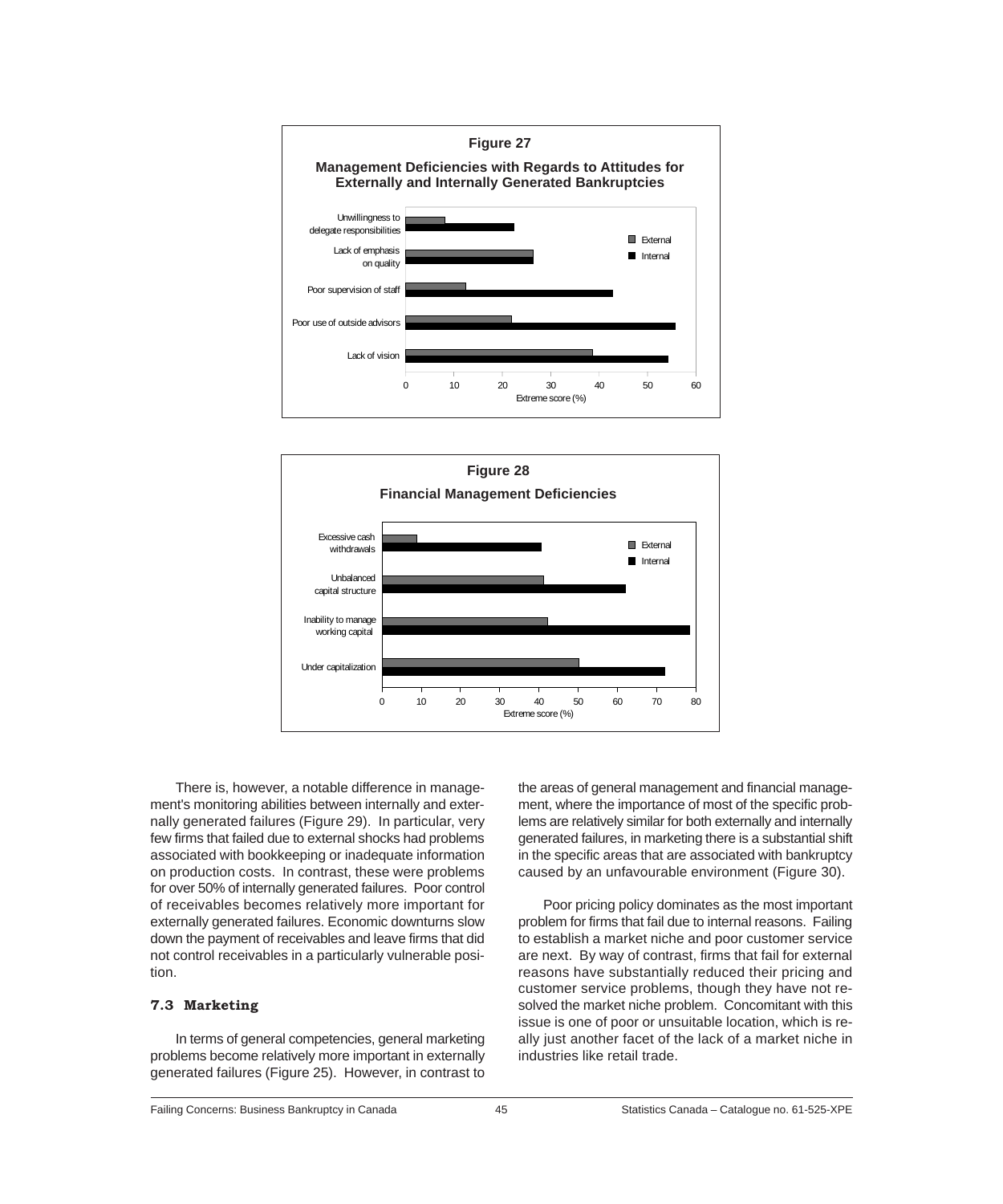**Figure 27**

**Management Deficiencies with Regards to Attitudes for Externally and Internally Generated Bankruptcies**

**Figure 28**

**Financial Management Deficiencies**

There is, however, a notable difference in management's monitoring abilities between internally and externally generated failures (Figure 29). In particular, very few firms that failed due to external shocks had problems associated with bookkeeping or inadequate information on production costs. In contrast, these were problems for over 50% of internally generated failures. Poor control of receivables becomes relatively more important for externally generated failures. Economic downturns slow down the payment of receivables and leave firms that did not control receivables in a particularly vulnerable position.

### 7.3 Marketing

In terms of general competencies, general marketing problems become relatively more important in externally generated failures (Figure 25). However, in contrast to the areas of general management and financial management, where the importance of most of the specific problems are relatively similar for both externally and internally generated failures, in marketing there is a substantial shift in the specific areas that are associated with bankruptcy caused by an unfavourable environment (Figure 30).

Poor pricing policy dominates as the most important problem for firms that fail due to internal reasons. Failing to establish a market niche and poor customer service are next. By way of contrast, firms that fail for external reasons have substantially reduced their pricing and customer service problems, though they have not resolved the market niche problem. Concomitant with this issue is one of poor or unsuitable location, which is really just another facet of the lack of a market niche in industries like retail trade.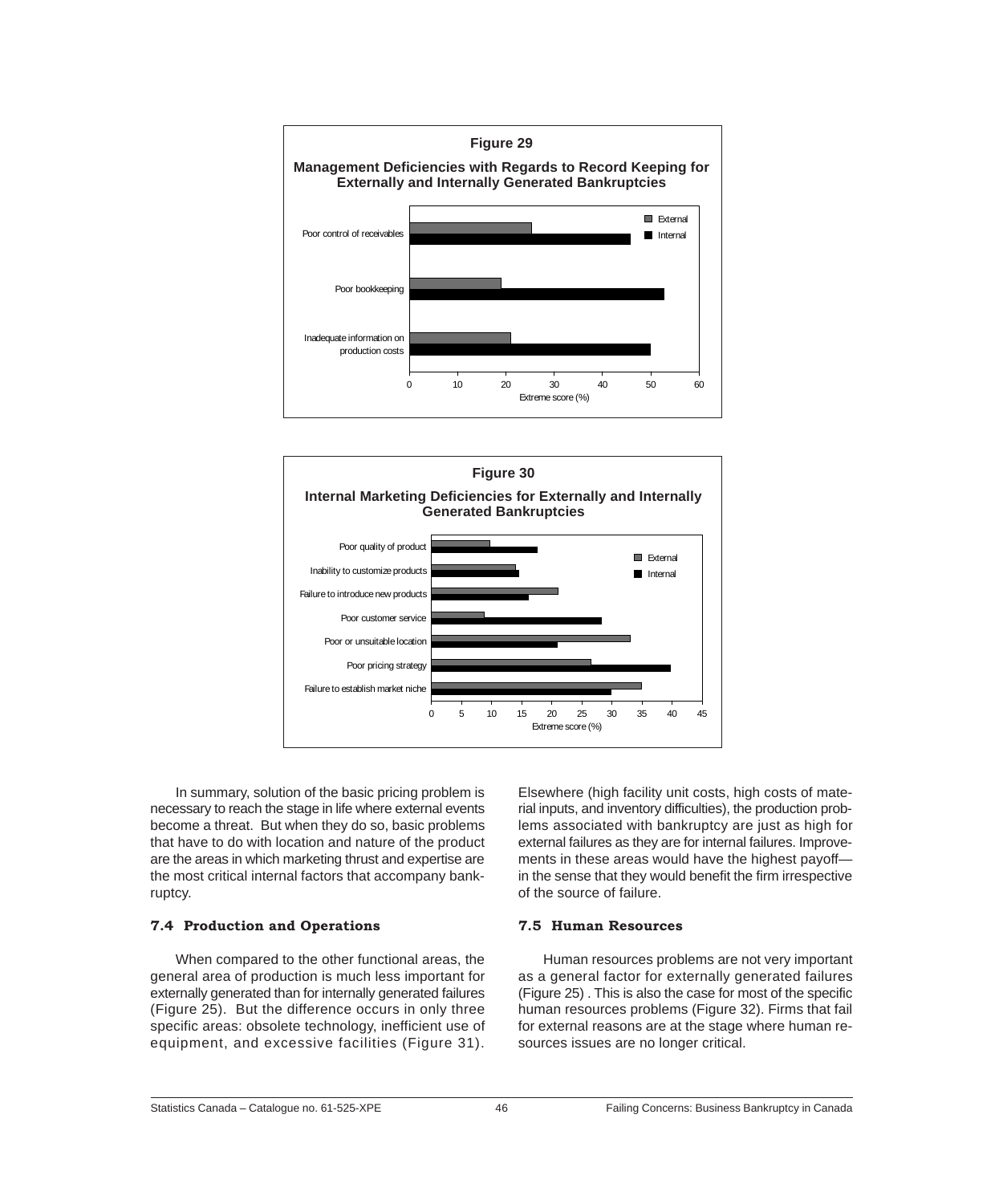**Figure 29**

**Management Deficiencies with Regards to Record Keeping for Externally and Internally Generated Bankruptcies**

**Figure 30**

**Internal Marketing Deficiencies for Externally and Internally Generated Bankruptcies**

In summary, solution of the basic pricing problem is necessary to reach the stage in life where external events become a threat. But when they do so, basic problems that have to do with location and nature of the product are the areas in which marketing thrust and expertise are the most critical internal factors that accompany bankruptcy.

### 7.4 Production and Operations

When compared to the other functional areas, the general area of production is much less important for externally generated than for internally generated failures (Figure 25). But the difference occurs in only three specific areas: obsolete technology, inefficient use of equipment, and excessive facilities (Figure 31). Elsewhere (high facility unit costs, high costs of material inputs, and inventory difficulties), the production problems associated with bankruptcy are just as high for external failures as they are for internal failures. Improvements in these areas would have the highest payoff—in the sense that they would benefit the firm irrespective of the source of failure.

### 7.5 Human Resources

Human resources problems are not very important as a general factor for externally generated failures (Figure 25) . This is also the case for most of the specific human resources problems (Figure 32). Firms that fail for external reasons are at the stage where human resources issues are no longer critical.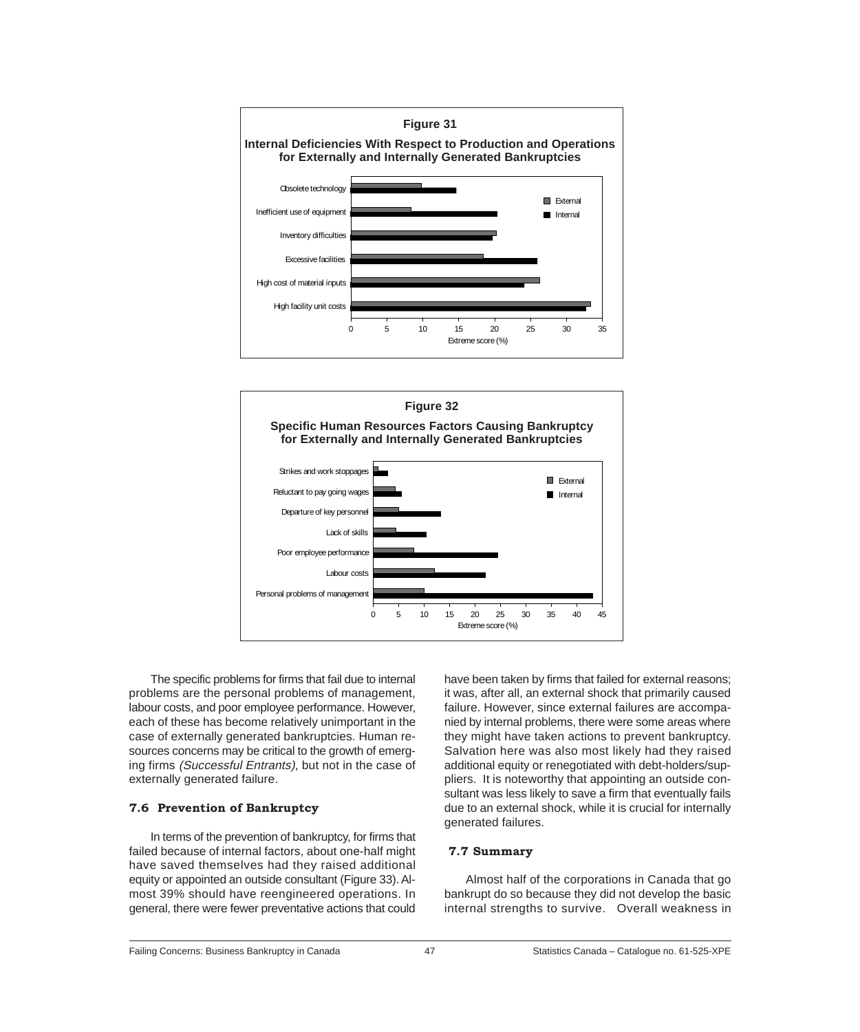**Figure 31**

**Internal Deficiencies With Respect to Production and Operations for Externally and Internally Generated Bankruptcies**

**Figure 32**

**Specific Human Resources Factors Causing Bankruptcy for Externally and Internally Generated Bankruptcies**

The specific problems for firms that fail due to internal problems are the personal problems of management, labour costs, and poor employee performance. However, each of these has become relatively unimportant in the case of externally generated bankruptcies. Human resources concerns may be critical to the growth of emerging firms *(Successful Entrants)*, but not in the case of externally generated failure.

### 7.6 Prevention of Bankruptcy

In terms of the prevention of bankruptcy, for firms that failed because of internal factors, about one-half might have saved themselves had they raised additional equity or appointed an outside consultant (Figure 33). Almost 39% should have reengineered operations. In general, there were fewer preventative actions that could have been taken by firms that failed for external reasons; it was, after all, an external shock that primarily caused failure. However, since external failures are accompanied by internal problems, there were some areas where they might have taken actions to prevent bankruptcy. Salvation here was also most likely had they raised additional equity or renegotiated with debt-holders/suppliers. It is noteworthy that appointing an outside consultant was less likely to save a firm that eventually fails due to an external shock, while it is crucial for internally generated failures.

### 7.7 Summary

Almost half of the corporations in Canada that go bankrupt do so because they did not develop the basic internal strengths to survive. Overall weakness in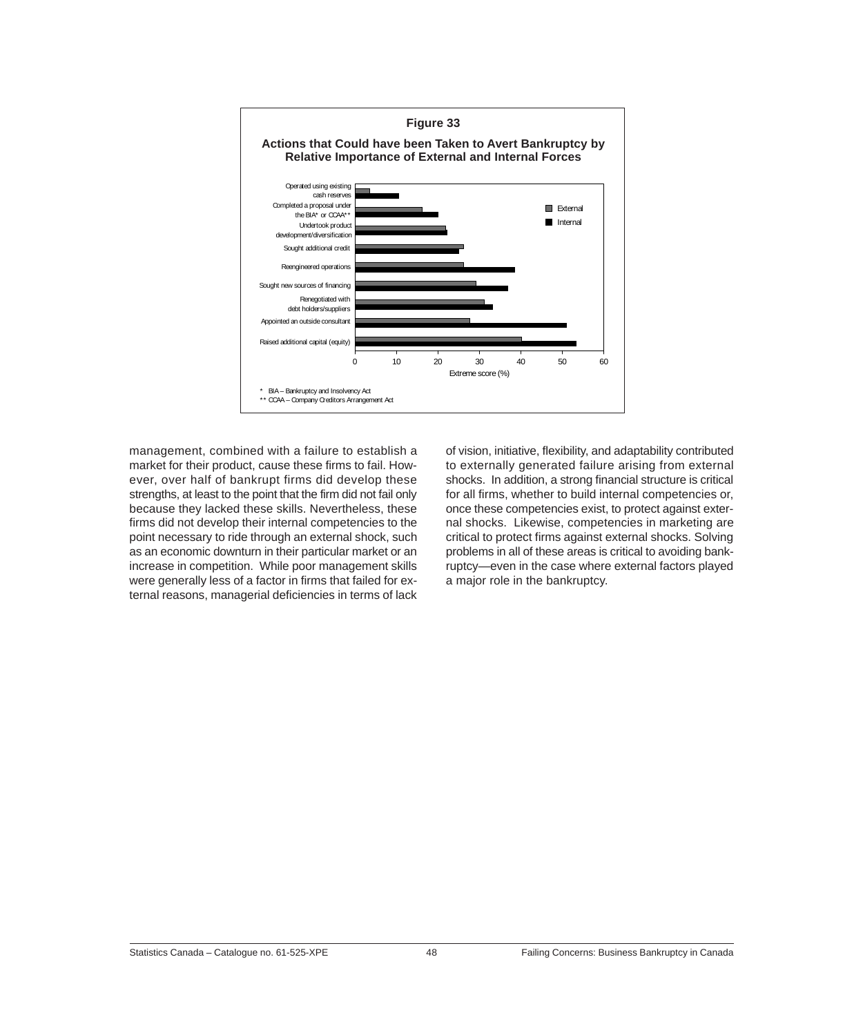**Figure 33**

**Actions that Could have been Taken to Avert Bankruptcy by Relative Importance of External and Internal Forces**

| Action | External | Internal |
|---|---|---|
| Operated using existing cash reserves | 3.5 | 10.5 |
| Completed a proposal under the BIA* or CCAA** | 16 | 20 |
| Undertook product development/diversification | 22 | 22 |
| Sought additional credit | 26 | 25 |
| Reengineered operations | 26 | 38.5 |
| Sought new sources of financing | 29 | 37 |
| Renegotiated with debt holders/suppliers | 31 | 33 |
| Appointed an outside consultant | 27.5 | 51 |
| Raised additional capital (equity) | 40 | 53 |

Extreme score (%)

\* BIA – Bankruptcy and Insolvency Act
\*\* CCAA – Company Creditors Arrangement Act

management, combined with a failure to establish a market for their product, cause these firms to fail. However, over half of bankrupt firms did develop these strengths, at least to the point that the firm did not fail only because they lacked these skills. Nevertheless, these firms did not develop their internal competencies to the point necessary to ride through an external shock, such as an economic downturn in their particular market or an increase in competition. While poor management skills were generally less of a factor in firms that failed for external reasons, managerial deficiencies in terms of lack of vision, initiative, flexibility, and adaptability contributed to externally generated failure arising from external shocks. In addition, a strong financial structure is critical for all firms, whether to build internal competencies or, once these competencies exist, to protect against external shocks. Likewise, competencies in marketing are critical to protect firms against external shocks. Solving problems in all of these areas is critical to avoiding bankruptcy—even in the case where external factors played a major role in the bankruptcy.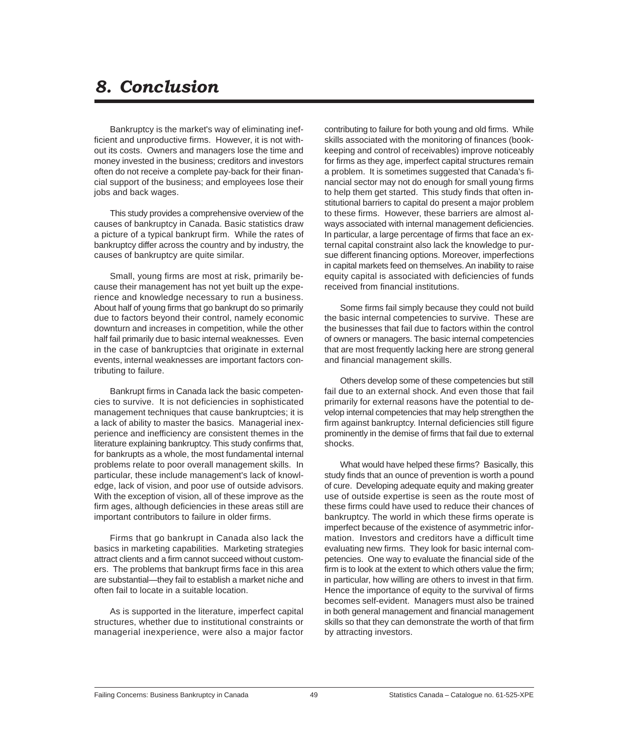# 8. Conclusion

Bankruptcy is the market's way of eliminating inefficient and unproductive firms. However, it is not without its costs. Owners and managers lose the time and money invested in the business; creditors and investors often do not receive a complete pay-back for their financial support of the business; and employees lose their jobs and back wages.

This study provides a comprehensive overview of the causes of bankruptcy in Canada. Basic statistics draw a picture of a typical bankrupt firm. While the rates of bankruptcy differ across the country and by industry, the causes of bankruptcy are quite similar.

Small, young firms are most at risk, primarily because their management has not yet built up the experience and knowledge necessary to run a business. About half of young firms that go bankrupt do so primarily due to factors beyond their control, namely economic downturn and increases in competition, while the other half fail primarily due to basic internal weaknesses. Even in the case of bankruptcies that originate in external events, internal weaknesses are important factors contributing to failure.

Bankrupt firms in Canada lack the basic competencies to survive. It is not deficiencies in sophisticated management techniques that cause bankruptcies; it is a lack of ability to master the basics. Managerial inexperience and inefficiency are consistent themes in the literature explaining bankruptcy. This study confirms that, for bankrupts as a whole, the most fundamental internal problems relate to poor overall management skills. In particular, these include management's lack of knowledge, lack of vision, and poor use of outside advisors. With the exception of vision, all of these improve as the firm ages, although deficiencies in these areas still are important contributors to failure in older firms.

Firms that go bankrupt in Canada also lack the basics in marketing capabilities. Marketing strategies attract clients and a firm cannot succeed without customers. The problems that bankrupt firms face in this area are substantial—they fail to establish a market niche and often fail to locate in a suitable location.

As is supported in the literature, imperfect capital structures, whether due to institutional constraints or managerial inexperience, were also a major factor contributing to failure for both young and old firms. While skills associated with the monitoring of finances (bookkeeping and control of receivables) improve noticeably for firms as they age, imperfect capital structures remain a problem. It is sometimes suggested that Canada's financial sector may not do enough for small young firms to help them get started. This study finds that often institutional barriers to capital do present a major problem to these firms. However, these barriers are almost always associated with internal management deficiencies. In particular, a large percentage of firms that face an external capital constraint also lack the knowledge to pursue different financing options. Moreover, imperfections in capital markets feed on themselves. An inability to raise equity capital is associated with deficiencies of funds received from financial institutions.

Some firms fail simply because they could not build the basic internal competencies to survive. These are the businesses that fail due to factors within the control of owners or managers. The basic internal competencies that are most frequently lacking here are strong general and financial management skills.

Others develop some of these competencies but still fail due to an external shock. And even those that fail primarily for external reasons have the potential to develop internal competencies that may help strengthen the firm against bankruptcy. Internal deficiencies still figure prominently in the demise of firms that fail due to external shocks.

What would have helped these firms? Basically, this study finds that an ounce of prevention is worth a pound of cure. Developing adequate equity and making greater use of outside expertise is seen as the route most of these firms could have used to reduce their chances of bankruptcy. The world in which these firms operate is imperfect because of the existence of asymmetric information. Investors and creditors have a difficult time evaluating new firms. They look for basic internal competencies. One way to evaluate the financial side of the firm is to look at the extent to which others value the firm; in particular, how willing are others to invest in that firm. Hence the importance of equity to the survival of firms becomes self-evident. Managers must also be trained in both general management and financial management skills so that they can demonstrate the worth of that firm by attracting investors.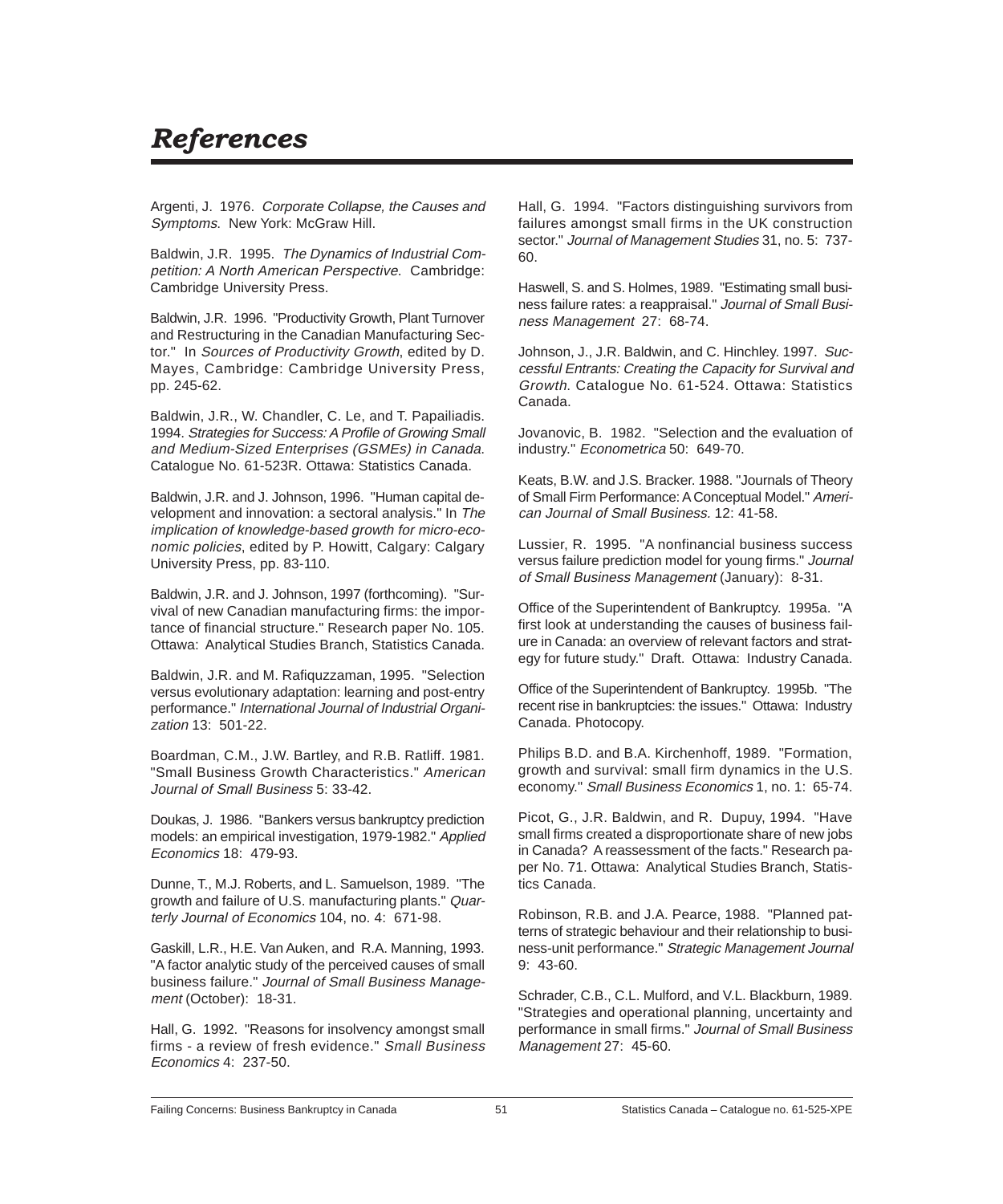# References

Argenti, J. 1976. *Corporate Collapse, the Causes and Symptoms*. New York: McGraw Hill.

Baldwin, J.R. 1995. *The Dynamics of Industrial Competition: A North American Perspective*. Cambridge: Cambridge University Press.

Baldwin, J.R. 1996. "Productivity Growth, Plant Turnover and Restructuring in the Canadian Manufacturing Sector." In *Sources of Productivity Growth*, edited by D. Mayes, Cambridge: Cambridge University Press, pp. 245-62.

Baldwin, J.R., W. Chandler, C. Le, and T. Papailiadis. 1994. *Strategies for Success: A Profile of Growing Small and Medium-Sized Enterprises (GSMEs) in Canada*. Catalogue No. 61-523R. Ottawa: Statistics Canada.

Baldwin, J.R. and J. Johnson, 1996. "Human capital development and innovation: a sectoral analysis." In *The implication of knowledge-based growth for micro-economic policies*, edited by P. Howitt, Calgary: Calgary University Press, pp. 83-110.

Baldwin, J.R. and J. Johnson, 1997 (forthcoming). "Survival of new Canadian manufacturing firms: the importance of financial structure." Research paper No. 105. Ottawa: Analytical Studies Branch, Statistics Canada.

Baldwin, J.R. and M. Rafiquzzaman, 1995. "Selection versus evolutionary adaptation: learning and post-entry performance." *International Journal of Industrial Organization* 13: 501-22.

Boardman, C.M., J.W. Bartley, and R.B. Ratliff. 1981. "Small Business Growth Characteristics." *American Journal of Small Business* 5: 33-42.

Doukas, J. 1986. "Bankers versus bankruptcy prediction models: an empirical investigation, 1979-1982." *Applied Economics* 18: 479-93.

Dunne, T., M.J. Roberts, and L. Samuelson, 1989. "The growth and failure of U.S. manufacturing plants." *Quarterly Journal of Economics* 104, no. 4: 671-98.

Gaskill, L.R., H.E. Van Auken, and R.A. Manning, 1993. "A factor analytic study of the perceived causes of small business failure." *Journal of Small Business Management* (October): 18-31.

Hall, G. 1992. "Reasons for insolvency amongst small firms - a review of fresh evidence." *Small Business Economics* 4: 237-50.

Hall, G. 1994. "Factors distinguishing survivors from failures amongst small firms in the UK construction sector." *Journal of Management Studies* 31, no. 5: 737-60.

Haswell, S. and S. Holmes, 1989. "Estimating small business failure rates: a reappraisal." *Journal of Small Business Management* 27: 68-74.

Johnson, J., J.R. Baldwin, and C. Hinchley. 1997. *Successful Entrants: Creating the Capacity for Survival and Growth*. Catalogue No. 61-524. Ottawa: Statistics Canada.

Jovanovic, B. 1982. "Selection and the evaluation of industry." *Econometrica* 50: 649-70.

Keats, B.W. and J.S. Bracker. 1988. "Journals of Theory of Small Firm Performance: A Conceptual Model." *American Journal of Small Business.* 12: 41-58.

Lussier, R. 1995. "A nonfinancial business success versus failure prediction model for young firms." *Journal of Small Business Management* (January): 8-31.

Office of the Superintendent of Bankruptcy. 1995a. "A first look at understanding the causes of business failure in Canada: an overview of relevant factors and strategy for future study." Draft. Ottawa: Industry Canada.

Office of the Superintendent of Bankruptcy. 1995b. "The recent rise in bankruptcies: the issues." Ottawa: Industry Canada. Photocopy.

Philips B.D. and B.A. Kirchenhoff, 1989. "Formation, growth and survival: small firm dynamics in the U.S. economy." *Small Business Economics* 1, no. 1: 65-74.

Picot, G., J.R. Baldwin, and R. Dupuy, 1994. "Have small firms created a disproportionate share of new jobs in Canada? A reassessment of the facts." Research paper No. 71. Ottawa: Analytical Studies Branch, Statistics Canada.

Robinson, R.B. and J.A. Pearce, 1988. "Planned patterns of strategic behaviour and their relationship to business-unit performance." *Strategic Management Journal* 9: 43-60.

Schrader, C.B., C.L. Mulford, and V.L. Blackburn, 1989. "Strategies and operational planning, uncertainty and performance in small firms." *Journal of Small Business Management* 27: 45-60.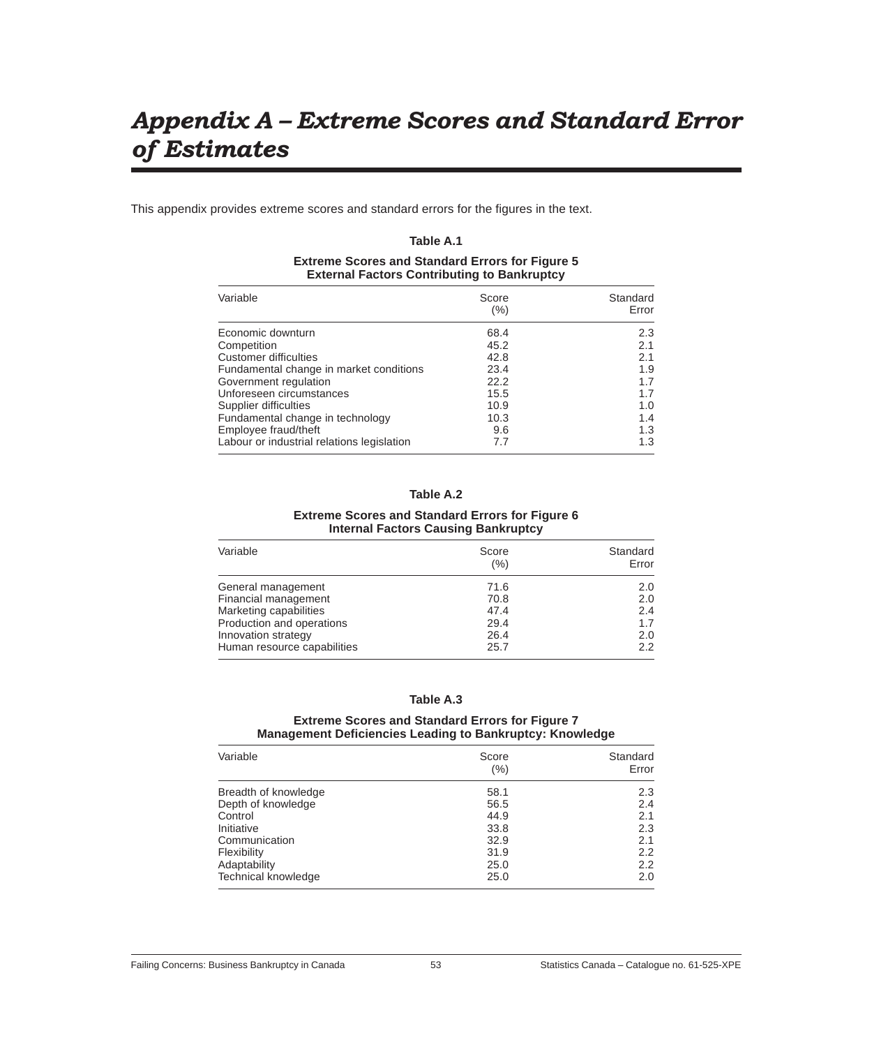# *Appendix A – Extreme Scores and Standard Error of Estimates*

This appendix provides extreme scores and standard errors for the figures in the text.

**Table A.1**

**Extreme Scores and Standard Errors for Figure 5**
**External Factors Contributing to Bankruptcy**

| Variable | Score (%) | Standard Error |
|---|---|---|
| Economic downturn | 68.4 | 2.3 |
| Competition | 45.2 | 2.1 |
| Customer difficulties | 42.8 | 2.1 |
| Fundamental change in market conditions | 23.4 | 1.9 |
| Government regulation | 22.2 | 1.7 |
| Unforeseen circumstances | 15.5 | 1.7 |
| Supplier difficulties | 10.9 | 1.0 |
| Fundamental change in technology | 10.3 | 1.4 |
| Employee fraud/theft | 9.6 | 1.3 |
| Labour or industrial relations legislation | 7.7 | 1.3 |

**Table A.2**

**Extreme Scores and Standard Errors for Figure 6**
**Internal Factors Causing Bankruptcy**

| Variable | Score (%) | Standard Error |
|---|---|---|
| General management | 71.6 | 2.0 |
| Financial management | 70.8 | 2.0 |
| Marketing capabilities | 47.4 | 2.4 |
| Production and operations | 29.4 | 1.7 |
| Innovation strategy | 26.4 | 2.0 |
| Human resource capabilities | 25.7 | 2.2 |

**Table A.3**

**Extreme Scores and Standard Errors for Figure 7**
**Management Deficiencies Leading to Bankruptcy: Knowledge**

| Variable | Score (%) | Standard Error |
|---|---|---|
| Breadth of knowledge | 58.1 | 2.3 |
| Depth of knowledge | 56.5 | 2.4 |
| Control | 44.9 | 2.1 |
| Initiative | 33.8 | 2.3 |
| Communication | 32.9 | 2.1 |
| Flexibility | 31.9 | 2.2 |
| Adaptability | 25.0 | 2.2 |
| Technical knowledge | 25.0 | 2.0 |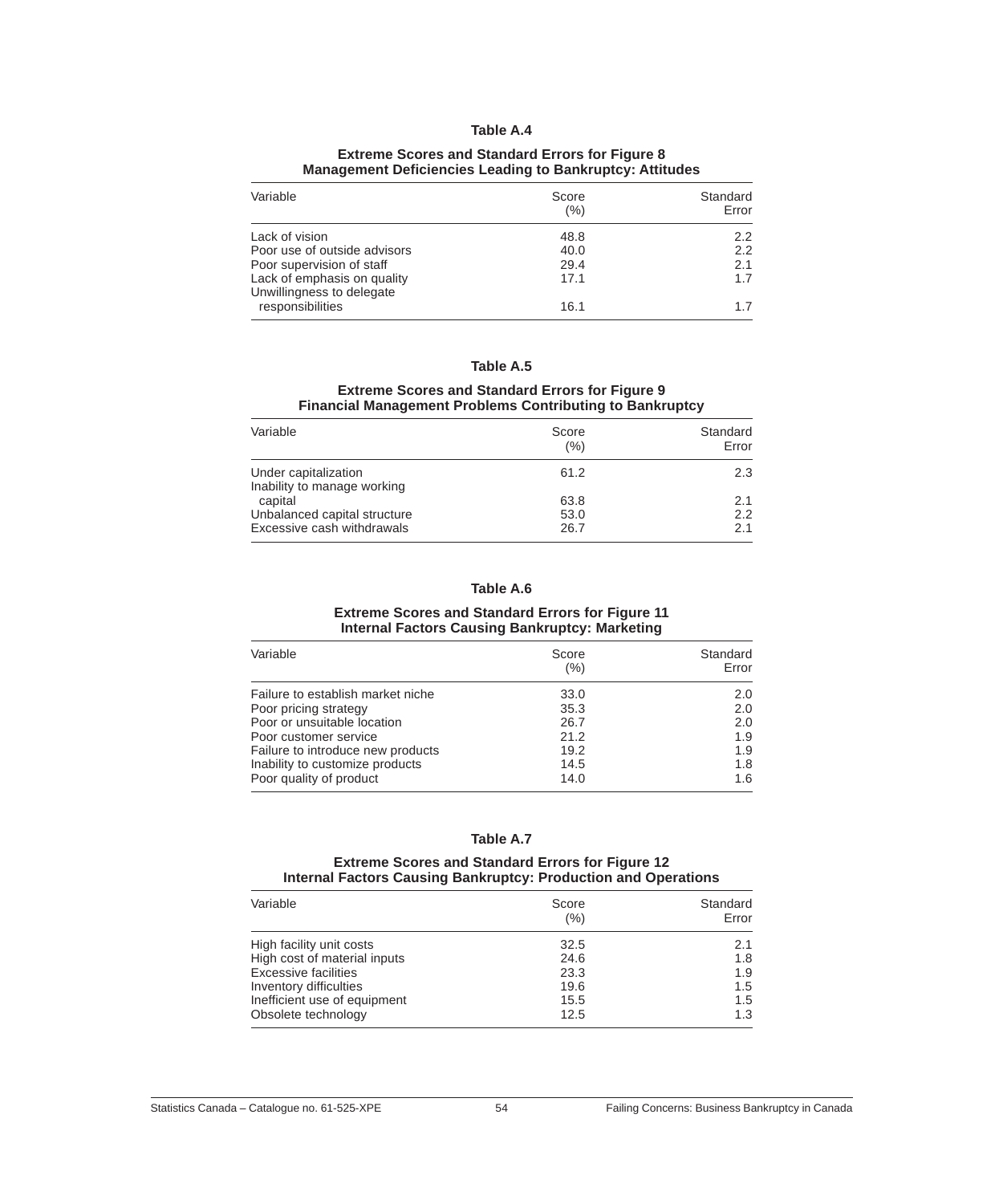### Table A.4

**Extreme Scores and Standard Errors for Figure 8**
**Management Deficiencies Leading to Bankruptcy: Attitudes**

| Variable | Score (%) | Standard Error |
|---|---|---|
| Lack of vision | 48.8 | 2.2 |
| Poor use of outside advisors | 40.0 | 2.2 |
| Poor supervision of staff | 29.4 | 2.1 |
| Lack of emphasis on quality | 17.1 | 1.7 |
| Unwillingness to delegate responsibilities | 16.1 | 1.7 |

### Table A.5

**Extreme Scores and Standard Errors for Figure 9**
**Financial Management Problems Contributing to Bankruptcy**

| Variable | Score (%) | Standard Error |
|---|---|---|
| Under capitalization | 61.2 | 2.3 |
| Inability to manage working capital | 63.8 | 2.1 |
| Unbalanced capital structure | 53.0 | 2.2 |
| Excessive cash withdrawals | 26.7 | 2.1 |

### Table A.6

**Extreme Scores and Standard Errors for Figure 11**
**Internal Factors Causing Bankruptcy: Marketing**

| Variable | Score (%) | Standard Error |
|---|---|---|
| Failure to establish market niche | 33.0 | 2.0 |
| Poor pricing strategy | 35.3 | 2.0 |
| Poor or unsuitable location | 26.7 | 2.0 |
| Poor customer service | 21.2 | 1.9 |
| Failure to introduce new products | 19.2 | 1.9 |
| Inability to customize products | 14.5 | 1.8 |
| Poor quality of product | 14.0 | 1.6 |

### Table A.7

**Extreme Scores and Standard Errors for Figure 12**
**Internal Factors Causing Bankruptcy: Production and Operations**

| Variable | Score (%) | Standard Error |
|---|---|---|
| High facility unit costs | 32.5 | 2.1 |
| High cost of material inputs | 24.6 | 1.8 |
| Excessive facilities | 23.3 | 1.9 |
| Inventory difficulties | 19.6 | 1.5 |
| Inefficient use of equipment | 15.5 | 1.5 |
| Obsolete technology | 12.5 | 1.3 |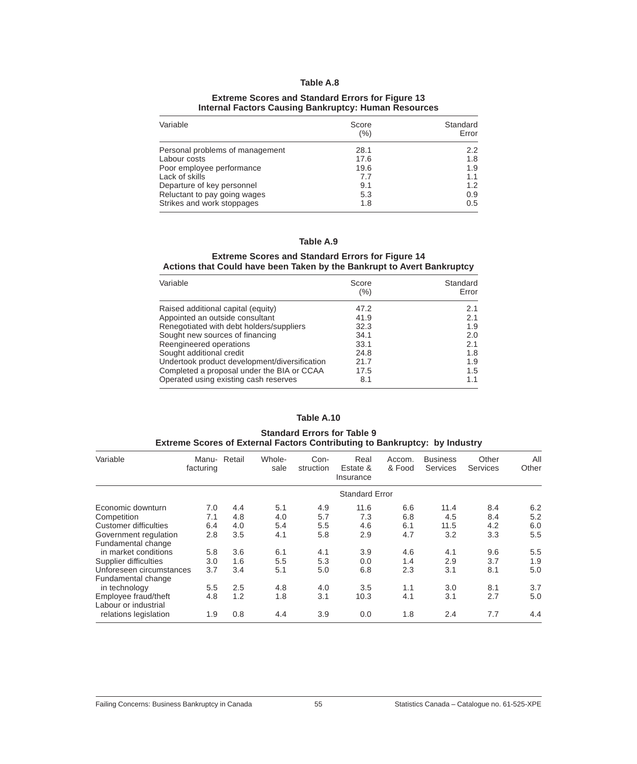### Table A.8

**Extreme Scores and Standard Errors for Figure 13**
**Internal Factors Causing Bankruptcy: Human Resources**

| Variable | Score (%) | Standard Error |
|---|---|---|
| Personal problems of management | 28.1 | 2.2 |
| Labour costs | 17.6 | 1.8 |
| Poor employee performance | 19.6 | 1.9 |
| Lack of skills | 7.7 | 1.1 |
| Departure of key personnel | 9.1 | 1.2 |
| Reluctant to pay going wages | 5.3 | 0.9 |
| Strikes and work stoppages | 1.8 | 0.5 |

### Table A.9

**Extreme Scores and Standard Errors for Figure 14**
**Actions that Could have been Taken by the Bankrupt to Avert Bankruptcy**

| Variable | Score (%) | Standard Error |
|---|---|---|
| Raised additional capital (equity) | 47.2 | 2.1 |
| Appointed an outside consultant | 41.9 | 2.1 |
| Renegotiated with debt holders/suppliers | 32.3 | 1.9 |
| Sought new sources of financing | 34.1 | 2.0 |
| Reengineered operations | 33.1 | 2.1 |
| Sought additional credit | 24.8 | 1.8 |
| Undertook product development/diversification | 21.7 | 1.9 |
| Completed a proposal under the BIA or CCAA | 17.5 | 1.5 |
| Operated using existing cash reserves | 8.1 | 1.1 |

### Table A.10

**Standard Errors for Table 9**
**Extreme Scores of External Factors Contributing to Bankruptcy: by Industry**

| Variable | Manu-facturing | Retail | Whole-sale | Con-struction | Real Estate & Insurance | Accom. & Food | Business Services | Other Services | All Other |
|---|---|---|---|---|---|---|---|---|---|
| | Standard Error | | | | | | | | |
| Economic downturn | 7.0 | 4.4 | 5.1 | 4.9 | 11.6 | 6.6 | 11.4 | 8.4 | 6.2 |
| Competition | 7.1 | 4.8 | 4.0 | 5.7 | 7.3 | 6.8 | 4.5 | 8.4 | 5.2 |
| Customer difficulties | 6.4 | 4.0 | 5.4 | 5.5 | 4.6 | 6.1 | 11.5 | 4.2 | 6.0 |
| Government regulation | 2.8 | 3.5 | 4.1 | 5.8 | 2.9 | 4.7 | 3.2 | 3.3 | 5.5 |
| Fundamental change in market conditions | 5.8 | 3.6 | 6.1 | 4.1 | 3.9 | 4.6 | 4.1 | 9.6 | 5.5 |
| Supplier difficulties | 3.0 | 1.6 | 5.5 | 5.3 | 0.0 | 1.4 | 2.9 | 3.7 | 1.9 |
| Unforeseen circumstances | 3.7 | 3.4 | 5.1 | 5.0 | 6.8 | 2.3 | 3.1 | 8.1 | 5.0 |
| Fundamental change in technology | 5.5 | 2.5 | 4.8 | 4.0 | 3.5 | 1.1 | 3.0 | 8.1 | 3.7 |
| Employee fraud/theft | 4.8 | 1.2 | 1.8 | 3.1 | 10.3 | 4.1 | 3.1 | 2.7 | 5.0 |
| Labour or industrial relations legislation | 1.9 | 0.8 | 4.4 | 3.9 | 0.0 | 1.8 | 2.4 | 7.7 | 4.4 |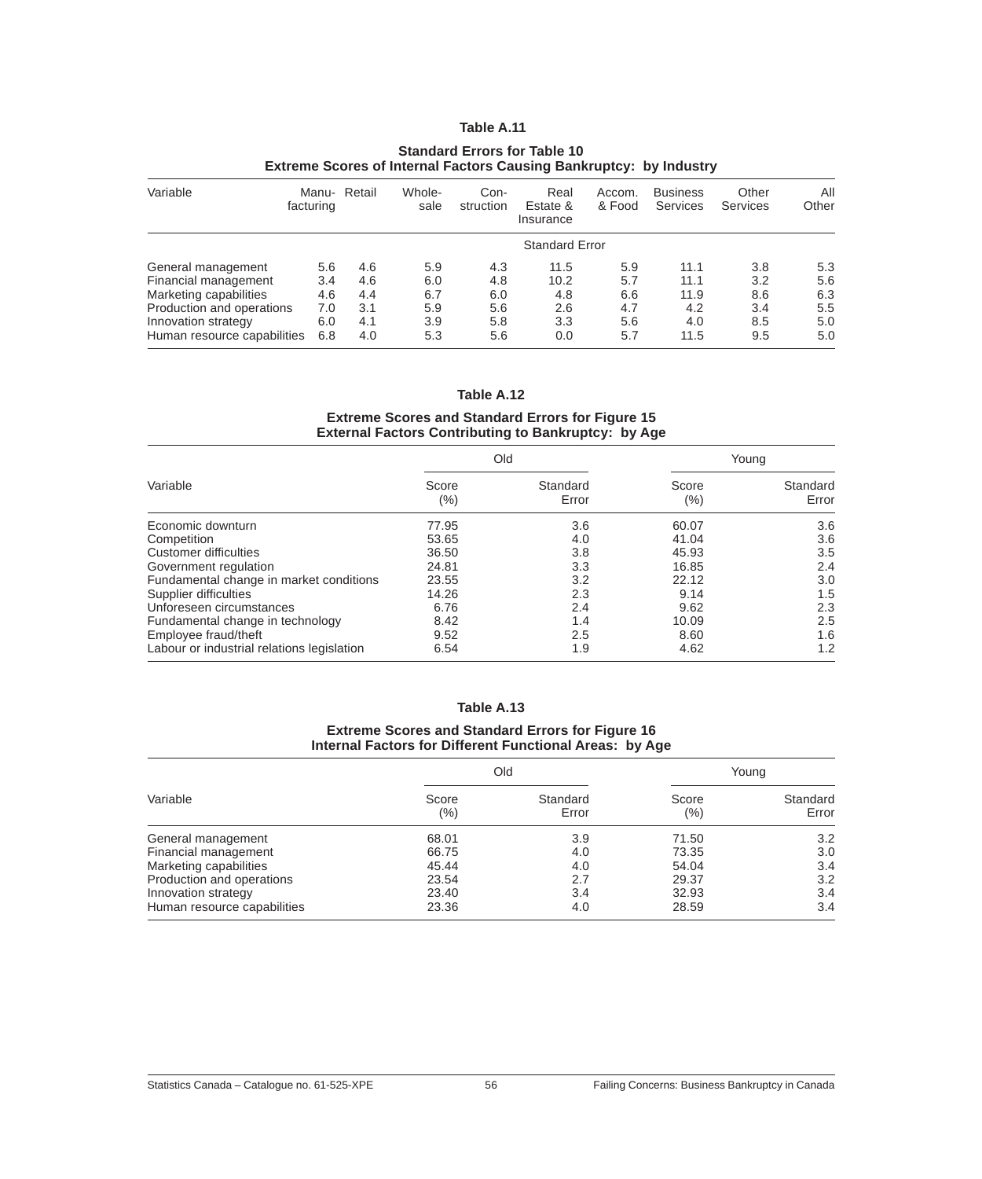## Table A.11

### Standard Errors for Table 10
### Extreme Scores of Internal Factors Causing Bankruptcy: by Industry

| Variable | Manu-facturing | Retail | Whole-sale | Con-struction | Real Estate & Insurance | Accom. & Food | Business Services | Other Services | All Other |
|---|---|---|---|---|---|---|---|---|---|
| | | | | | Standard Error | | | | |
| General management | 5.6 | 4.6 | 5.9 | 4.3 | 11.5 | 5.9 | 11.1 | 3.8 | 5.3 |
| Financial management | 3.4 | 4.6 | 6.0 | 4.8 | 10.2 | 5.7 | 11.1 | 3.2 | 5.6 |
| Marketing capabilities | 4.6 | 4.4 | 6.7 | 6.0 | 4.8 | 6.6 | 11.9 | 8.6 | 6.3 |
| Production and operations | 7.0 | 3.1 | 5.9 | 5.6 | 2.6 | 4.7 | 4.2 | 3.4 | 5.5 |
| Innovation strategy | 6.0 | 4.1 | 3.9 | 5.8 | 3.3 | 5.6 | 4.0 | 8.5 | 5.0 |
| Human resource capabilities | 6.8 | 4.0 | 5.3 | 5.6 | 0.0 | 5.7 | 11.5 | 9.5 | 5.0 |

## Table A.12

### Extreme Scores and Standard Errors for Figure 15
### External Factors Contributing to Bankruptcy: by Age

| Variable | Old | | Young | |
|---|---|---|---|---|
| | Score (%) | Standard Error | Score (%) | Standard Error |
| Economic downturn | 77.95 | 3.6 | 60.07 | 3.6 |
| Competition | 53.65 | 4.0 | 41.04 | 3.6 |
| Customer difficulties | 36.50 | 3.8 | 45.93 | 3.5 |
| Government regulation | 24.81 | 3.3 | 16.85 | 2.4 |
| Fundamental change in market conditions | 23.55 | 3.2 | 22.12 | 3.0 |
| Supplier difficulties | 14.26 | 2.3 | 9.14 | 1.5 |
| Unforeseen circumstances | 6.76 | 2.4 | 9.62 | 2.3 |
| Fundamental change in technology | 8.42 | 1.4 | 10.09 | 2.5 |
| Employee fraud/theft | 9.52 | 2.5 | 8.60 | 1.6 |
| Labour or industrial relations legislation | 6.54 | 1.9 | 4.62 | 1.2 |

## Table A.13

### Extreme Scores and Standard Errors for Figure 16
### Internal Factors for Different Functional Areas: by Age

| Variable | Old | | Young | |
|---|---|---|---|---|
| | Score (%) | Standard Error | Score (%) | Standard Error |
| General management | 68.01 | 3.9 | 71.50 | 3.2 |
| Financial management | 66.75 | 4.0 | 73.35 | 3.0 |
| Marketing capabilities | 45.44 | 4.0 | 54.04 | 3.4 |
| Production and operations | 23.54 | 2.7 | 29.37 | 3.2 |
| Innovation strategy | 23.40 | 3.4 | 32.93 | 3.4 |
| Human resource capabilities | 23.36 | 4.0 | 28.59 | 3.4 |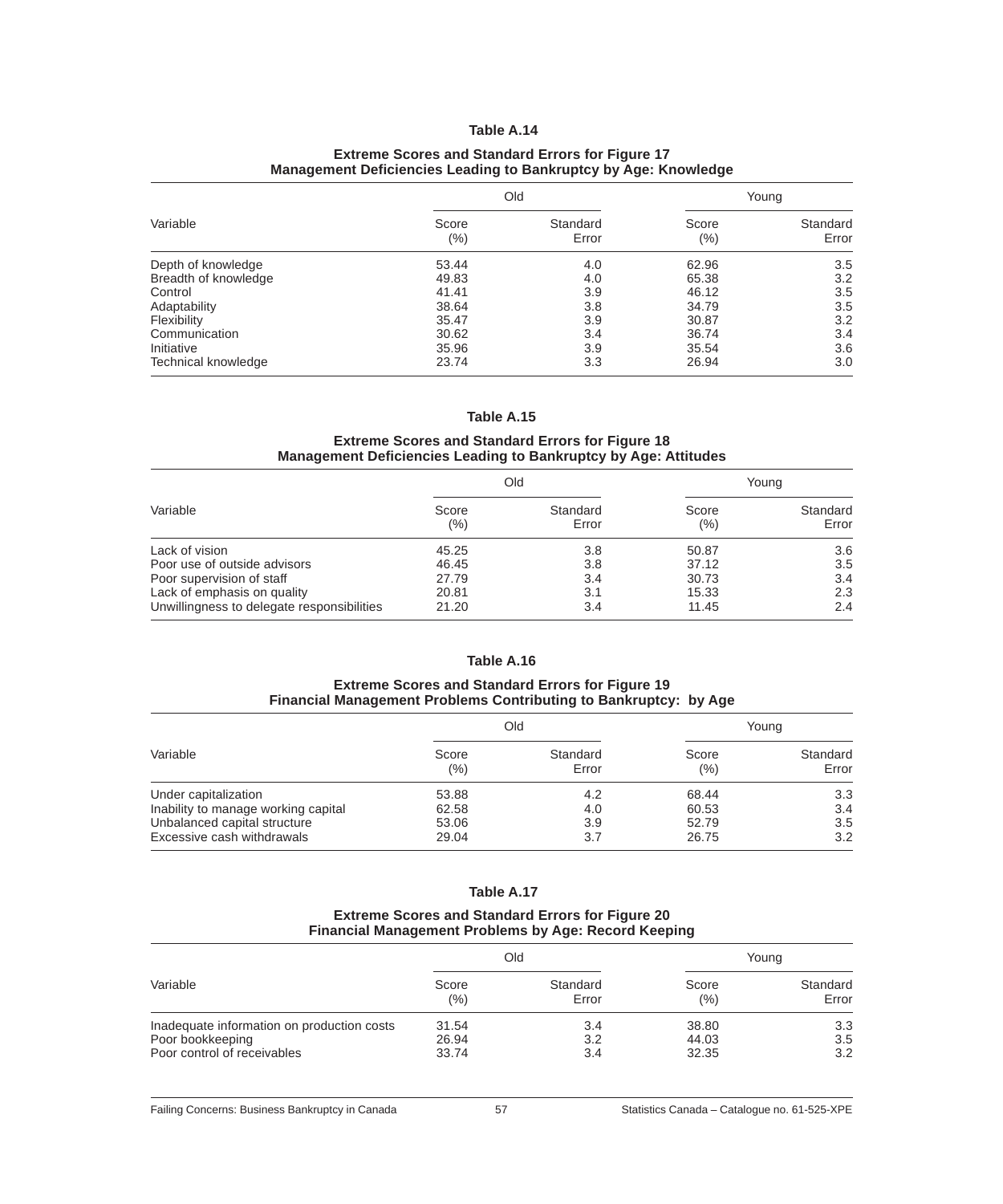### Table A.14

**Extreme Scores and Standard Errors for Figure 17**
**Management Deficiencies Leading to Bankruptcy by Age: Knowledge**

| Variable | Old | | Young | |
|---|---|---|---|---|
| | Score (%) | Standard Error | Score (%) | Standard Error |
| Depth of knowledge | 53.44 | 4.0 | 62.96 | 3.5 |
| Breadth of knowledge | 49.83 | 4.0 | 65.38 | 3.2 |
| Control | 41.41 | 3.9 | 46.12 | 3.5 |
| Adaptability | 38.64 | 3.8 | 34.79 | 3.5 |
| Flexibility | 35.47 | 3.9 | 30.87 | 3.2 |
| Communication | 30.62 | 3.4 | 36.74 | 3.4 |
| Initiative | 35.96 | 3.9 | 35.54 | 3.6 |
| Technical knowledge | 23.74 | 3.3 | 26.94 | 3.0 |

### Table A.15

**Extreme Scores and Standard Errors for Figure 18**
**Management Deficiencies Leading to Bankruptcy by Age: Attitudes**

| Variable | Old | | Young | |
|---|---|---|---|---|
| | Score (%) | Standard Error | Score (%) | Standard Error |
| Lack of vision | 45.25 | 3.8 | 50.87 | 3.6 |
| Poor use of outside advisors | 46.45 | 3.8 | 37.12 | 3.5 |
| Poor supervision of staff | 27.79 | 3.4 | 30.73 | 3.4 |
| Lack of emphasis on quality | 20.81 | 3.1 | 15.33 | 2.3 |
| Unwillingness to delegate responsibilities | 21.20 | 3.4 | 11.45 | 2.4 |

### Table A.16

**Extreme Scores and Standard Errors for Figure 19**
**Financial Management Problems Contributing to Bankruptcy: by Age**

| Variable | Old | | Young | |
|---|---|---|---|---|
| | Score (%) | Standard Error | Score (%) | Standard Error |
| Under capitalization | 53.88 | 4.2 | 68.44 | 3.3 |
| Inability to manage working capital | 62.58 | 4.0 | 60.53 | 3.4 |
| Unbalanced capital structure | 53.06 | 3.9 | 52.79 | 3.5 |
| Excessive cash withdrawals | 29.04 | 3.7 | 26.75 | 3.2 |

### Table A.17

**Extreme Scores and Standard Errors for Figure 20**
**Financial Management Problems by Age: Record Keeping**

| Variable | Old | | Young | |
|---|---|---|---|---|
| | Score (%) | Standard Error | Score (%) | Standard Error |
| Inadequate information on production costs | 31.54 | 3.4 | 38.80 | 3.3 |
| Poor bookkeeping | 26.94 | 3.2 | 44.03 | 3.5 |
| Poor control of receivables | 33.74 | 3.4 | 32.35 | 3.2 |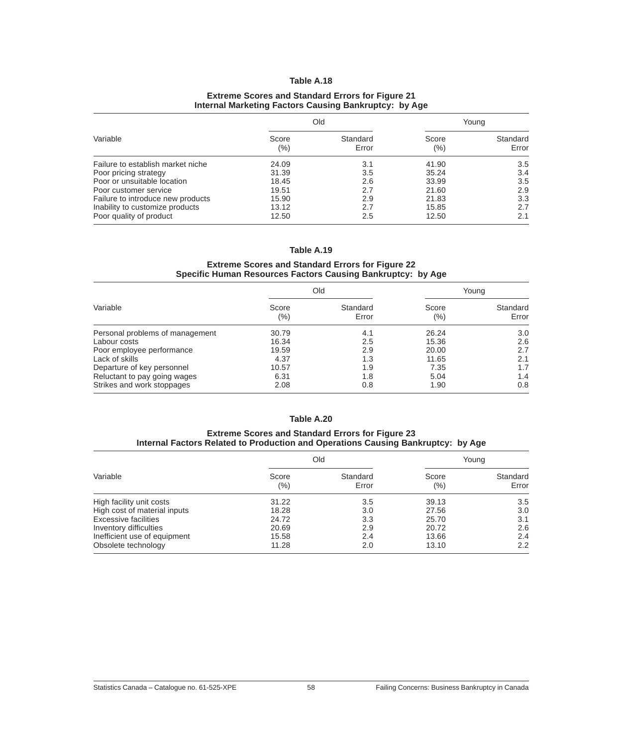### Table A.18

**Extreme Scores and Standard Errors for Figure 21**
**Internal Marketing Factors Causing Bankruptcy: by Age**

| Variable | Old | | Young | |
|---|---|---|---|---|
| | Score (%) | Standard Error | Score (%) | Standard Error |
| Failure to establish market niche | 24.09 | 3.1 | 41.90 | 3.5 |
| Poor pricing strategy | 31.39 | 3.5 | 35.24 | 3.4 |
| Poor or unsuitable location | 18.45 | 2.6 | 33.99 | 3.5 |
| Poor customer service | 19.51 | 2.7 | 21.60 | 2.9 |
| Failure to introduce new products | 15.90 | 2.9 | 21.83 | 3.3 |
| Inability to customize products | 13.12 | 2.7 | 15.85 | 2.7 |
| Poor quality of product | 12.50 | 2.5 | 12.50 | 2.1 |

### Table A.19

**Extreme Scores and Standard Errors for Figure 22**
**Specific Human Resources Factors Causing Bankruptcy: by Age**

| Variable | Old | | Young | |
|---|---|---|---|---|
| | Score (%) | Standard Error | Score (%) | Standard Error |
| Personal problems of management | 30.79 | 4.1 | 26.24 | 3.0 |
| Labour costs | 16.34 | 2.5 | 15.36 | 2.6 |
| Poor employee performance | 19.59 | 2.9 | 20.00 | 2.7 |
| Lack of skills | 4.37 | 1.3 | 11.65 | 2.1 |
| Departure of key personnel | 10.57 | 1.9 | 7.35 | 1.7 |
| Reluctant to pay going wages | 6.31 | 1.8 | 5.04 | 1.4 |
| Strikes and work stoppages | 2.08 | 0.8 | 1.90 | 0.8 |

### Table A.20

**Extreme Scores and Standard Errors for Figure 23**
**Internal Factors Related to Production and Operations Causing Bankruptcy: by Age**

| Variable | Old | | Young | |
|---|---|---|---|---|
| | Score (%) | Standard Error | Score (%) | Standard Error |
| High facility unit costs | 31.22 | 3.5 | 39.13 | 3.5 |
| High cost of material inputs | 18.28 | 3.0 | 27.56 | 3.0 |
| Excessive facilities | 24.72 | 3.3 | 25.70 | 3.1 |
| Inventory difficulties | 20.69 | 2.9 | 20.72 | 2.6 |
| Inefficient use of equipment | 15.58 | 2.4 | 13.66 | 2.4 |
| Obsolete technology | 11.28 | 2.0 | 13.10 | 2.2 |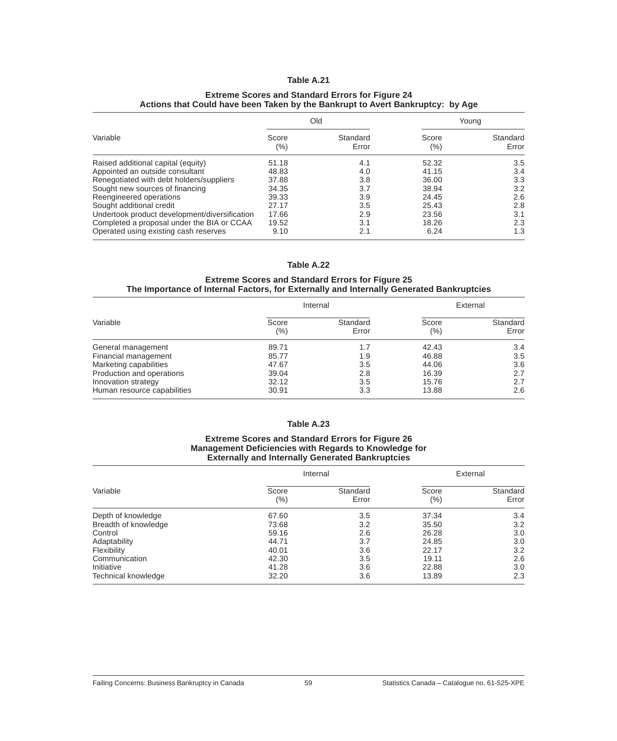### Table A.21

**Extreme Scores and Standard Errors for Figure 24**
**Actions that Could have been Taken by the Bankrupt to Avert Bankruptcy: by Age**

| Variable | Old | | Young | |
|---|---|---|---|---|
| | Score (%) | Standard Error | Score (%) | Standard Error |
| Raised additional capital (equity) | 51.18 | 4.1 | 52.32 | 3.5 |
| Appointed an outside consultant | 48.83 | 4.0 | 41.15 | 3.4 |
| Renegotiated with debt holders/suppliers | 37.88 | 3.8 | 36.00 | 3.3 |
| Sought new sources of financing | 34.35 | 3.7 | 38.94 | 3.2 |
| Reengineered operations | 39.33 | 3.9 | 24.45 | 2.6 |
| Sought additional credit | 27.17 | 3.5 | 25.43 | 2.8 |
| Undertook product development/diversification | 17.66 | 2.9 | 23.56 | 3.1 |
| Completed a proposal under the BIA or CCAA | 19.52 | 3.1 | 18.26 | 2.3 |
| Operated using existing cash reserves | 9.10 | 2.1 | 6.24 | 1.3 |

### Table A.22

**Extreme Scores and Standard Errors for Figure 25**
**The Importance of Internal Factors, for Externally and Internally Generated Bankruptcies**

| Variable | Internal | | External | |
|---|---|---|---|---|
| | Score (%) | Standard Error | Score (%) | Standard Error |
| General management | 89.71 | 1.7 | 42.43 | 3.4 |
| Financial management | 85.77 | 1.9 | 46.88 | 3.5 |
| Marketing capabilities | 47.67 | 3.5 | 44.06 | 3.6 |
| Production and operations | 39.04 | 2.8 | 16.39 | 2.7 |
| Innovation strategy | 32.12 | 3.5 | 15.76 | 2.7 |
| Human resource capabilities | 30.91 | 3.3 | 13.88 | 2.6 |

### Table A.23

**Extreme Scores and Standard Errors for Figure 26**
**Management Deficiencies with Regards to Knowledge for Externally and Internally Generated Bankruptcies**

| Variable | Internal | | External | |
|---|---|---|---|---|
| | Score (%) | Standard Error | Score (%) | Standard Error |
| Depth of knowledge | 67.60 | 3.5 | 37.34 | 3.4 |
| Breadth of knowledge | 73.68 | 3.2 | 35.50 | 3.2 |
| Control | 59.16 | 2.6 | 26.28 | 3.0 |
| Adaptability | 44.71 | 3.7 | 24.85 | 3.0 |
| Flexibility | 40.01 | 3.6 | 22.17 | 3.2 |
| Communication | 42.30 | 3.5 | 19.11 | 2.6 |
| Initiative | 41.28 | 3.6 | 22.88 | 3.0 |
| Technical knowledge | 32.20 | 3.6 | 13.89 | 2.3 |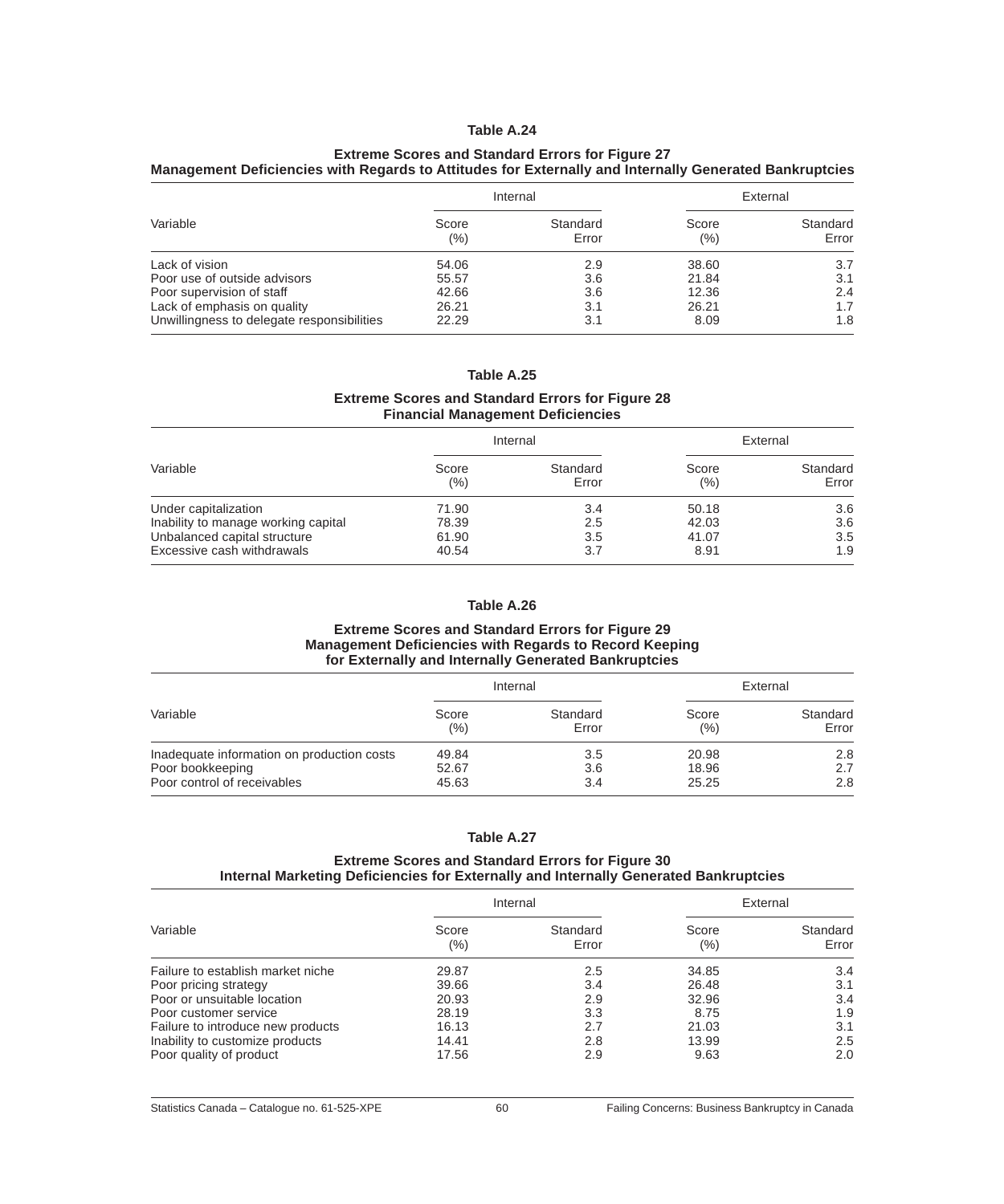### Table A.24

**Extreme Scores and Standard Errors for Figure 27**
**Management Deficiencies with Regards to Attitudes for Externally and Internally Generated Bankruptcies**

| Variable | Internal | | External | |
|---|---|---|---|---|
| | Score (%) | Standard Error | Score (%) | Standard Error |
| Lack of vision | 54.06 | 2.9 | 38.60 | 3.7 |
| Poor use of outside advisors | 55.57 | 3.6 | 21.84 | 3.1 |
| Poor supervision of staff | 42.66 | 3.6 | 12.36 | 2.4 |
| Lack of emphasis on quality | 26.21 | 3.1 | 26.21 | 1.7 |
| Unwillingness to delegate responsibilities | 22.29 | 3.1 | 8.09 | 1.8 |

### Table A.25

**Extreme Scores and Standard Errors for Figure 28**
**Financial Management Deficiencies**

| Variable | Internal | | External | |
|---|---|---|---|---|
| | Score (%) | Standard Error | Score (%) | Standard Error |
| Under capitalization | 71.90 | 3.4 | 50.18 | 3.6 |
| Inability to manage working capital | 78.39 | 2.5 | 42.03 | 3.6 |
| Unbalanced capital structure | 61.90 | 3.5 | 41.07 | 3.5 |
| Excessive cash withdrawals | 40.54 | 3.7 | 8.91 | 1.9 |

### Table A.26

**Extreme Scores and Standard Errors for Figure 29**
**Management Deficiencies with Regards to Record Keeping for Externally and Internally Generated Bankruptcies**

| Variable | Internal | | External | |
|---|---|---|---|---|
| | Score (%) | Standard Error | Score (%) | Standard Error |
| Inadequate information on production costs | 49.84 | 3.5 | 20.98 | 2.8 |
| Poor bookkeeping | 52.67 | 3.6 | 18.96 | 2.7 |
| Poor control of receivables | 45.63 | 3.4 | 25.25 | 2.8 |

### Table A.27

**Extreme Scores and Standard Errors for Figure 30**
**Internal Marketing Deficiencies for Externally and Internally Generated Bankruptcies**

| Variable | Internal | | External | |
|---|---|---|---|---|
| | Score (%) | Standard Error | Score (%) | Standard Error |
| Failure to establish market niche | 29.87 | 2.5 | 34.85 | 3.4 |
| Poor pricing strategy | 39.66 | 3.4 | 26.48 | 3.1 |
| Poor or unsuitable location | 20.93 | 2.9 | 32.96 | 3.4 |
| Poor customer service | 28.19 | 3.3 | 8.75 | 1.9 |
| Failure to introduce new products | 16.13 | 2.7 | 21.03 | 3.1 |
| Inability to customize products | 14.41 | 2.8 | 13.99 | 2.5 |
| Poor quality of product | 17.56 | 2.9 | 9.63 | 2.0 |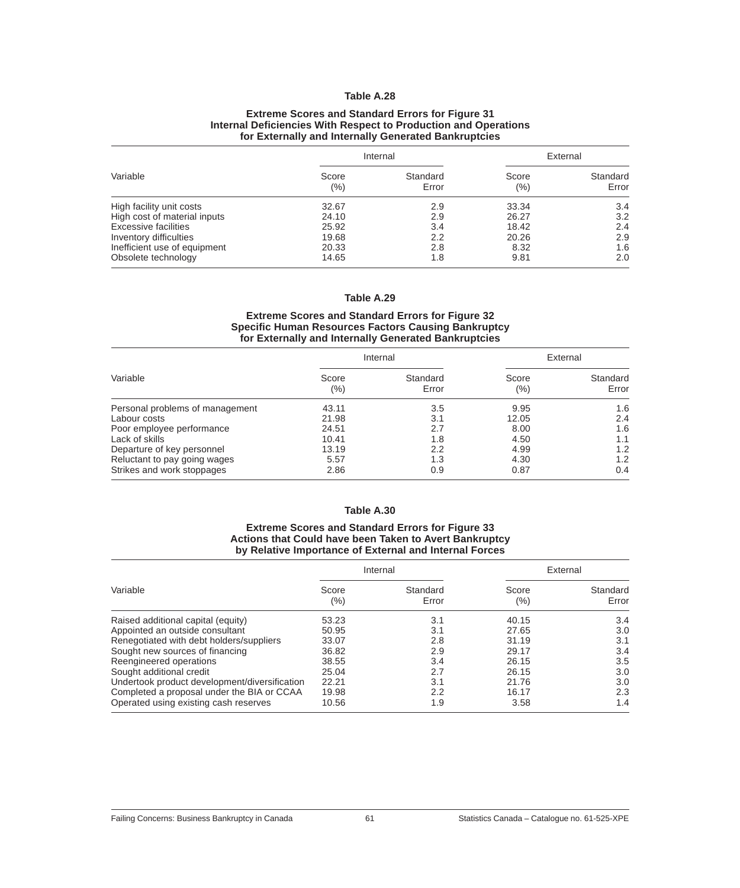### Table A.28

**Extreme Scores and Standard Errors for Figure 31 Internal Deficiencies With Respect to Production and Operations for Externally and Internally Generated Bankruptcies**

| Variable | Internal | | External | |
|---|---|---|---|---|
| | Score (%) | Standard Error | Score (%) | Standard Error |
| High facility unit costs | 32.67 | 2.9 | 33.34 | 3.4 |
| High cost of material inputs | 24.10 | 2.9 | 26.27 | 3.2 |
| Excessive facilities | 25.92 | 3.4 | 18.42 | 2.4 |
| Inventory difficulties | 19.68 | 2.2 | 20.26 | 2.9 |
| Inefficient use of equipment | 20.33 | 2.8 | 8.32 | 1.6 |
| Obsolete technology | 14.65 | 1.8 | 9.81 | 2.0 |

### Table A.29

**Extreme Scores and Standard Errors for Figure 32 Specific Human Resources Factors Causing Bankruptcy for Externally and Internally Generated Bankruptcies**

| Variable | Internal | | External | |
|---|---|---|---|---|
| | Score (%) | Standard Error | Score (%) | Standard Error |
| Personal problems of management | 43.11 | 3.5 | 9.95 | 1.6 |
| Labour costs | 21.98 | 3.1 | 12.05 | 2.4 |
| Poor employee performance | 24.51 | 2.7 | 8.00 | 1.6 |
| Lack of skills | 10.41 | 1.8 | 4.50 | 1.1 |
| Departure of key personnel | 13.19 | 2.2 | 4.99 | 1.2 |
| Reluctant to pay going wages | 5.57 | 1.3 | 4.30 | 1.2 |
| Strikes and work stoppages | 2.86 | 0.9 | 0.87 | 0.4 |

### Table A.30

**Extreme Scores and Standard Errors for Figure 33 Actions that Could have been Taken to Avert Bankruptcy by Relative Importance of External and Internal Forces**

| Variable | Internal | | External | |
|---|---|---|---|---|
| | Score (%) | Standard Error | Score (%) | Standard Error |
| Raised additional capital (equity) | 53.23 | 3.1 | 40.15 | 3.4 |
| Appointed an outside consultant | 50.95 | 3.1 | 27.65 | 3.0 |
| Renegotiated with debt holders/suppliers | 33.07 | 2.8 | 31.19 | 3.1 |
| Sought new sources of financing | 36.82 | 2.9 | 29.17 | 3.4 |
| Reengineered operations | 38.55 | 3.4 | 26.15 | 3.5 |
| Sought additional credit | 25.04 | 2.7 | 26.15 | 3.0 |
| Undertook product development/diversification | 22.21 | 3.1 | 21.76 | 3.0 |
| Completed a proposal under the BIA or CCAA | 19.98 | 2.2 | 16.17 | 2.3 |
| Operated using existing cash reserves | 10.56 | 1.9 | 3.58 | 1.4 |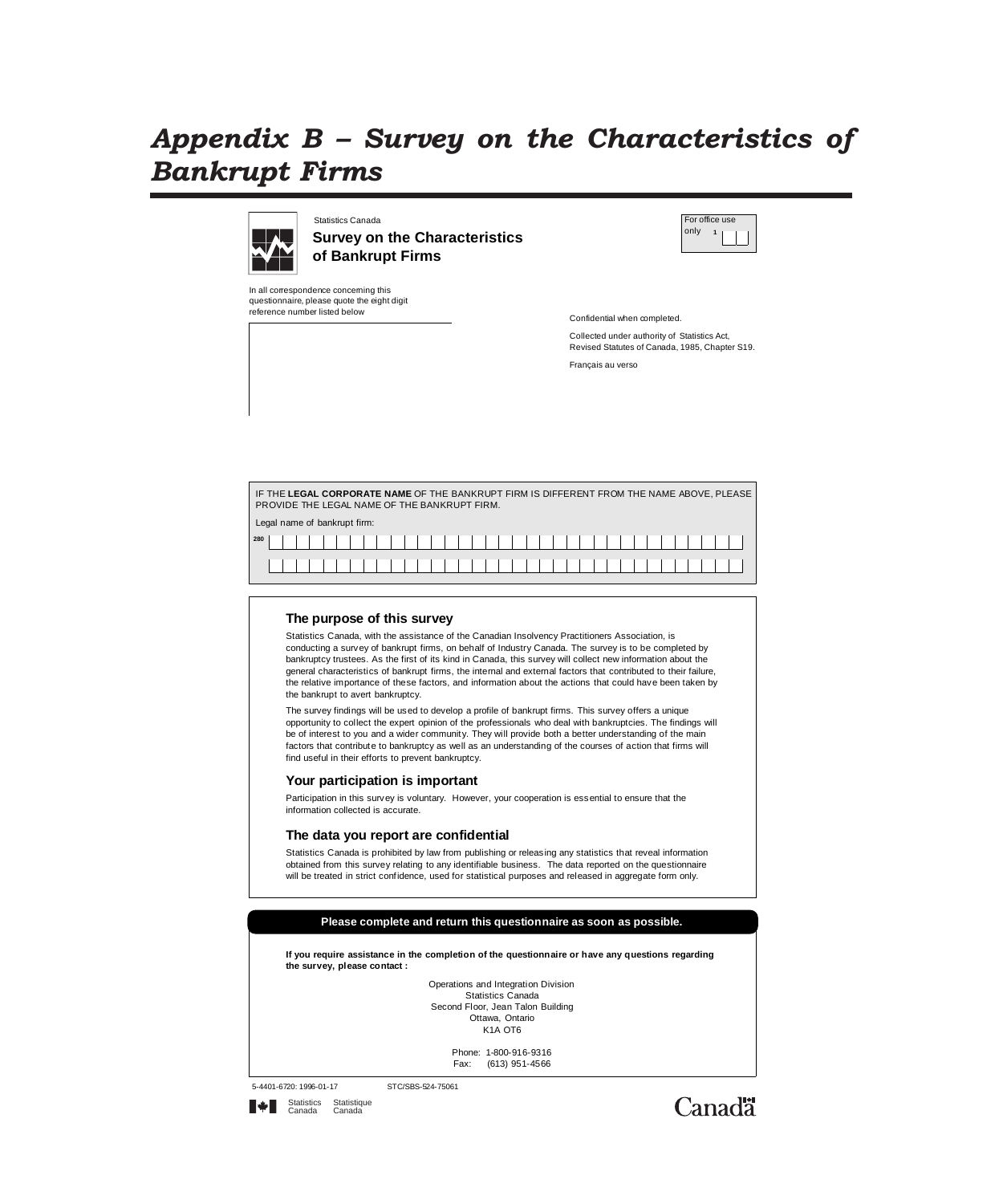# Appendix B – Survey on the Characteristics of Bankrupt Firms

Statistics Canada

**Survey on the Characteristics of Bankrupt Firms**

For office use only 1

In all correspondence concerning this questionnaire, please quote the eight digit reference number listed below

Confidential when completed.

Collected under authority of Statistics Act, Revised Statutes of Canada, 1985, Chapter S19.

Français au verso

IF THE **LEGAL CORPORATE NAME** OF THE BANKRUPT FIRM IS DIFFERENT FROM THE NAME ABOVE, PLEASE PROVIDE THE LEGAL NAME OF THE BANKRUPT FIRM.

Legal name of bankrupt firm:

280

### The purpose of this survey

Statistics Canada, with the assistance of the Canadian Insolvency Practitioners Association, is conducting a survey of bankrupt firms, on behalf of Industry Canada. The survey is to be completed by bankruptcy trustees. As the first of its kind in Canada, this survey will collect new information about the general characteristics of bankrupt firms, the internal and external factors that contributed to their failure, the relative importance of these factors, and information about the actions that could have been taken by the bankrupt to avert bankruptcy.

The survey findings will be used to develop a profile of bankrupt firms. This survey offers a unique opportunity to collect the expert opinion of the professionals who deal with bankruptcies. The findings will be of interest to you and a wider community. They will provide both a better understanding of the main factors that contribute to bankruptcy as well as an understanding of the courses of action that firms will find useful in their efforts to prevent bankruptcy.

### Your participation is important

Participation in this survey is voluntary. However, your cooperation is essential to ensure that the information collected is accurate.

### The data you report are confidential

Statistics Canada is prohibited by law from publishing or releasing any statistics that reveal information obtained from this survey relating to any identifiable business. The data reported on the questionnaire will be treated in strict confidence, used for statistical purposes and released in aggregate form only.

**Please complete and return this questionnaire as soon as possible.**

**If you require assistance in the completion of the questionnaire or have any questions regarding the survey, please contact :**

Operations and Integration Division
Statistics Canada
Second Floor, Jean Talon Building
Ottawa, Ontario
K1A OT6

Phone: 1-800-916-9316
Fax: (613) 951-4566

5-4401-6720: 1996-01-17 STC/SBS-524-75061

Statistics Canada Statistique Canada

Canada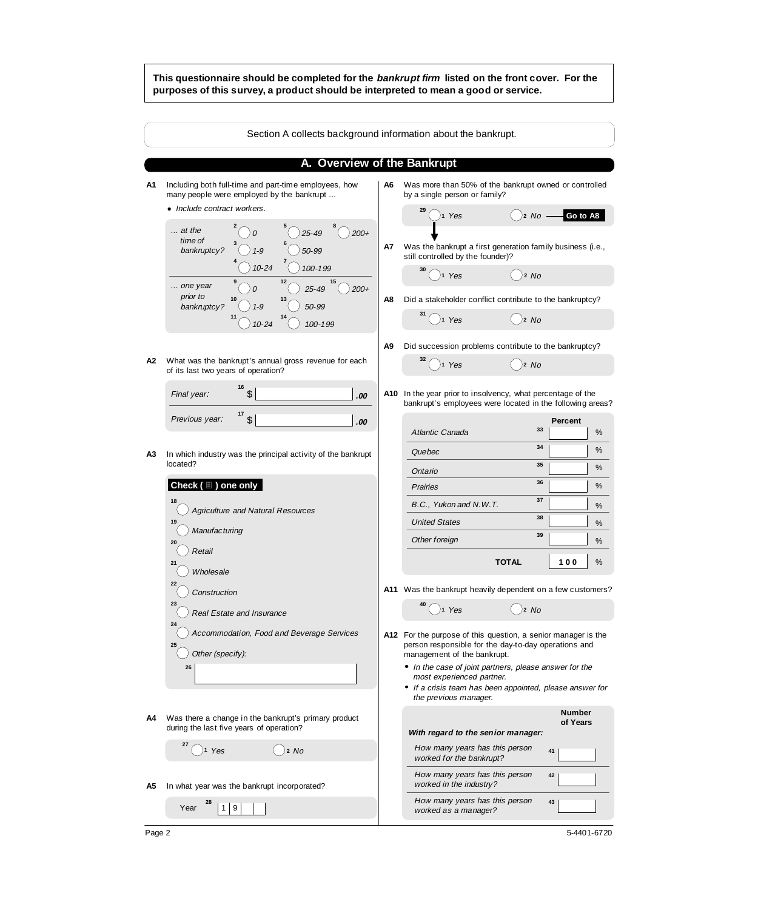**This questionnaire should be completed for the *bankrupt firm* listed on the front cover. For the purposes of this survey, a product should be interpreted to mean a good or service.**

Section A collects background information about the bankrupt.

## A. Overview of the Bankrupt

**A1** Including both full-time and part-time employees, how many people were employed by the bankrupt ...

- *Include contract workers.*

| | | | |
|---|---|---|---|
| *... at the time of bankruptcy?* | 2 ◯ *0* | 5 ◯ *25-49* | 8 ◯ *200+* |
| | 3 ◯ *1-9* | 6 ◯ *50-99* | |
| | 4 ◯ *10-24* | 7 ◯ *100-199* | |
| *... one year prior to bankruptcy?* | 9 ◯ *0* | 12 ◯ *25-49* | 15 ◯ *200+* |
| | 10 ◯ *1-9* | 13 ◯ *50-99* | |
| | 11 ◯ *10-24* | 14 ◯ *100-199* | |

**A2** What was the bankrupt's annual gross revenue for each of its last two years of operation?

| | |
|---|---|
| *Final year:* | 16 $ ______ *.00* |
| *Previous year:* | 17 $ ______ *.00* |

**A3** In which industry was the principal activity of the bankrupt located?

**Check ( ) one only**

- 18 ◯ *Agriculture and Natural Resources*
- 19 ◯ *Manufacturing*
- 20 ◯ *Retail*
- 21 ◯ *Wholesale*
- 22 ◯ *Construction*
- 23 ◯ *Real Estate and Insurance*
- 24 ◯ *Accommodation, Food and Beverage Services*
- 25 ◯ *Other (specify):*

26 ______

**A4** Was there a change in the bankrupt's primary product during the last five years of operation?

27 ◯ 1 *Yes* ◯ 2 *No*

**A5** In what year was the bankrupt incorporated?

Year 28 1 9 _ _

**A6** Was more than 50% of the bankrupt owned or controlled by a single person or family?

29 ◯ 1 *Yes* ◯ 2 *No* — **Go to A8**

**A7** Was the bankrupt a first generation family business (i.e., still controlled by the founder)?

30 ◯ 1 *Yes* ◯ 2 *No*

**A8** Did a stakeholder conflict contribute to the bankruptcy?

31 ◯ 1 *Yes* ◯ 2 *No*

**A9** Did succession problems contribute to the bankruptcy?

32 ◯ 1 *Yes* ◯ 2 *No*

**A10** In the year prior to insolvency, what percentage of the bankrupt's employees were located in the following areas?

| | | Percent | |
|---|---|---|---|
| *Atlantic Canada* | 33 | | % |
| *Quebec* | 34 | | % |
| *Ontario* | 35 | | % |
| *Prairies* | 36 | | % |
| *B.C., Yukon and N.W.T.* | 37 | | % |
| *United States* | 38 | | % |
| *Other foreign* | 39 | | % |
| **TOTAL** | | **100** | % |

**A11** Was the bankrupt heavily dependent on a few customers?

40 ◯ 1 *Yes* ◯ 2 *No*

**A12** For the purpose of this question, a senior manager is the person responsible for the day-to-day operations and management of the bankrupt.

- *In the case of joint partners, please answer for the most experienced partner.*
- *If a crisis team has been appointed, please answer for the previous manager.*

| ***With regard to the senior manager:*** | | **Number of Years** |
|---|---|---|
| *How many years has this person worked for the bankrupt?* | 41 | |
| *How many years has this person worked in the industry?* | 42 | |
| *How many years has this person worked as a manager?* | 43 | |

5-4401-6720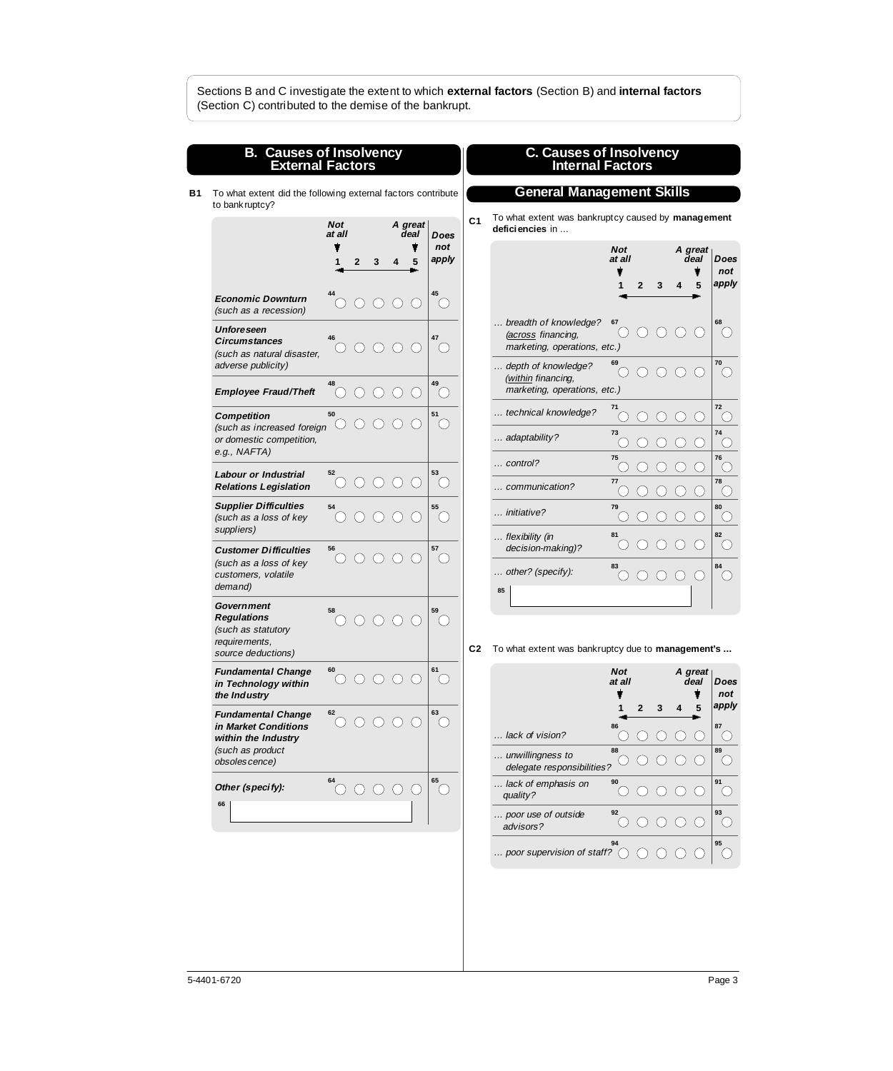Sections B and C investigate the extent to which **external factors** (Section B) and **internal factors** (Section C) contributed to the demise of the bankrupt.

## B. Causes of Insolvency External Factors

**B1** To what extent did the following external factors contribute to bankruptcy?

| | Not at all 1 | 2 | 3 | 4 | A great deal 5 | Does not apply |
|---|---|---|---|---|---|---|
| ***Economic Downturn*** *(such as a recession)* | 44 ◯ | ◯ | ◯ | ◯ | ◯ | 45 ◯ |
| ***Unforeseen Circumstances*** *(such as natural disaster, adverse publicity)* | 46 ◯ | ◯ | ◯ | ◯ | ◯ | 47 ◯ |
| ***Employee Fraud/Theft*** | 48 ◯ | ◯ | ◯ | ◯ | ◯ | 49 ◯ |
| ***Competition*** *(such as increased foreign or domestic competition, e.g., NAFTA)* | 50 ◯ | ◯ | ◯ | ◯ | ◯ | 51 ◯ |
| ***Labour or Industrial Relations Legislation*** | 52 ◯ | ◯ | ◯ | ◯ | ◯ | 53 ◯ |
| ***Supplier Difficulties*** *(such as a loss of key suppliers)* | 54 ◯ | ◯ | ◯ | ◯ | ◯ | 55 ◯ |
| ***Customer Difficulties*** *(such as a loss of key customers, volatile demand)* | 56 ◯ | ◯ | ◯ | ◯ | ◯ | 57 ◯ |
| ***Government Regulations*** *(such as statutory requirements, source deductions)* | 58 ◯ | ◯ | ◯ | ◯ | ◯ | 59 ◯ |
| ***Fundamental Change in Technology within the Industry*** | 60 ◯ | ◯ | ◯ | ◯ | ◯ | 61 ◯ |
| ***Fundamental Change in Market Conditions within the Industry*** *(such as product obsolescence)* | 62 ◯ | ◯ | ◯ | ◯ | ◯ | 63 ◯ |
| ***Other (specify):*** | 64 ◯ | ◯ | ◯ | ◯ | ◯ | 65 ◯ |
| 66 ______________ | | | | | | |

## C. Causes of Insolvency Internal Factors

### General Management Skills

**C1** To what extent was bankruptcy caused by **management deficiencies** in ...

| | Not at all 1 | 2 | 3 | 4 | A great deal 5 | Does not apply |
|---|---|---|---|---|---|---|
| *... breadth of knowledge? (across financing, marketing, operations, etc.)* | 67 ◯ | ◯ | ◯ | ◯ | ◯ | 68 ◯ |
| *... depth of knowledge? (within financing, marketing, operations, etc.)* | 69 ◯ | ◯ | ◯ | ◯ | ◯ | 70 ◯ |
| *... technical knowledge?* | 71 ◯ | ◯ | ◯ | ◯ | ◯ | 72 ◯ |
| *... adaptability?* | 73 ◯ | ◯ | ◯ | ◯ | ◯ | 74 ◯ |
| *... control?* | 75 ◯ | ◯ | ◯ | ◯ | ◯ | 76 ◯ |
| *... communication?* | 77 ◯ | ◯ | ◯ | ◯ | ◯ | 78 ◯ |
| *... initiative?* | 79 ◯ | ◯ | ◯ | ◯ | ◯ | 80 ◯ |
| *... flexibility (in decision-making)?* | 81 ◯ | ◯ | ◯ | ◯ | ◯ | 82 ◯ |
| *... other? (specify):* | 83 ◯ | ◯ | ◯ | ◯ | ◯ | 84 ◯ |
| 85 ______________ | | | | | | |

**C2** To what extent was bankruptcy due to **management's ...**

| | Not at all 1 | 2 | 3 | 4 | A great deal 5 | Does not apply |
|---|---|---|---|---|---|---|
| *... lack of vision?* | 86 ◯ | ◯ | ◯ | ◯ | ◯ | 87 ◯ |
| *... unwillingness to delegate responsibilities?* | 88 ◯ | ◯ | ◯ | ◯ | ◯ | 89 ◯ |
| *... lack of emphasis on quality?* | 90 ◯ | ◯ | ◯ | ◯ | ◯ | 91 ◯ |
| *... poor use of outside advisors?* | 92 ◯ | ◯ | ◯ | ◯ | ◯ | 93 ◯ |
| *... poor supervision of staff?* | 94 ◯ | ◯ | ◯ | ◯ | ◯ | 95 ◯ |

5-4401-6720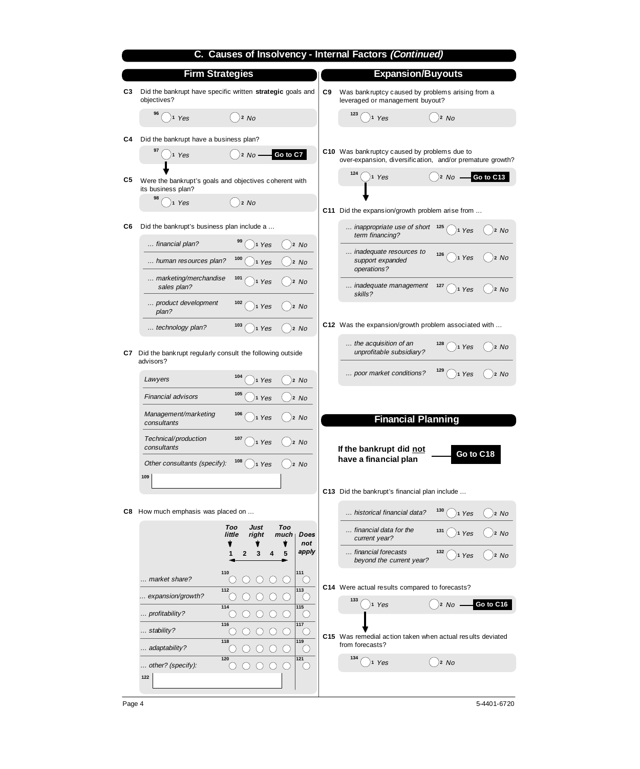## C. Causes of Insolvency - Internal Factors *(Continued)*

### Firm Strategies

**C3** Did the bankrupt have specific written **strategic** goals and objectives?

96 ◯ 1 *Yes* ◯ 2 *No*

**C4** Did the bankrupt have a business plan?

97 ◯ 1 *Yes* ◯ 2 *No* — **Go to C7**

**C5** Were the bankrupt's goals and objectives coherent with its business plan?

98 ◯ 1 *Yes* ◯ 2 *No*

**C6** Did the bankrupt's business plan include a ...

| | | |
|---|---|---|
| *... financial plan?* | 99 ◯ 1 *Yes* | ◯ 2 *No* |
| *... human resources plan?* | 100 ◯ 1 *Yes* | ◯ 2 *No* |
| *... marketing/merchandise sales plan?* | 101 ◯ 1 *Yes* | ◯ 2 *No* |
| *... product development plan?* | 102 ◯ 1 *Yes* | ◯ 2 *No* |
| *... technology plan?* | 103 ◯ 1 *Yes* | ◯ 2 *No* |

**C7** Did the bankrupt regularly consult the following outside advisors?

| | | |
|---|---|---|
| *Lawyers* | 104 ◯ 1 *Yes* | ◯ 2 *No* |
| *Financial advisors* | 105 ◯ 1 *Yes* | ◯ 2 *No* |
| *Management/marketing consultants* | 106 ◯ 1 *Yes* | ◯ 2 *No* |
| *Technical/production consultants* | 107 ◯ 1 *Yes* | ◯ 2 *No* |
| *Other consultants (specify):* | 108 ◯ 1 *Yes* | ◯ 2 *No* |

109 ______________________

**C8** How much emphasis was placed on ...

| | Too little 1 | 2 | Just right 3 | 4 | Too much 5 | Does not apply |
|---|---|---|---|---|---|---|
| *... market share?* | 110 ◯ | ◯ | ◯ | ◯ | ◯ | 111 ◯ |
| *... expansion/growth?* | 112 ◯ | ◯ | ◯ | ◯ | ◯ | 113 ◯ |
| *... profitability?* | 114 ◯ | ◯ | ◯ | ◯ | ◯ | 115 ◯ |
| *... stability?* | 116 ◯ | ◯ | ◯ | ◯ | ◯ | 117 ◯ |
| *... adaptability?* | 118 ◯ | ◯ | ◯ | ◯ | ◯ | 119 ◯ |
| *... other? (specify):* | 120 ◯ | ◯ | ◯ | ◯ | ◯ | 121 ◯ |

122 ______________________

### Expansion/Buyouts

**C9** Was bankruptcy caused by problems arising from a leveraged or management buyout?

123 ◯ 1 *Yes* ◯ 2 *No*

**C10** Was bankruptcy caused by problems due to over-expansion, diversification, and/or premature growth?

124 ◯ 1 *Yes* ◯ 2 *No* — **Go to C13**

**C11** Did the expansion/growth problem arise from ...

| | | |
|---|---|---|
| *... inappropriate use of short term financing?* | 125 ◯ 1 *Yes* | ◯ 2 *No* |
| *... inadequate resources to support expanded operations?* | 126 ◯ 1 *Yes* | ◯ 2 *No* |
| *... inadequate management skills?* | 127 ◯ 1 *Yes* | ◯ 2 *No* |

**C12** Was the expansion/growth problem associated with ...

| | | |
|---|---|---|
| *... the acquisition of an unprofitable subsidiary?* | 128 ◯ 1 *Yes* | ◯ 2 *No* |
| *... poor market conditions?* | 129 ◯ 1 *Yes* | ◯ 2 *No* |

### Financial Planning

**If the bankrupt did not have a financial plan** — **Go to C18**

**C13** Did the bankrupt's financial plan include ...

| | | |
|---|---|---|
| *... historical financial data?* | 130 ◯ 1 *Yes* | ◯ 2 *No* |
| *... financial data for the current year?* | 131 ◯ 1 *Yes* | ◯ 2 *No* |
| *... financial forecasts beyond the current year?* | 132 ◯ 1 *Yes* | ◯ 2 *No* |

**C14** Were actual results compared to forecasts?

133 ◯ 1 *Yes* ◯ 2 *No* — **Go to C16**

**C15** Was remedial action taken when actual results deviated from forecasts?

134 ◯ 1 *Yes* ◯ 2 *No*

5-4401-6720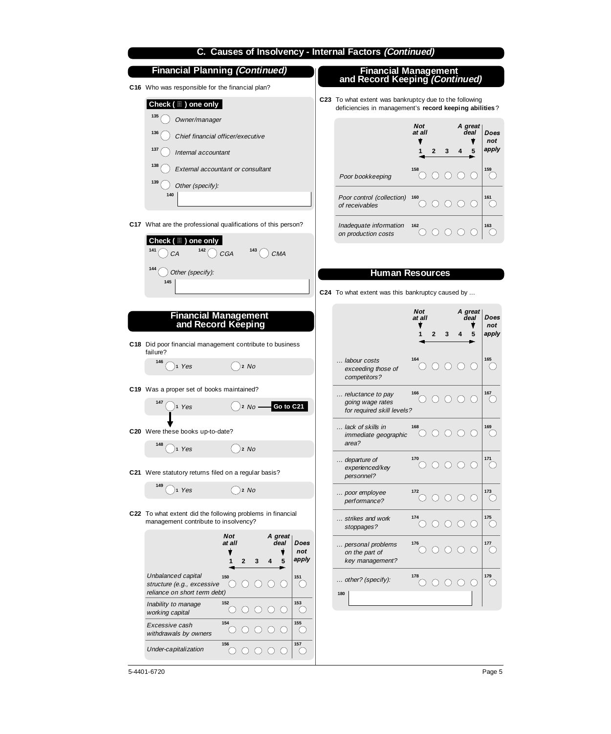# C. Causes of Insolvency - Internal Factors *(Continued)*

## Financial Planning *(Continued)*

**C16** Who was responsible for the financial plan?

**Check ( ) one only**

- 135 ◯ *Owner/manager*
- 136 ◯ *Chief financial officer/executive*
- 137 ◯ *Internal accountant*
- 138 ◯ *External accountant or consultant*
- 139 ◯ *Other (specify):*
  - 140 ________________

**C17** What are the professional qualifications of this person?

**Check ( ) one only**

- 141 ◯ *CA*
- 142 ◯ *CGA*
- 143 ◯ *CMA*
- 144 ◯ *Other (specify):*
  - 145 ________________

## Financial Management and Record Keeping

**C18** Did poor financial management contribute to business failure?

146 ◯ 1 *Yes* ◯ 2 *No*

**C19** Was a proper set of books maintained?

147 ◯ 1 *Yes* ◯ 2 *No* — **Go to C21**

**C20** Were these books up-to-date?

148 ◯ 1 *Yes* ◯ 2 *No*

**C21** Were statutory returns filed on a regular basis?

149 ◯ 1 *Yes* ◯ 2 *No*

**C22** To what extent did the following problems in financial management contribute to insolvency?

| | Not at all 1 | 2 | 3 | 4 | A great deal 5 | Does not apply |
|---|---|---|---|---|---|---|
| *Unbalanced capital structure (e.g., excessive reliance on short term debt)* | 150 ◯ | ◯ | ◯ | ◯ | ◯ | 151 ◯ |
| *Inability to manage working capital* | 152 ◯ | ◯ | ◯ | ◯ | ◯ | 153 ◯ |
| *Excessive cash withdrawals by owners* | 154 ◯ | ◯ | ◯ | ◯ | ◯ | 155 ◯ |
| *Under-capitalization* | 156 ◯ | ◯ | ◯ | ◯ | ◯ | 157 ◯ |

## Financial Management and Record Keeping *(Continued)*

**C23** To what extent was bankruptcy due to the following deficiencies in management's **record keeping abilities**?

| | Not at all 1 | 2 | 3 | 4 | A great deal 5 | Does not apply |
|---|---|---|---|---|---|---|
| *Poor bookkeeping* | 158 ◯ | ◯ | ◯ | ◯ | ◯ | 159 ◯ |
| *Poor control (collection) of receivables* | 160 ◯ | ◯ | ◯ | ◯ | ◯ | 161 ◯ |
| *Inadequate information on production costs* | 162 ◯ | ◯ | ◯ | ◯ | ◯ | 163 ◯ |

## Human Resources

**C24** To what extent was this bankruptcy caused by ...

| | Not at all 1 | 2 | 3 | 4 | A great deal 5 | Does not apply |
|---|---|---|---|---|---|---|
| *... labour costs exceeding those of competitors?* | 164 ◯ | ◯ | ◯ | ◯ | ◯ | 165 ◯ |
| *... reluctance to pay going wage rates for required skill levels?* | 166 ◯ | ◯ | ◯ | ◯ | ◯ | 167 ◯ |
| *... lack of skills in immediate geographic area?* | 168 ◯ | ◯ | ◯ | ◯ | ◯ | 169 ◯ |
| *... departure of experienced/key personnel?* | 170 ◯ | ◯ | ◯ | ◯ | ◯ | 171 ◯ |
| *... poor employee performance?* | 172 ◯ | ◯ | ◯ | ◯ | ◯ | 173 ◯ |
| *... strikes and work stoppages?* | 174 ◯ | ◯ | ◯ | ◯ | ◯ | 175 ◯ |
| *... personal problems on the part of key management?* | 176 ◯ | ◯ | ◯ | ◯ | ◯ | 177 ◯ |
| *... other? (specify):* | 178 ◯ | ◯ | ◯ | ◯ | ◯ | 179 ◯ |

180 ________________

5-4401-6720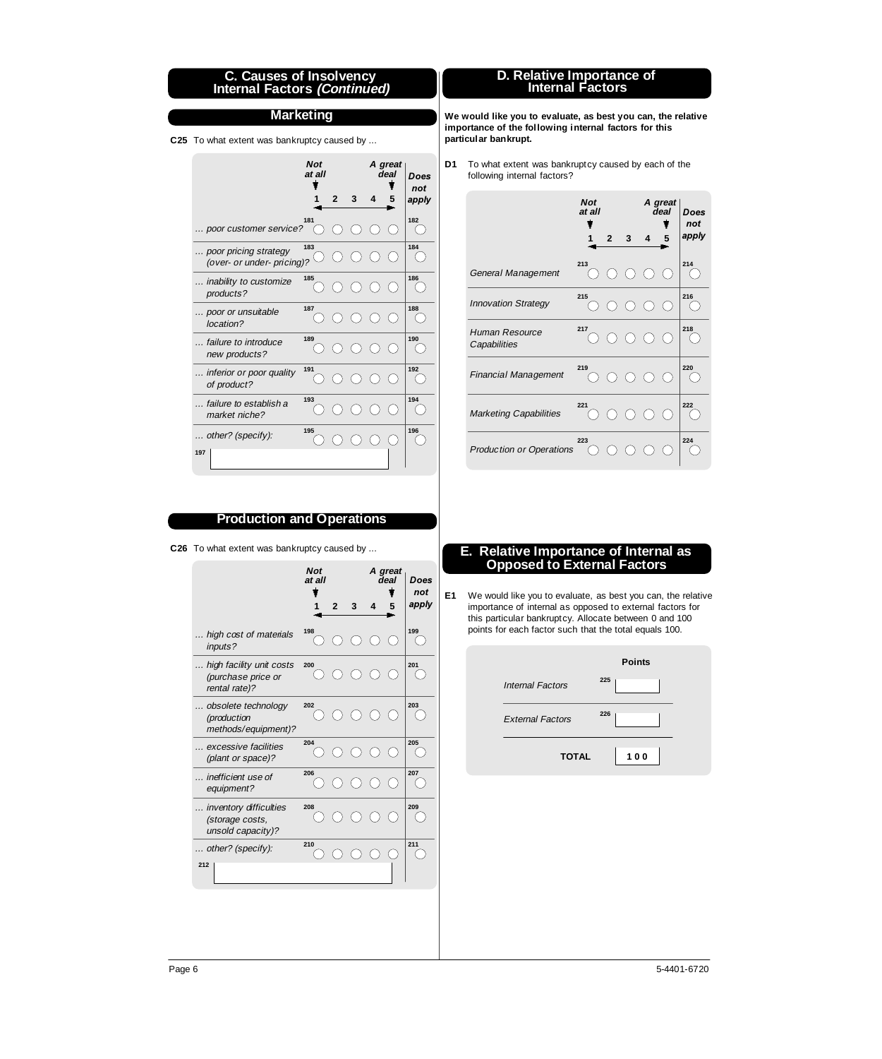## C. Causes of Insolvency Internal Factors *(Continued)*

### Marketing

**C25** To what extent was bankruptcy caused by ...

| | 1 (Not at all) | 2 | 3 | 4 | 5 (A great deal) | Does not apply |
|---|---|---|---|---|---|---|
| *... poor customer service?* | 181 ◯ | ◯ | ◯ | ◯ | ◯ | 182 ◯ |
| *... poor pricing strategy (over- or under- pricing)?* | 183 ◯ | ◯ | ◯ | ◯ | ◯ | 184 ◯ |
| *... inability to customize products?* | 185 ◯ | ◯ | ◯ | ◯ | ◯ | 186 ◯ |
| *... poor or unsuitable location?* | 187 ◯ | ◯ | ◯ | ◯ | ◯ | 188 ◯ |
| *... failure to introduce new products?* | 189 ◯ | ◯ | ◯ | ◯ | ◯ | 190 ◯ |
| *... inferior or poor quality of product?* | 191 ◯ | ◯ | ◯ | ◯ | ◯ | 192 ◯ |
| *... failure to establish a market niche?* | 193 ◯ | ◯ | ◯ | ◯ | ◯ | 194 ◯ |
| *... other? (specify):* 197 ________ | 195 ◯ | ◯ | ◯ | ◯ | ◯ | 196 ◯ |

### Production and Operations

**C26** To what extent was bankruptcy caused by ...

| | 1 (Not at all) | 2 | 3 | 4 | 5 (A great deal) | Does not apply |
|---|---|---|---|---|---|---|
| *... high cost of materials inputs?* | 198 ◯ | ◯ | ◯ | ◯ | ◯ | 199 ◯ |
| *... high facility unit costs (purchase price or rental rate)?* | 200 ◯ | ◯ | ◯ | ◯ | ◯ | 201 ◯ |
| *... obsolete technology (production methods/equipment)?* | 202 ◯ | ◯ | ◯ | ◯ | ◯ | 203 ◯ |
| *... excessive facilities (plant or space)?* | 204 ◯ | ◯ | ◯ | ◯ | ◯ | 205 ◯ |
| *... inefficient use of equipment?* | 206 ◯ | ◯ | ◯ | ◯ | ◯ | 207 ◯ |
| *... inventory difficulties (storage costs, unsold capacity)?* | 208 ◯ | ◯ | ◯ | ◯ | ◯ | 209 ◯ |
| *... other? (specify):* 212 ________ | 210 ◯ | ◯ | ◯ | ◯ | ◯ | 211 ◯ |

## D. Relative Importance of Internal Factors

**We would like you to evaluate, as best you can, the relative importance of the following internal factors for this particular bankrupt.**

**D1** To what extent was bankruptcy caused by each of the following internal factors?

| | 1 (Not at all) | 2 | 3 | 4 | 5 (A great deal) | Does not apply |
|---|---|---|---|---|---|---|
| *General Management* | 213 ◯ | ◯ | ◯ | ◯ | ◯ | 214 ◯ |
| *Innovation Strategy* | 215 ◯ | ◯ | ◯ | ◯ | ◯ | 216 ◯ |
| *Human Resource Capabilities* | 217 ◯ | ◯ | ◯ | ◯ | ◯ | 218 ◯ |
| *Financial Management* | 219 ◯ | ◯ | ◯ | ◯ | ◯ | 220 ◯ |
| *Marketing Capabilities* | 221 ◯ | ◯ | ◯ | ◯ | ◯ | 222 ◯ |
| *Production or Operations* | 223 ◯ | ◯ | ◯ | ◯ | ◯ | 224 ◯ |

## E. Relative Importance of Internal as Opposed to External Factors

**E1** We would like you to evaluate, as best you can, the relative importance of internal as opposed to external factors for this particular bankruptcy. Allocate between 0 and 100 points for each factor such that the total equals 100.

| | Points |
|---|---|
| *Internal Factors* | 225 ______ |
| *External Factors* | 226 ______ |
| **TOTAL** | **100** |

5-4401-6720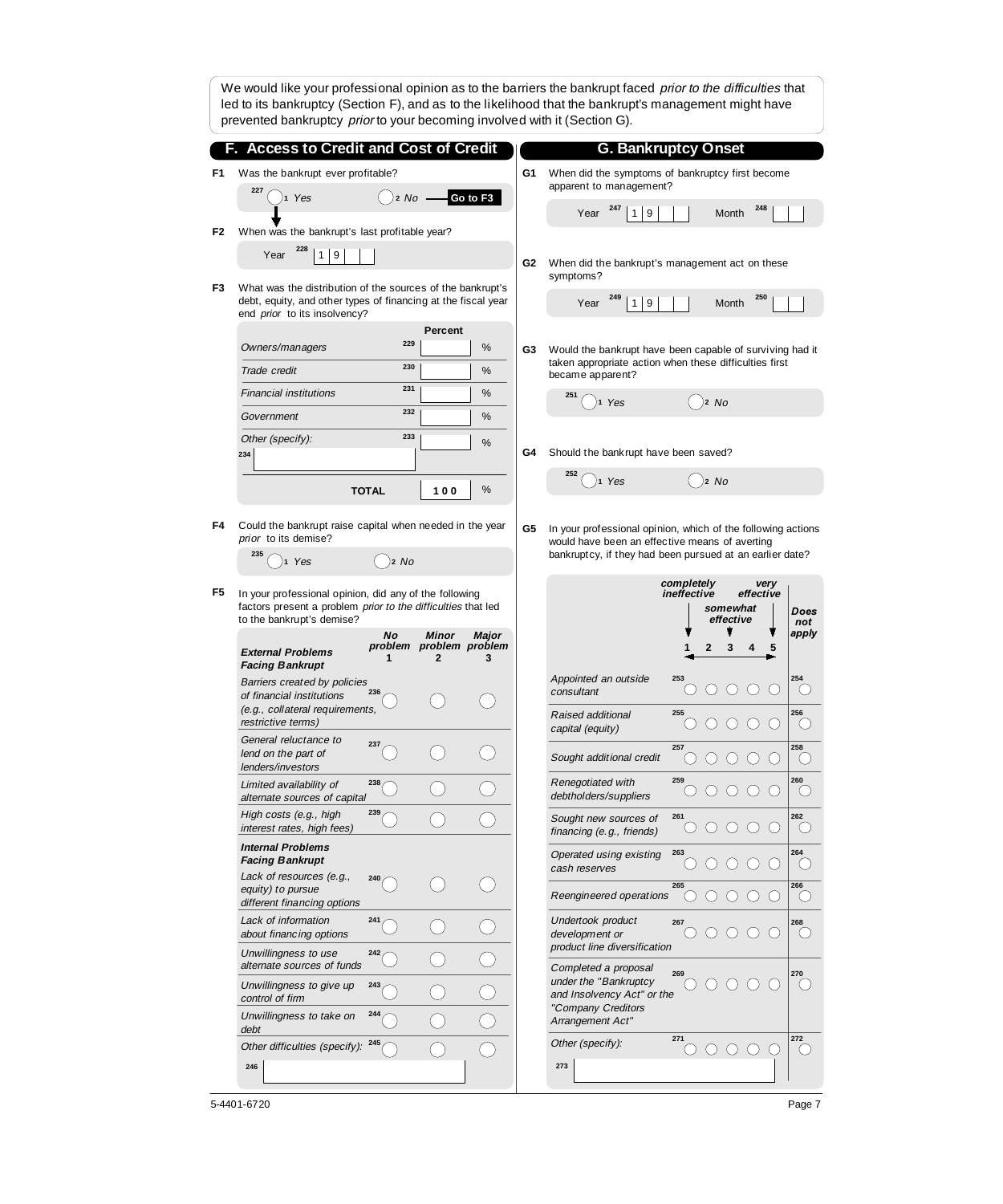We would like your professional opinion as to the barriers the bankrupt faced *prior to the difficulties* that led to its bankruptcy (Section F), and as to the likelihood that the bankrupt's management might have prevented bankruptcy *prior* to your becoming involved with it (Section G).

## F. Access to Credit and Cost of Credit

**F1** Was the bankrupt ever profitable?

227 ◯ 1 *Yes* ◯ 2 *No* — **Go to F3**

**F2** When was the bankrupt's last profitable year?

Year 228 | 1 | 9 | | |

**F3** What was the distribution of the sources of the bankrupt's debt, equity, and other types of financing at the fiscal year end *prior* to its insolvency?

| | | Percent | |
|---|---|---|---|
| *Owners/managers* | 229 | | % |
| *Trade credit* | 230 | | % |
| *Financial institutions* | 231 | | % |
| *Government* | 232 | | % |
| *Other (specify):* 234 | 233 | | % |
| **TOTAL** | | 100 | % |

**F4** Could the bankrupt raise capital when needed in the year *prior* to its demise?

235 ◯ 1 *Yes* ◯ 2 *No*

**F5** In your professional opinion, did any of the following factors present a problem *prior to the difficulties* that led to the bankrupt's demise?

| | | *No problem* 1 | *Minor problem* 2 | *Major problem* 3 |
|---|---|---|---|---|
| ***External Problems Facing Bankrupt*** | | | | |
| *Barriers created by policies of financial institutions (e.g., collateral requirements, restrictive terms)* | 236 | ◯ | ◯ | ◯ |
| *General reluctance to lend on the part of lenders/investors* | 237 | ◯ | ◯ | ◯ |
| *Limited availability of alternate sources of capital* | 238 | ◯ | ◯ | ◯ |
| *High costs (e.g., high interest rates, high fees)* | 239 | ◯ | ◯ | ◯ |
| ***Internal Problems Facing Bankrupt*** | | | | |
| *Lack of resources (e.g., equity) to pursue different financing options* | 240 | ◯ | ◯ | ◯ |
| *Lack of information about financing options* | 241 | ◯ | ◯ | ◯ |
| *Unwillingness to use alternate sources of funds* | 242 | ◯ | ◯ | ◯ |
| *Unwillingness to give up control of firm* | 243 | ◯ | ◯ | ◯ |
| *Unwillingness to take on debt* | 244 | ◯ | ◯ | ◯ |
| *Other difficulties (specify):* 246 | 245 | ◯ | ◯ | ◯ |

## G. Bankruptcy Onset

**G1** When did the symptoms of bankruptcy first become apparent to management?

Year 247 | 1 | 9 | | | Month 248 | | |

**G2** When did the bankrupt's management act on these symptoms?

Year 249 | 1 | 9 | | | Month 250 | | |

**G3** Would the bankrupt have been capable of surviving had it taken appropriate action when these difficulties first became apparent?

251 ◯ 1 *Yes* ◯ 2 *No*

**G4** Should the bankrupt have been saved?

252 ◯ 1 *Yes* ◯ 2 *No*

**G5** In your professional opinion, which of the following actions would have been an effective means of averting bankruptcy, if they had been pursued at an earlier date?

| | | *completely ineffective* 1 | 2 | *somewhat effective* 3 | 4 | *very effective* 5 | | **Does not apply** |
|---|---|---|---|---|---|---|---|---|
| *Appointed an outside consultant* | 253 | ◯ | ◯ | ◯ | ◯ | ◯ | 254 | ◯ |
| *Raised additional capital (equity)* | 255 | ◯ | ◯ | ◯ | ◯ | ◯ | 256 | ◯ |
| *Sought additional credit* | 257 | ◯ | ◯ | ◯ | ◯ | ◯ | 258 | ◯ |
| *Renegotiated with debtholders/suppliers* | 259 | ◯ | ◯ | ◯ | ◯ | ◯ | 260 | ◯ |
| *Sought new sources of financing (e.g., friends)* | 261 | ◯ | ◯ | ◯ | ◯ | ◯ | 262 | ◯ |
| *Operated using existing cash reserves* | 263 | ◯ | ◯ | ◯ | ◯ | ◯ | 264 | ◯ |
| *Reengineered operations* | 265 | ◯ | ◯ | ◯ | ◯ | ◯ | 266 | ◯ |
| *Undertook product development or product line diversification* | 267 | ◯ | ◯ | ◯ | ◯ | ◯ | 268 | ◯ |
| *Completed a proposal under the "Bankruptcy and Insolvency Act" or the "Company Creditors Arrangement Act"* | 269 | ◯ | ◯ | ◯ | ◯ | ◯ | 270 | ◯ |
| *Other (specify):* 273 | 271 | ◯ | ◯ | ◯ | ◯ | ◯ | 272 | ◯ |

5-4401-6720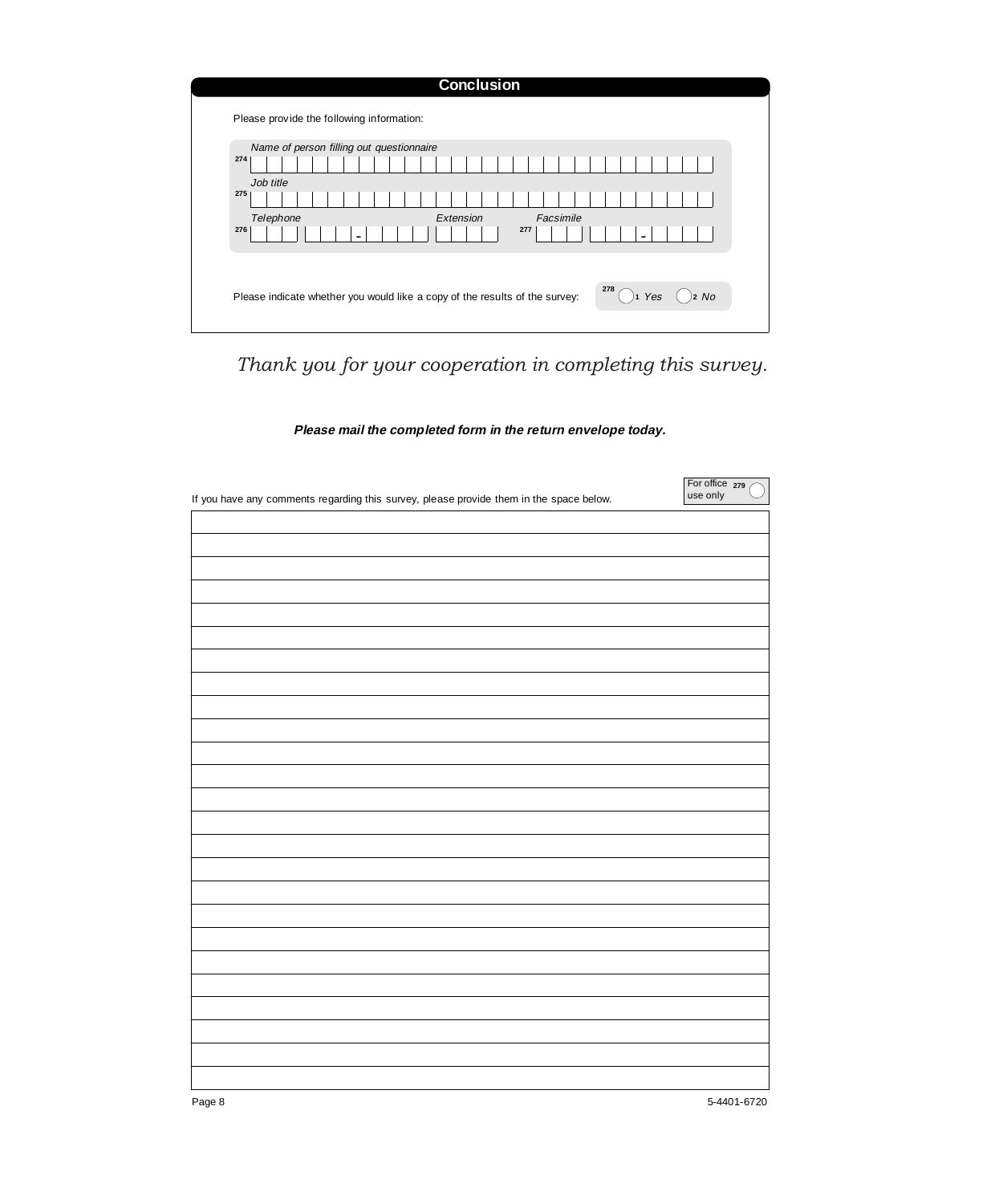## Conclusion

Please provide the following information:

274 *Name of person filling out questionnaire*

275 *Job title*

276 *Telephone* ____ ____-____ *Extension* ____ 277 *Facsimile* ____ ____-____

Please indicate whether you would like a copy of the results of the survey: 278 ◯ 1 *Yes* ◯ 2 *No*

*Thank you for your cooperation in completing this survey.*

***Please mail the completed form in the return envelope today.***

If you have any comments regarding this survey, please provide them in the space below.

For office use only 279 ◯

5-4401-6720